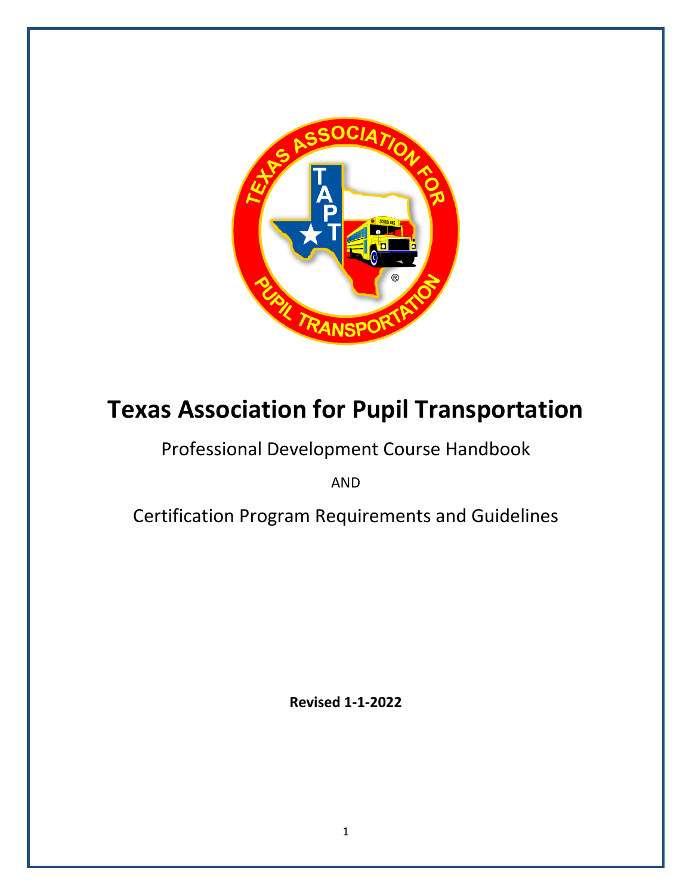# Texas Association for Pupil Transportation

Professional Development Course Handbook

AND

Certification Program Requirements and Guidelines

**Revised 1-1-2022**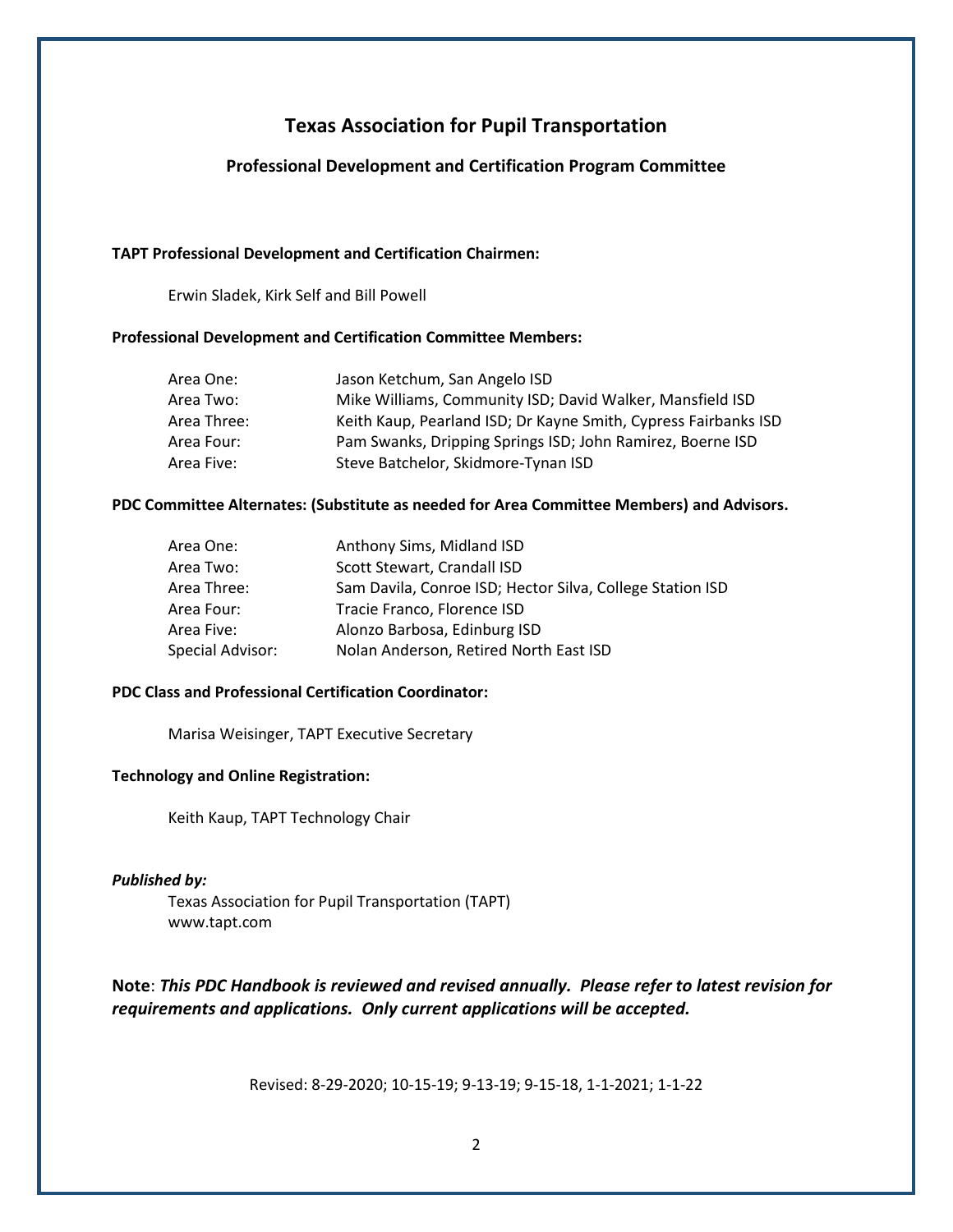# Texas Association for Pupil Transportation

## Professional Development and Certification Program Committee

**TAPT Professional Development and Certification Chairmen:**

Erwin Sladek, Kirk Self and Bill Powell

**Professional Development and Certification Committee Members:**

| | |
|---|---|
| Area One: | Jason Ketchum, San Angelo ISD |
| Area Two: | Mike Williams, Community ISD; David Walker, Mansfield ISD |
| Area Three: | Keith Kaup, Pearland ISD; Dr Kayne Smith, Cypress Fairbanks ISD |
| Area Four: | Pam Swanks, Dripping Springs ISD; John Ramirez, Boerne ISD |
| Area Five: | Steve Batchelor, Skidmore-Tynan ISD |

**PDC Committee Alternates: (Substitute as needed for Area Committee Members) and Advisors.**

| | |
|---|---|
| Area One: | Anthony Sims, Midland ISD |
| Area Two: | Scott Stewart, Crandall ISD |
| Area Three: | Sam Davila, Conroe ISD; Hector Silva, College Station ISD |
| Area Four: | Tracie Franco, Florence ISD |
| Area Five: | Alonzo Barbosa, Edinburg ISD |
| Special Advisor: | Nolan Anderson, Retired North East ISD |

**PDC Class and Professional Certification Coordinator:**

Marisa Weisinger, TAPT Executive Secretary

**Technology and Online Registration:**

Keith Kaup, TAPT Technology Chair

***Published by:***

Texas Association for Pupil Transportation (TAPT)
www.tapt.com

**Note**: ***This PDC Handbook is reviewed and revised annually. Please refer to latest revision for requirements and applications. Only current applications will be accepted.***

Revised: 8-29-2020; 10-15-19; 9-13-19; 9-15-18, 1-1-2021; 1-1-22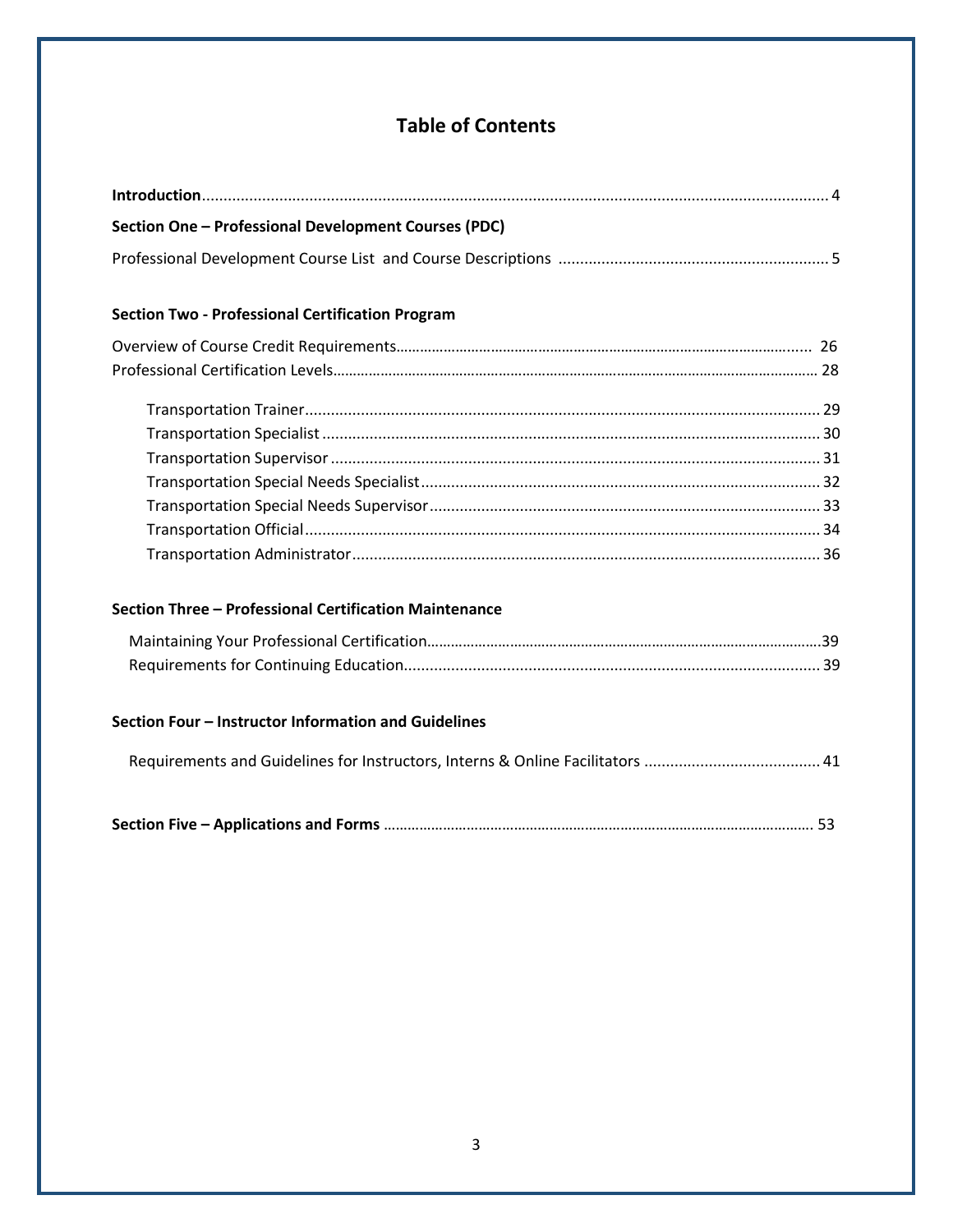# Table of Contents

**Introduction** ........................................................................................................................................ 4

**Section One – Professional Development Courses (PDC)**

Professional Development Course List and Course Descriptions ............................................................... 5

**Section Two - Professional Certification Program**

Overview of Course Credit Requirements.......................................................................................................... 26

Professional Certification Levels............................................................................................................................ 28

- Transportation Trainer........................................................................................................................ 29
- Transportation Specialist .................................................................................................................... 30
- Transportation Supervisor .................................................................................................................. 31
- Transportation Special Needs Specialist............................................................................................. 32
- Transportation Special Needs Supervisor........................................................................................... 33
- Transportation Official........................................................................................................................ 34
- Transportation Administrator............................................................................................................. 36

**Section Three – Professional Certification Maintenance**

- Maintaining Your Professional Certification.....................................................................................................39
- Requirements for Continuing Education................................................................................................. 39

**Section Four – Instructor Information and Guidelines**

- Requirements and Guidelines for Instructors, Interns & Online Facilitators ......................................... 41

**Section Five – Applications and Forms** ............................................................................................................ 53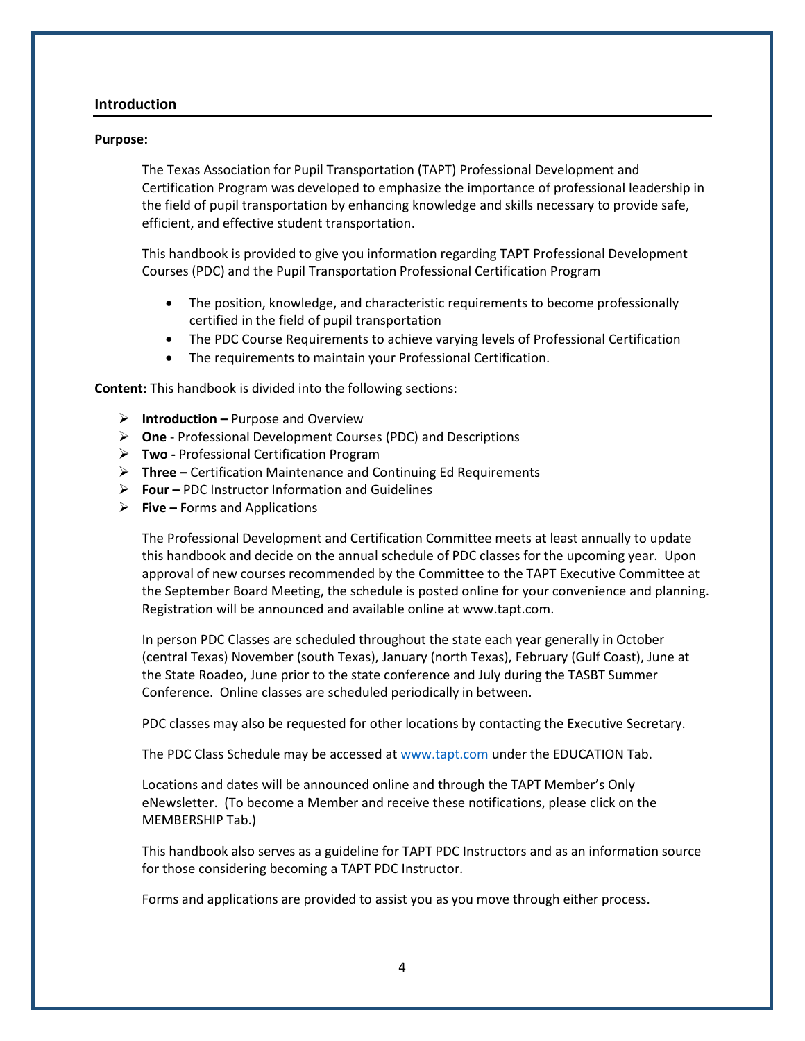## Introduction

**Purpose:**

The Texas Association for Pupil Transportation (TAPT) Professional Development and Certification Program was developed to emphasize the importance of professional leadership in the field of pupil transportation by enhancing knowledge and skills necessary to provide safe, efficient, and effective student transportation.

This handbook is provided to give you information regarding TAPT Professional Development Courses (PDC) and the Pupil Transportation Professional Certification Program

- The position, knowledge, and characteristic requirements to become professionally certified in the field of pupil transportation
- The PDC Course Requirements to achieve varying levels of Professional Certification
- The requirements to maintain your Professional Certification.

**Content:** This handbook is divided into the following sections:

- **Introduction –** Purpose and Overview
- **One** - Professional Development Courses (PDC) and Descriptions
- **Two -** Professional Certification Program
- **Three –** Certification Maintenance and Continuing Ed Requirements
- **Four –** PDC Instructor Information and Guidelines
- **Five –** Forms and Applications

The Professional Development and Certification Committee meets at least annually to update this handbook and decide on the annual schedule of PDC classes for the upcoming year. Upon approval of new courses recommended by the Committee to the TAPT Executive Committee at the September Board Meeting, the schedule is posted online for your convenience and planning. Registration will be announced and available online at www.tapt.com.

In person PDC Classes are scheduled throughout the state each year generally in October (central Texas) November (south Texas), January (north Texas), February (Gulf Coast), June at the State Roadeo, June prior to the state conference and July during the TASBT Summer Conference. Online classes are scheduled periodically in between.

PDC classes may also be requested for other locations by contacting the Executive Secretary.

The PDC Class Schedule may be accessed at www.tapt.com under the EDUCATION Tab.

Locations and dates will be announced online and through the TAPT Member's Only eNewsletter. (To become a Member and receive these notifications, please click on the MEMBERSHIP Tab.)

This handbook also serves as a guideline for TAPT PDC Instructors and as an information source for those considering becoming a TAPT PDC Instructor.

Forms and applications are provided to assist you as you move through either process.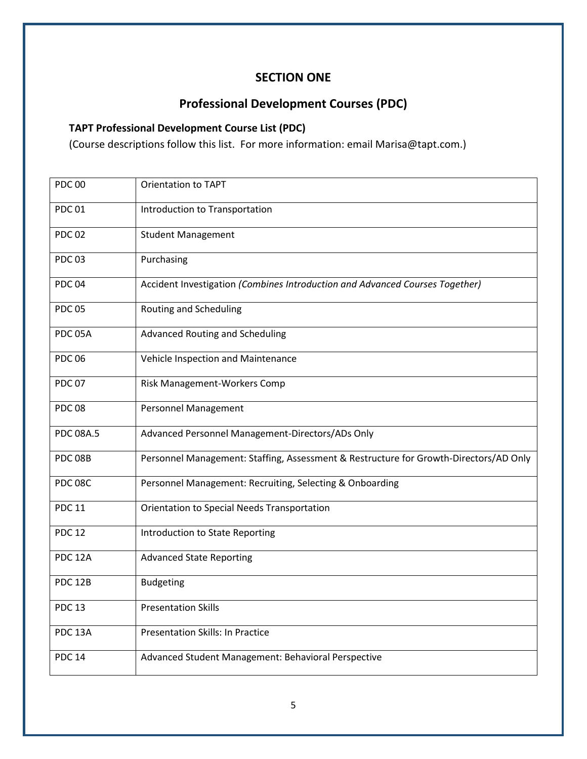## SECTION ONE

## Professional Development Courses (PDC)

### TAPT Professional Development Course List (PDC)

(Course descriptions follow this list. For more information: email Marisa@tapt.com.)

| | |
|---|---|
| PDC 00 | Orientation to TAPT |
| PDC 01 | Introduction to Transportation |
| PDC 02 | Student Management |
| PDC 03 | Purchasing |
| PDC 04 | Accident Investigation *(Combines Introduction and Advanced Courses Together)* |
| PDC 05 | Routing and Scheduling |
| PDC 05A | Advanced Routing and Scheduling |
| PDC 06 | Vehicle Inspection and Maintenance |
| PDC 07 | Risk Management-Workers Comp |
| PDC 08 | Personnel Management |
| PDC 08A.5 | Advanced Personnel Management-Directors/ADs Only |
| PDC 08B | Personnel Management: Staffing, Assessment & Restructure for Growth-Directors/AD Only |
| PDC 08C | Personnel Management: Recruiting, Selecting & Onboarding |
| PDC 11 | Orientation to Special Needs Transportation |
| PDC 12 | Introduction to State Reporting |
| PDC 12A | Advanced State Reporting |
| PDC 12B | Budgeting |
| PDC 13 | Presentation Skills |
| PDC 13A | Presentation Skills: In Practice |
| PDC 14 | Advanced Student Management: Behavioral Perspective |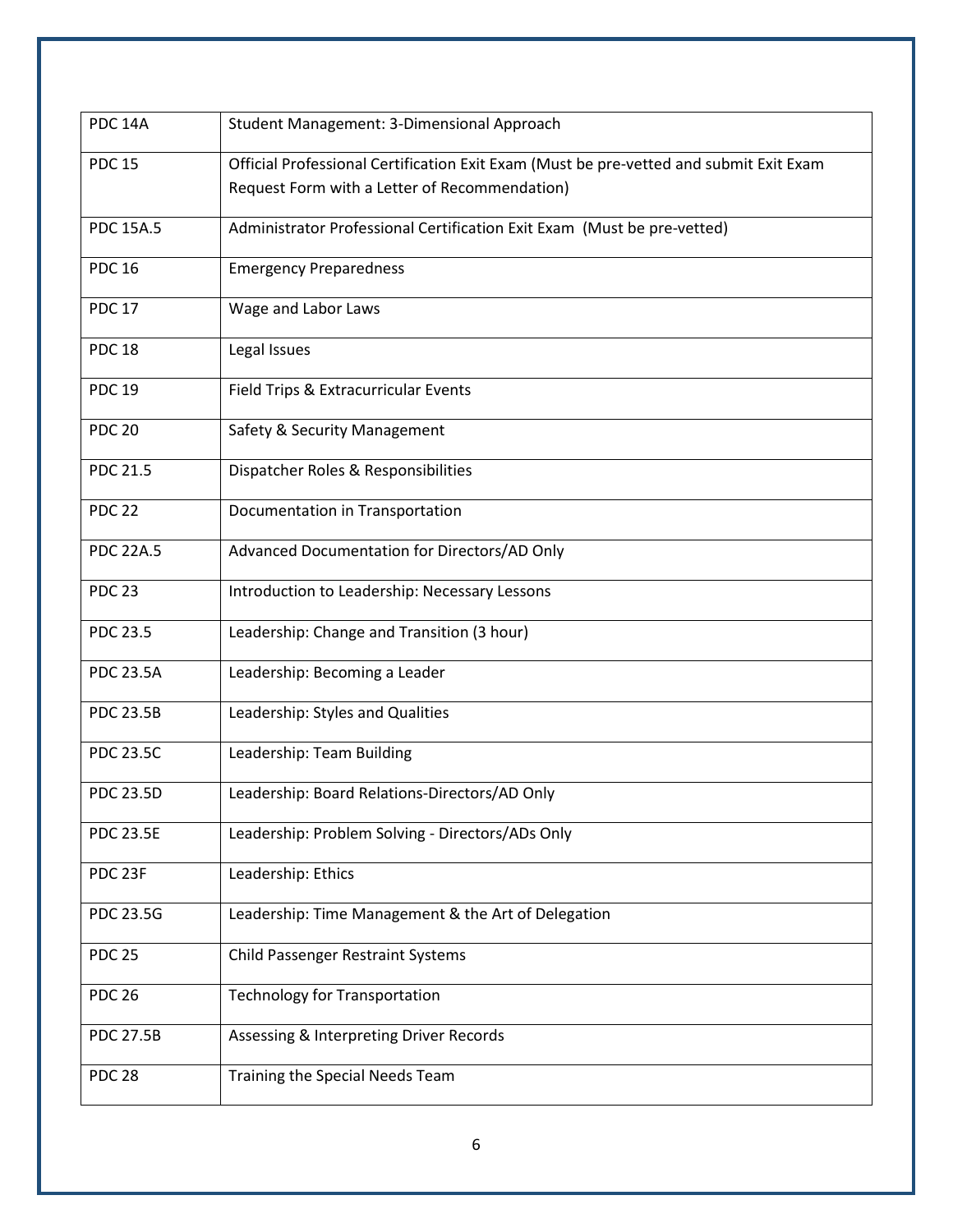| | |
|---|---|
| PDC 14A | Student Management: 3-Dimensional Approach |
| PDC 15 | Official Professional Certification Exit Exam (Must be pre-vetted and submit Exit Exam Request Form with a Letter of Recommendation) |
| PDC 15A.5 | Administrator Professional Certification Exit Exam (Must be pre-vetted) |
| PDC 16 | Emergency Preparedness |
| PDC 17 | Wage and Labor Laws |
| PDC 18 | Legal Issues |
| PDC 19 | Field Trips & Extracurricular Events |
| PDC 20 | Safety & Security Management |
| PDC 21.5 | Dispatcher Roles & Responsibilities |
| PDC 22 | Documentation in Transportation |
| PDC 22A.5 | Advanced Documentation for Directors/AD Only |
| PDC 23 | Introduction to Leadership: Necessary Lessons |
| PDC 23.5 | Leadership: Change and Transition (3 hour) |
| PDC 23.5A | Leadership: Becoming a Leader |
| PDC 23.5B | Leadership: Styles and Qualities |
| PDC 23.5C | Leadership: Team Building |
| PDC 23.5D | Leadership: Board Relations-Directors/AD Only |
| PDC 23.5E | Leadership: Problem Solving - Directors/ADs Only |
| PDC 23F | Leadership: Ethics |
| PDC 23.5G | Leadership: Time Management & the Art of Delegation |
| PDC 25 | Child Passenger Restraint Systems |
| PDC 26 | Technology for Transportation |
| PDC 27.5B | Assessing & Interpreting Driver Records |
| PDC 28 | Training the Special Needs Team |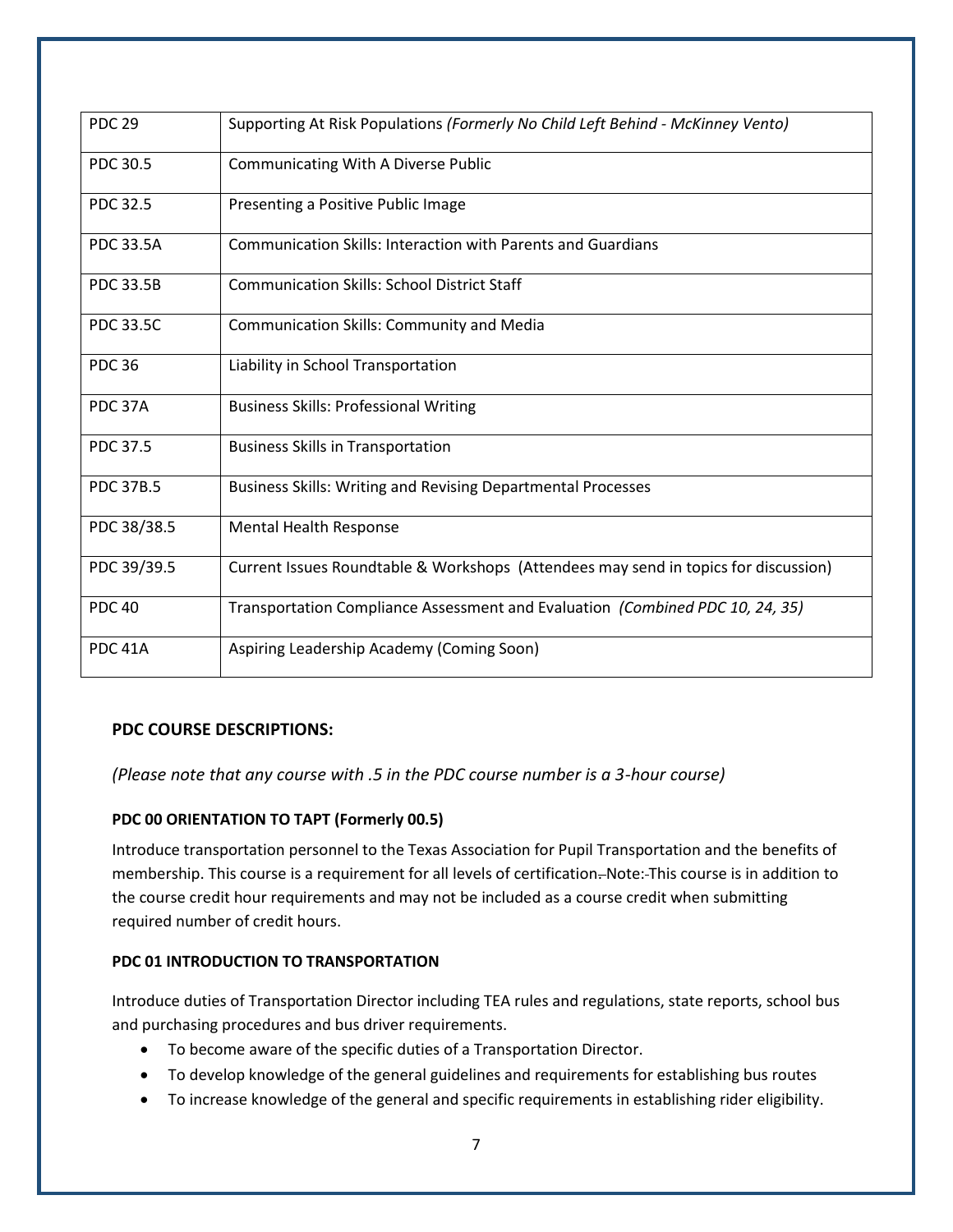| PDC 29 | Supporting At Risk Populations *(Formerly No Child Left Behind - McKinney Vento)* |
|---|---|
| PDC 30.5 | Communicating With A Diverse Public |
| PDC 32.5 | Presenting a Positive Public Image |
| PDC 33.5A | Communication Skills: Interaction with Parents and Guardians |
| PDC 33.5B | Communication Skills: School District Staff |
| PDC 33.5C | Communication Skills: Community and Media |
| PDC 36 | Liability in School Transportation |
| PDC 37A | Business Skills: Professional Writing |
| PDC 37.5 | Business Skills in Transportation |
| PDC 37B.5 | Business Skills: Writing and Revising Departmental Processes |
| PDC 38/38.5 | Mental Health Response |
| PDC 39/39.5 | Current Issues Roundtable & Workshops (Attendees may send in topics for discussion) |
| PDC 40 | Transportation Compliance Assessment and Evaluation *(Combined PDC 10, 24, 35)* |
| PDC 41A | Aspiring Leadership Academy (Coming Soon) |

### PDC COURSE DESCRIPTIONS:

*(Please note that any course with .5 in the PDC course number is a 3-hour course)*

#### PDC 00 ORIENTATION TO TAPT (Formerly 00.5)

Introduce transportation personnel to the Texas Association for Pupil Transportation and the benefits of membership. This course is a requirement for all levels of certification. Note: This course is in addition to the course credit hour requirements and may not be included as a course credit when submitting required number of credit hours.

#### PDC 01 INTRODUCTION TO TRANSPORTATION

Introduce duties of Transportation Director including TEA rules and regulations, state reports, school bus and purchasing procedures and bus driver requirements.

- To become aware of the specific duties of a Transportation Director.
- To develop knowledge of the general guidelines and requirements for establishing bus routes
- To increase knowledge of the general and specific requirements in establishing rider eligibility.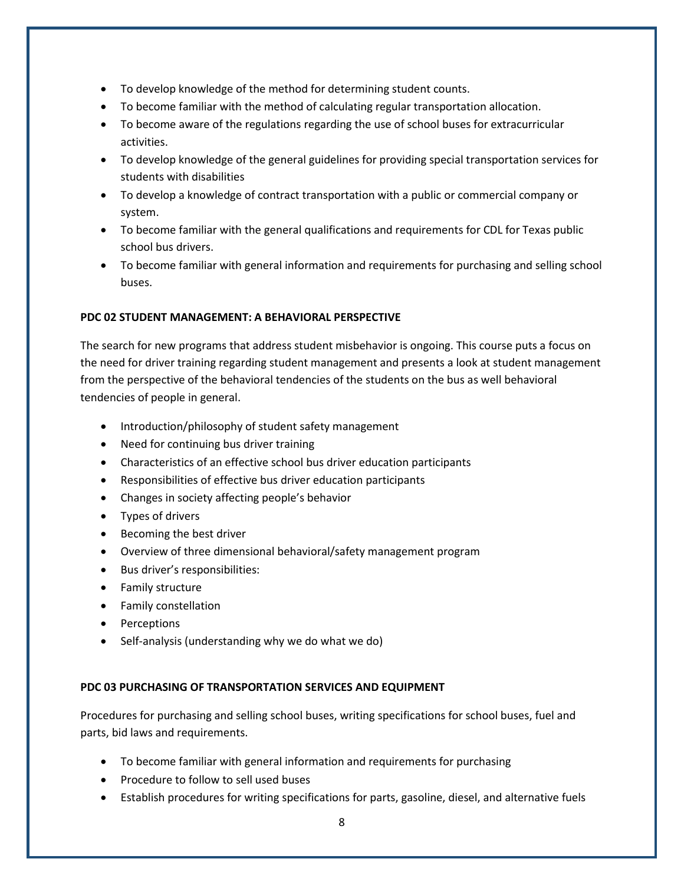- To develop knowledge of the method for determining student counts.
- To become familiar with the method of calculating regular transportation allocation.
- To become aware of the regulations regarding the use of school buses for extracurricular activities.
- To develop knowledge of the general guidelines for providing special transportation services for students with disabilities
- To develop a knowledge of contract transportation with a public or commercial company or system.
- To become familiar with the general qualifications and requirements for CDL for Texas public school bus drivers.
- To become familiar with general information and requirements for purchasing and selling school buses.

**PDC 02 STUDENT MANAGEMENT: A BEHAVIORAL PERSPECTIVE**

The search for new programs that address student misbehavior is ongoing. This course puts a focus on the need for driver training regarding student management and presents a look at student management from the perspective of the behavioral tendencies of the students on the bus as well behavioral tendencies of people in general.

- Introduction/philosophy of student safety management
- Need for continuing bus driver training
- Characteristics of an effective school bus driver education participants
- Responsibilities of effective bus driver education participants
- Changes in society affecting people's behavior
- Types of drivers
- Becoming the best driver
- Overview of three dimensional behavioral/safety management program
- Bus driver's responsibilities:
- Family structure
- Family constellation
- Perceptions
- Self-analysis (understanding why we do what we do)

**PDC 03 PURCHASING OF TRANSPORTATION SERVICES AND EQUIPMENT**

Procedures for purchasing and selling school buses, writing specifications for school buses, fuel and parts, bid laws and requirements.

- To become familiar with general information and requirements for purchasing
- Procedure to follow to sell used buses
- Establish procedures for writing specifications for parts, gasoline, diesel, and alternative fuels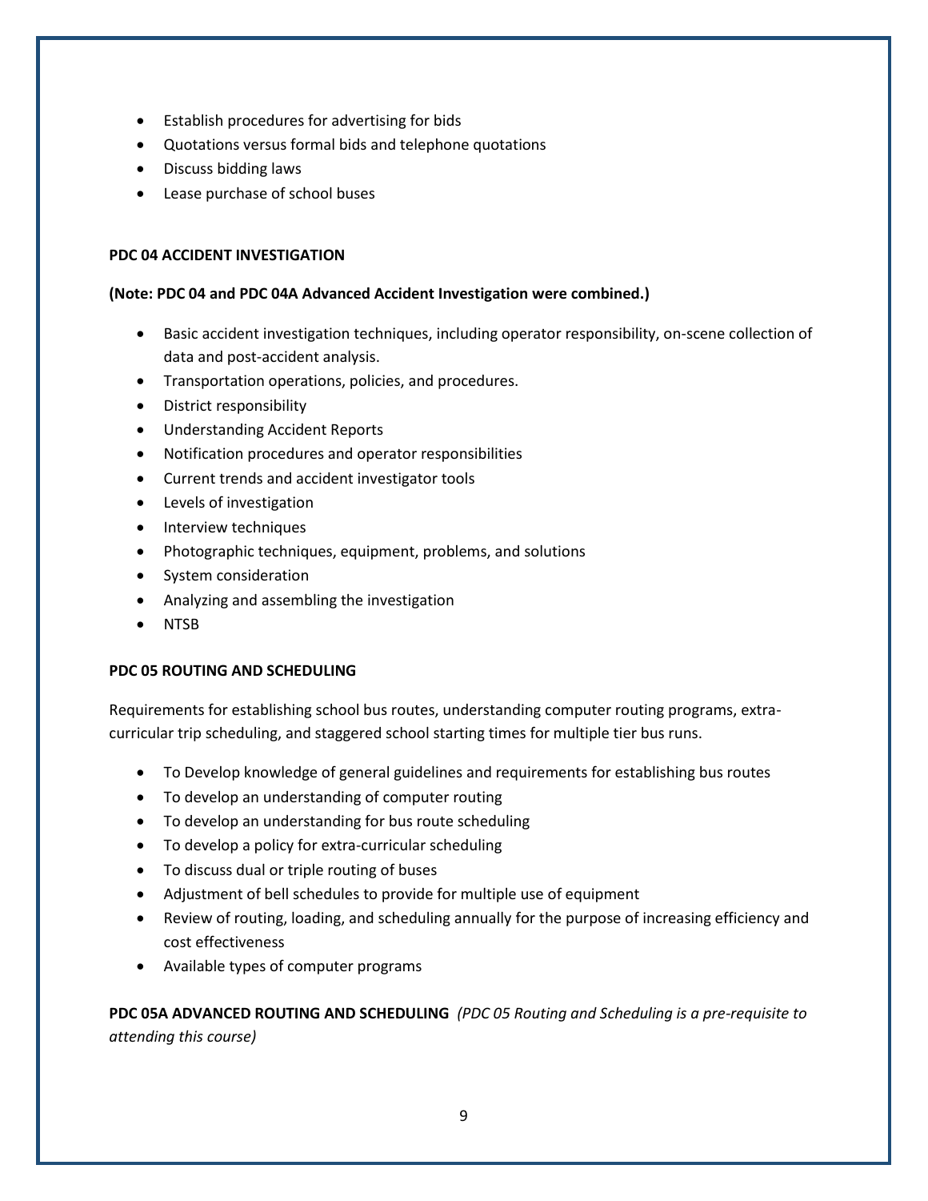- Establish procedures for advertising for bids
- Quotations versus formal bids and telephone quotations
- Discuss bidding laws
- Lease purchase of school buses

**PDC 04 ACCIDENT INVESTIGATION**

**(Note: PDC 04 and PDC 04A Advanced Accident Investigation were combined.)**

- Basic accident investigation techniques, including operator responsibility, on-scene collection of data and post-accident analysis.
- Transportation operations, policies, and procedures.
- District responsibility
- Understanding Accident Reports
- Notification procedures and operator responsibilities
- Current trends and accident investigator tools
- Levels of investigation
- Interview techniques
- Photographic techniques, equipment, problems, and solutions
- System consideration
- Analyzing and assembling the investigation
- NTSB

**PDC 05 ROUTING AND SCHEDULING**

Requirements for establishing school bus routes, understanding computer routing programs, extra-curricular trip scheduling, and staggered school starting times for multiple tier bus runs.

- To Develop knowledge of general guidelines and requirements for establishing bus routes
- To develop an understanding of computer routing
- To develop an understanding for bus route scheduling
- To develop a policy for extra-curricular scheduling
- To discuss dual or triple routing of buses
- Adjustment of bell schedules to provide for multiple use of equipment
- Review of routing, loading, and scheduling annually for the purpose of increasing efficiency and cost effectiveness
- Available types of computer programs

**PDC 05A ADVANCED ROUTING AND SCHEDULING** *(PDC 05 Routing and Scheduling is a pre-requisite to attending this course)*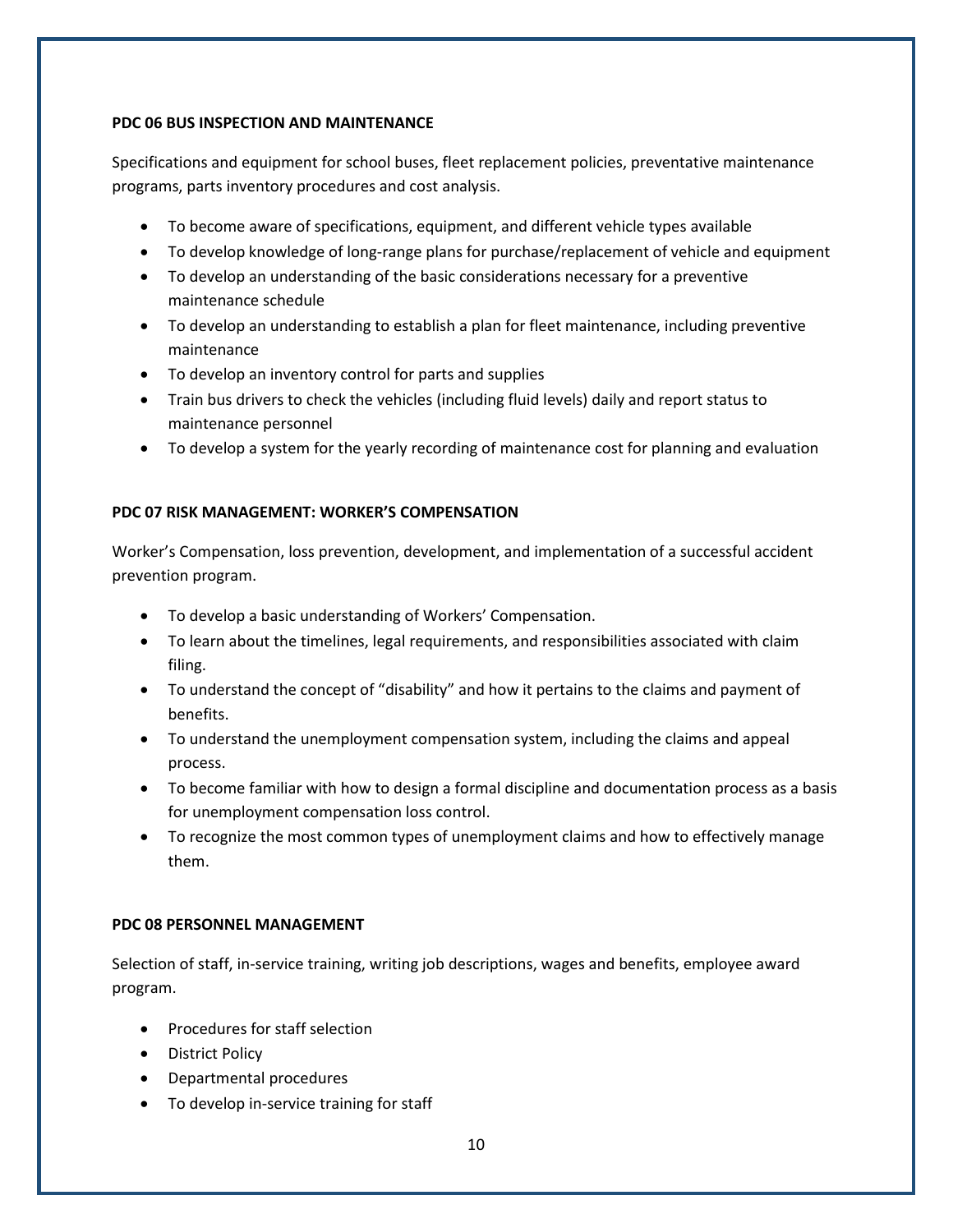**PDC 06 BUS INSPECTION AND MAINTENANCE**

Specifications and equipment for school buses, fleet replacement policies, preventative maintenance programs, parts inventory procedures and cost analysis.

- To become aware of specifications, equipment, and different vehicle types available
- To develop knowledge of long-range plans for purchase/replacement of vehicle and equipment
- To develop an understanding of the basic considerations necessary for a preventive maintenance schedule
- To develop an understanding to establish a plan for fleet maintenance, including preventive maintenance
- To develop an inventory control for parts and supplies
- Train bus drivers to check the vehicles (including fluid levels) daily and report status to maintenance personnel
- To develop a system for the yearly recording of maintenance cost for planning and evaluation

**PDC 07 RISK MANAGEMENT: WORKER'S COMPENSATION**

Worker's Compensation, loss prevention, development, and implementation of a successful accident prevention program.

- To develop a basic understanding of Workers' Compensation.
- To learn about the timelines, legal requirements, and responsibilities associated with claim filing.
- To understand the concept of "disability" and how it pertains to the claims and payment of benefits.
- To understand the unemployment compensation system, including the claims and appeal process.
- To become familiar with how to design a formal discipline and documentation process as a basis for unemployment compensation loss control.
- To recognize the most common types of unemployment claims and how to effectively manage them.

**PDC 08 PERSONNEL MANAGEMENT**

Selection of staff, in-service training, writing job descriptions, wages and benefits, employee award program.

- Procedures for staff selection
- District Policy
- Departmental procedures
- To develop in-service training for staff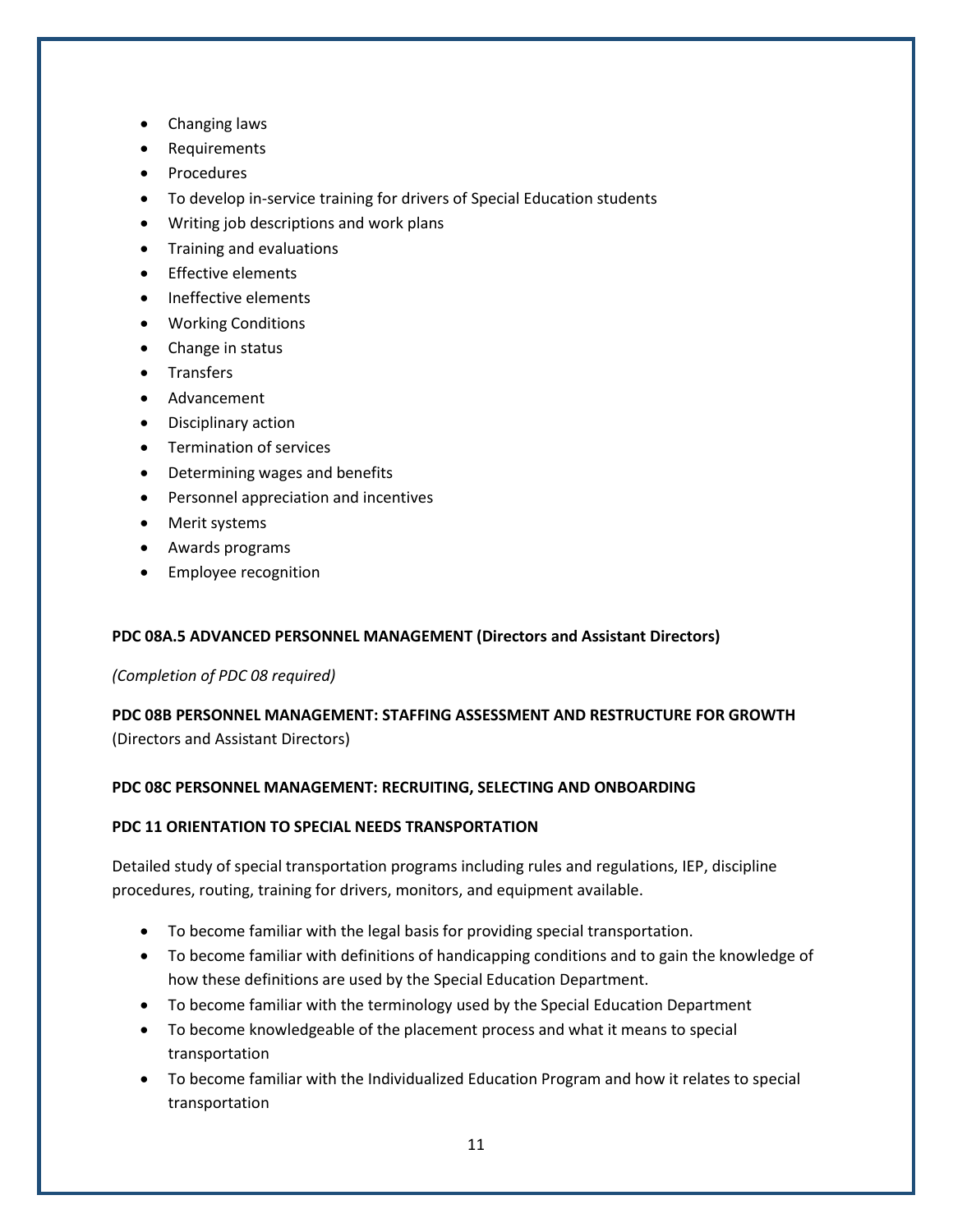- Changing laws
- Requirements
- Procedures
- To develop in-service training for drivers of Special Education students
- Writing job descriptions and work plans
- Training and evaluations
- Effective elements
- Ineffective elements
- Working Conditions
- Change in status
- Transfers
- Advancement
- Disciplinary action
- Termination of services
- Determining wages and benefits
- Personnel appreciation and incentives
- Merit systems
- Awards programs
- Employee recognition

**PDC 08A.5 ADVANCED PERSONNEL MANAGEMENT (Directors and Assistant Directors)**

*(Completion of PDC 08 required)*

**PDC 08B PERSONNEL MANAGEMENT: STAFFING ASSESSMENT AND RESTRUCTURE FOR GROWTH**
(Directors and Assistant Directors)

**PDC 08C PERSONNEL MANAGEMENT: RECRUITING, SELECTING AND ONBOARDING**

**PDC 11 ORIENTATION TO SPECIAL NEEDS TRANSPORTATION**

Detailed study of special transportation programs including rules and regulations, IEP, discipline procedures, routing, training for drivers, monitors, and equipment available.

- To become familiar with the legal basis for providing special transportation.
- To become familiar with definitions of handicapping conditions and to gain the knowledge of how these definitions are used by the Special Education Department.
- To become familiar with the terminology used by the Special Education Department
- To become knowledgeable of the placement process and what it means to special transportation
- To become familiar with the Individualized Education Program and how it relates to special transportation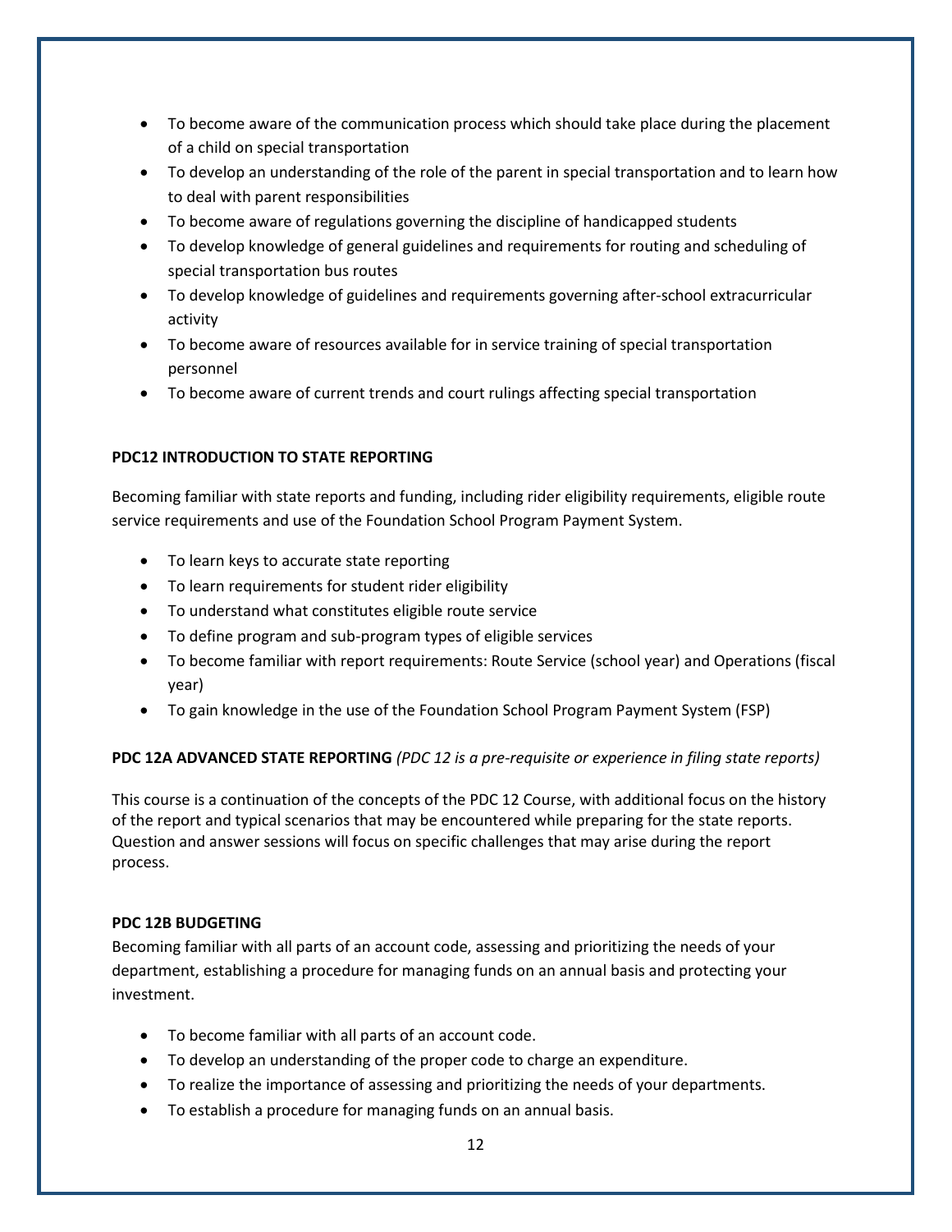- To become aware of the communication process which should take place during the placement of a child on special transportation
- To develop an understanding of the role of the parent in special transportation and to learn how to deal with parent responsibilities
- To become aware of regulations governing the discipline of handicapped students
- To develop knowledge of general guidelines and requirements for routing and scheduling of special transportation bus routes
- To develop knowledge of guidelines and requirements governing after-school extracurricular activity
- To become aware of resources available for in service training of special transportation personnel
- To become aware of current trends and court rulings affecting special transportation

**PDC12 INTRODUCTION TO STATE REPORTING**

Becoming familiar with state reports and funding, including rider eligibility requirements, eligible route service requirements and use of the Foundation School Program Payment System.

- To learn keys to accurate state reporting
- To learn requirements for student rider eligibility
- To understand what constitutes eligible route service
- To define program and sub-program types of eligible services
- To become familiar with report requirements: Route Service (school year) and Operations (fiscal year)
- To gain knowledge in the use of the Foundation School Program Payment System (FSP)

**PDC 12A ADVANCED STATE REPORTING** *(PDC 12 is a pre-requisite or experience in filing state reports)*

This course is a continuation of the concepts of the PDC 12 Course, with additional focus on the history of the report and typical scenarios that may be encountered while preparing for the state reports. Question and answer sessions will focus on specific challenges that may arise during the report process.

**PDC 12B BUDGETING**

Becoming familiar with all parts of an account code, assessing and prioritizing the needs of your department, establishing a procedure for managing funds on an annual basis and protecting your investment.

- To become familiar with all parts of an account code.
- To develop an understanding of the proper code to charge an expenditure.
- To realize the importance of assessing and prioritizing the needs of your departments.
- To establish a procedure for managing funds on an annual basis.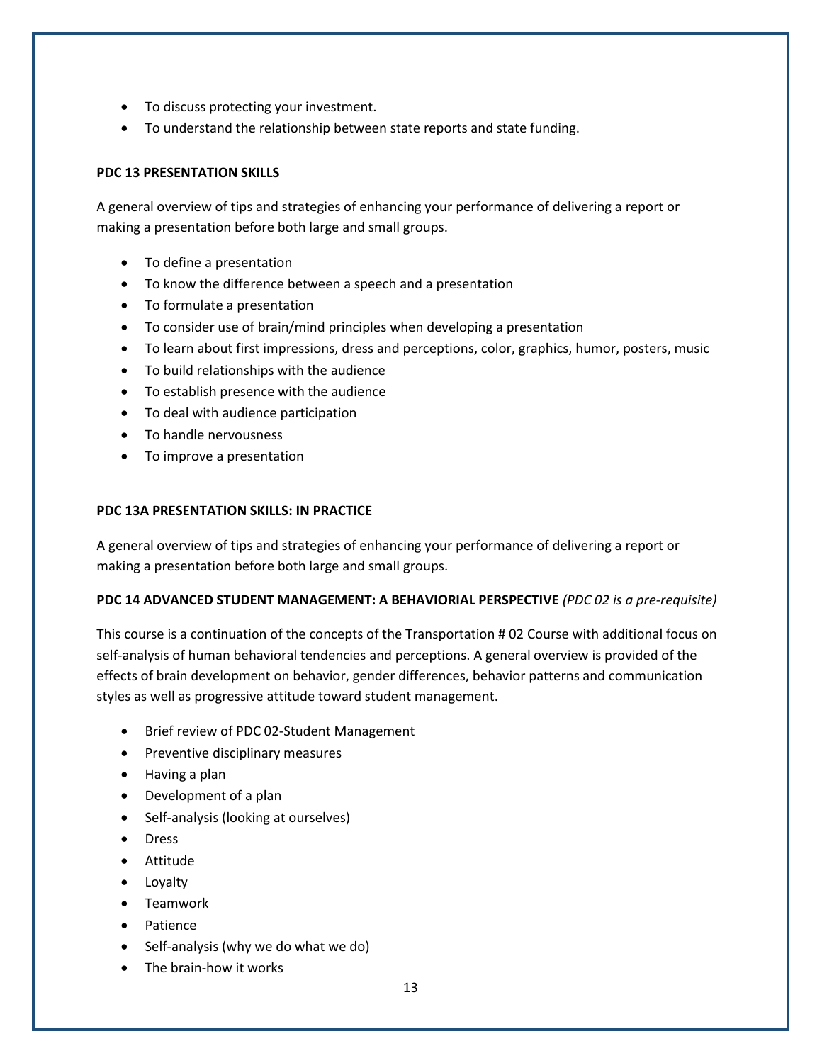- To discuss protecting your investment.
- To understand the relationship between state reports and state funding.

**PDC 13 PRESENTATION SKILLS**

A general overview of tips and strategies of enhancing your performance of delivering a report or making a presentation before both large and small groups.

- To define a presentation
- To know the difference between a speech and a presentation
- To formulate a presentation
- To consider use of brain/mind principles when developing a presentation
- To learn about first impressions, dress and perceptions, color, graphics, humor, posters, music
- To build relationships with the audience
- To establish presence with the audience
- To deal with audience participation
- To handle nervousness
- To improve a presentation

**PDC 13A PRESENTATION SKILLS: IN PRACTICE**

A general overview of tips and strategies of enhancing your performance of delivering a report or making a presentation before both large and small groups.

**PDC 14 ADVANCED STUDENT MANAGEMENT: A BEHAVIORIAL PERSPECTIVE** *(PDC 02 is a pre-requisite)*

This course is a continuation of the concepts of the Transportation # 02 Course with additional focus on self-analysis of human behavioral tendencies and perceptions. A general overview is provided of the effects of brain development on behavior, gender differences, behavior patterns and communication styles as well as progressive attitude toward student management.

- Brief review of PDC 02-Student Management
- Preventive disciplinary measures
- Having a plan
- Development of a plan
- Self-analysis (looking at ourselves)
- Dress
- Attitude
- Loyalty
- Teamwork
- Patience
- Self-analysis (why we do what we do)
- The brain-how it works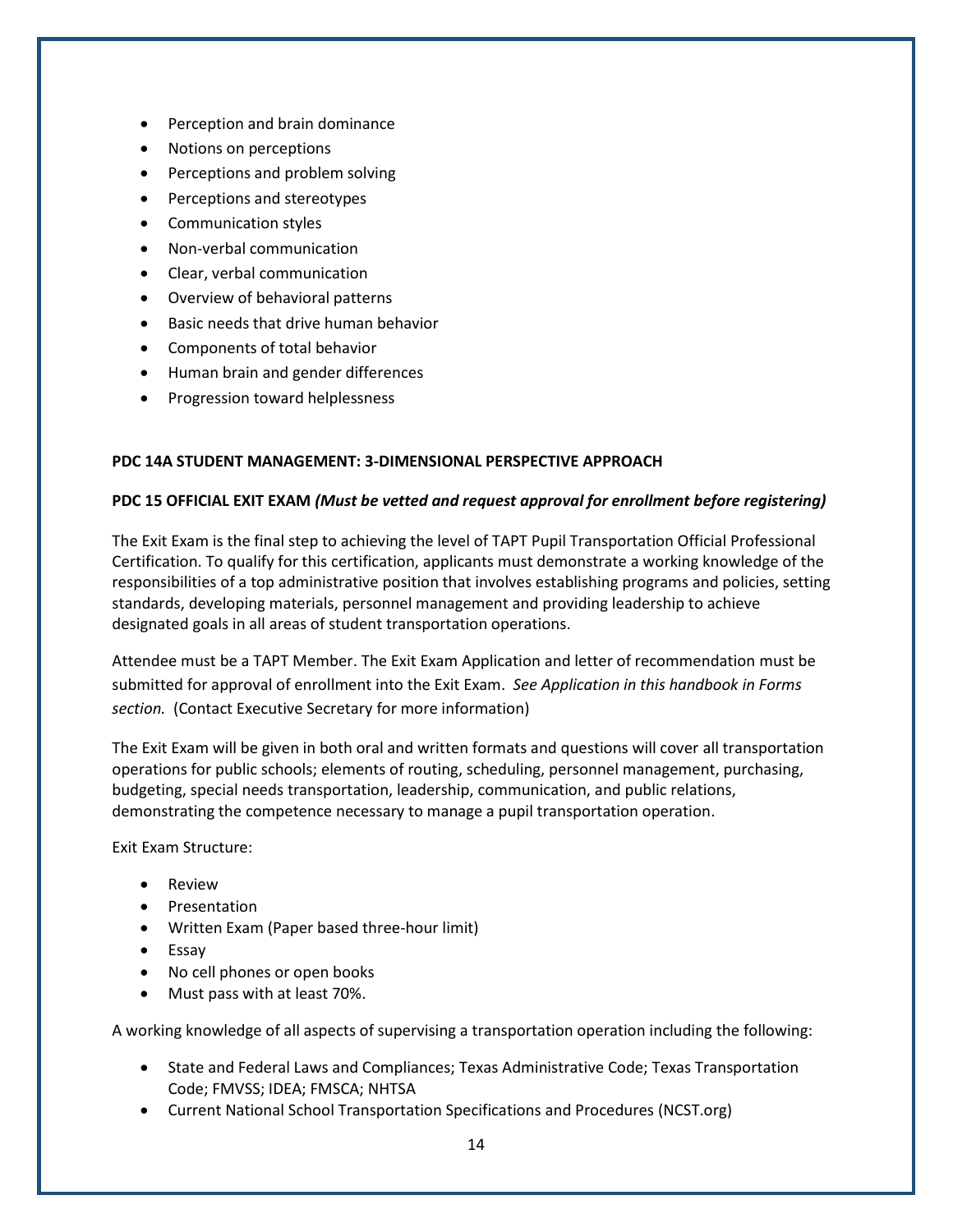- Perception and brain dominance
- Notions on perceptions
- Perceptions and problem solving
- Perceptions and stereotypes
- Communication styles
- Non-verbal communication
- Clear, verbal communication
- Overview of behavioral patterns
- Basic needs that drive human behavior
- Components of total behavior
- Human brain and gender differences
- Progression toward helplessness

**PDC 14A STUDENT MANAGEMENT: 3-DIMENSIONAL PERSPECTIVE APPROACH**

**PDC 15 OFFICIAL EXIT EXAM *(Must be vetted and request approval for enrollment before registering)***

The Exit Exam is the final step to achieving the level of TAPT Pupil Transportation Official Professional Certification. To qualify for this certification, applicants must demonstrate a working knowledge of the responsibilities of a top administrative position that involves establishing programs and policies, setting standards, developing materials, personnel management and providing leadership to achieve designated goals in all areas of student transportation operations.

Attendee must be a TAPT Member. The Exit Exam Application and letter of recommendation must be submitted for approval of enrollment into the Exit Exam. *See Application in this handbook in Forms section.* (Contact Executive Secretary for more information)

The Exit Exam will be given in both oral and written formats and questions will cover all transportation operations for public schools; elements of routing, scheduling, personnel management, purchasing, budgeting, special needs transportation, leadership, communication, and public relations, demonstrating the competence necessary to manage a pupil transportation operation.

Exit Exam Structure:

- Review
- Presentation
- Written Exam (Paper based three-hour limit)
- Essay
- No cell phones or open books
- Must pass with at least 70%.

A working knowledge of all aspects of supervising a transportation operation including the following:

- State and Federal Laws and Compliances; Texas Administrative Code; Texas Transportation Code; FMVSS; IDEA; FMSCA; NHTSA
- Current National School Transportation Specifications and Procedures (NCST.org)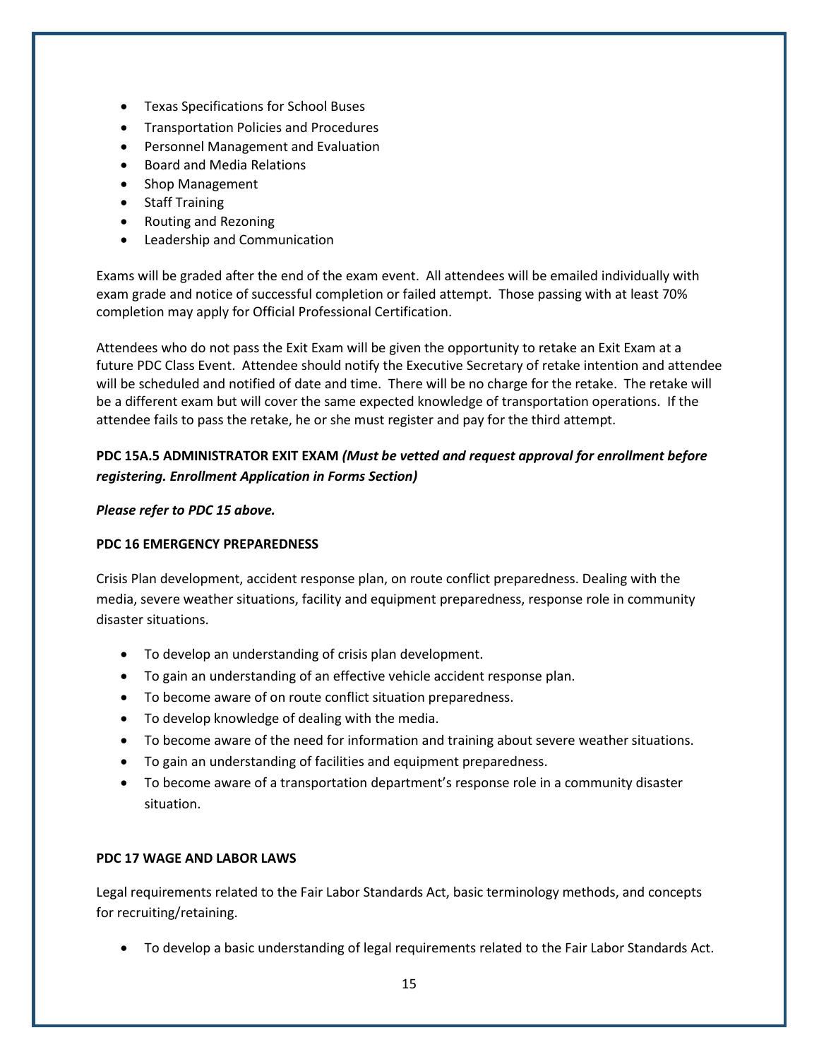- Texas Specifications for School Buses
- Transportation Policies and Procedures
- Personnel Management and Evaluation
- Board and Media Relations
- Shop Management
- Staff Training
- Routing and Rezoning
- Leadership and Communication

Exams will be graded after the end of the exam event. All attendees will be emailed individually with exam grade and notice of successful completion or failed attempt. Those passing with at least 70% completion may apply for Official Professional Certification.

Attendees who do not pass the Exit Exam will be given the opportunity to retake an Exit Exam at a future PDC Class Event. Attendee should notify the Executive Secretary of retake intention and attendee will be scheduled and notified of date and time. There will be no charge for the retake. The retake will be a different exam but will cover the same expected knowledge of transportation operations. If the attendee fails to pass the retake, he or she must register and pay for the third attempt.

**PDC 15A.5 ADMINISTRATOR EXIT EXAM *(Must be vetted and request approval for enrollment before registering. Enrollment Application in Forms Section)***

***Please refer to PDC 15 above.***

**PDC 16 EMERGENCY PREPAREDNESS**

Crisis Plan development, accident response plan, on route conflict preparedness. Dealing with the media, severe weather situations, facility and equipment preparedness, response role in community disaster situations.

- To develop an understanding of crisis plan development.
- To gain an understanding of an effective vehicle accident response plan.
- To become aware of on route conflict situation preparedness.
- To develop knowledge of dealing with the media.
- To become aware of the need for information and training about severe weather situations.
- To gain an understanding of facilities and equipment preparedness.
- To become aware of a transportation department's response role in a community disaster situation.

**PDC 17 WAGE AND LABOR LAWS**

Legal requirements related to the Fair Labor Standards Act, basic terminology methods, and concepts for recruiting/retaining.

- To develop a basic understanding of legal requirements related to the Fair Labor Standards Act.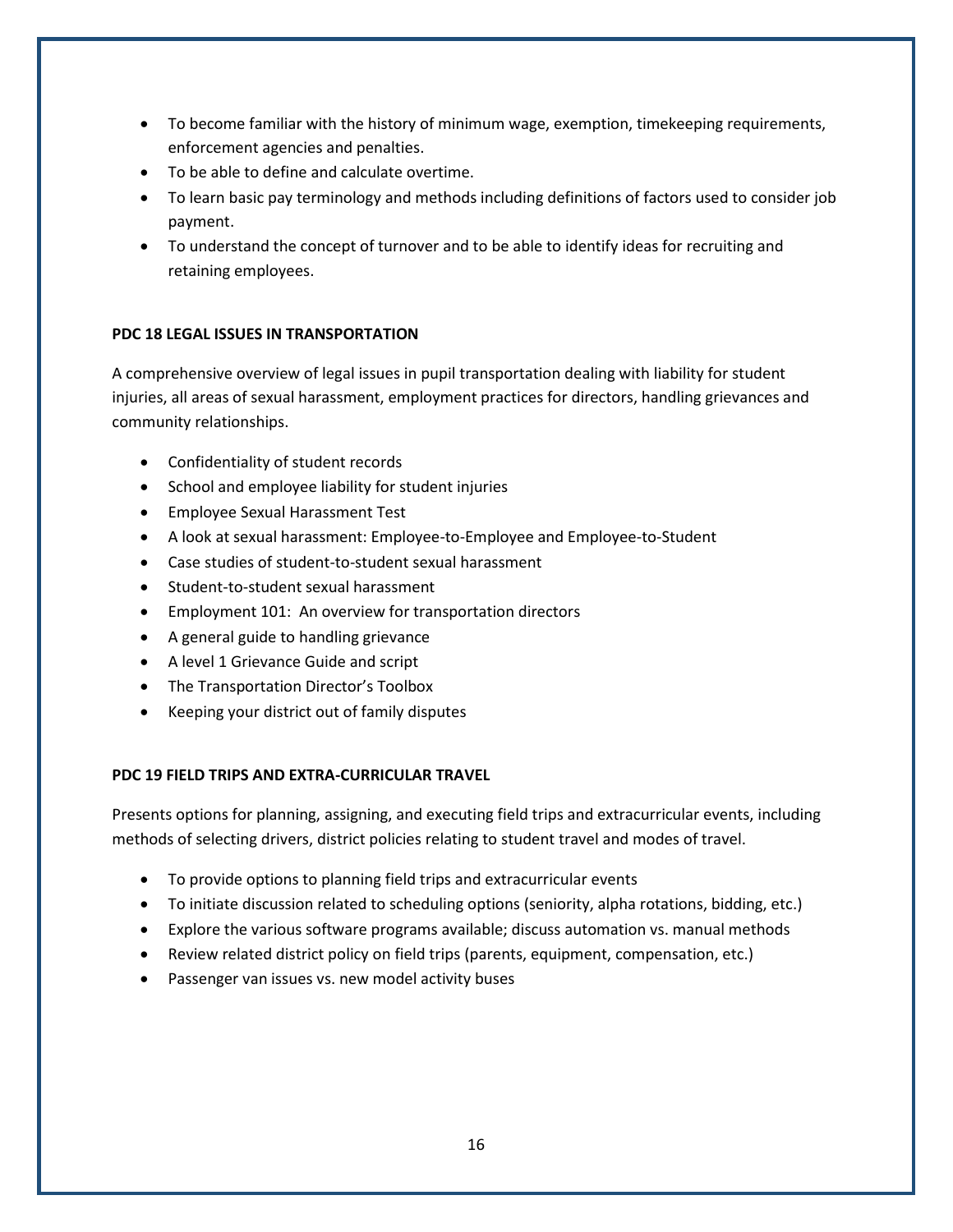- To become familiar with the history of minimum wage, exemption, timekeeping requirements, enforcement agencies and penalties.
- To be able to define and calculate overtime.
- To learn basic pay terminology and methods including definitions of factors used to consider job payment.
- To understand the concept of turnover and to be able to identify ideas for recruiting and retaining employees.

**PDC 18 LEGAL ISSUES IN TRANSPORTATION**

A comprehensive overview of legal issues in pupil transportation dealing with liability for student injuries, all areas of sexual harassment, employment practices for directors, handling grievances and community relationships.

- Confidentiality of student records
- School and employee liability for student injuries
- Employee Sexual Harassment Test
- A look at sexual harassment: Employee-to-Employee and Employee-to-Student
- Case studies of student-to-student sexual harassment
- Student-to-student sexual harassment
- Employment 101: An overview for transportation directors
- A general guide to handling grievance
- A level 1 Grievance Guide and script
- The Transportation Director's Toolbox
- Keeping your district out of family disputes

**PDC 19 FIELD TRIPS AND EXTRA-CURRICULAR TRAVEL**

Presents options for planning, assigning, and executing field trips and extracurricular events, including methods of selecting drivers, district policies relating to student travel and modes of travel.

- To provide options to planning field trips and extracurricular events
- To initiate discussion related to scheduling options (seniority, alpha rotations, bidding, etc.)
- Explore the various software programs available; discuss automation vs. manual methods
- Review related district policy on field trips (parents, equipment, compensation, etc.)
- Passenger van issues vs. new model activity buses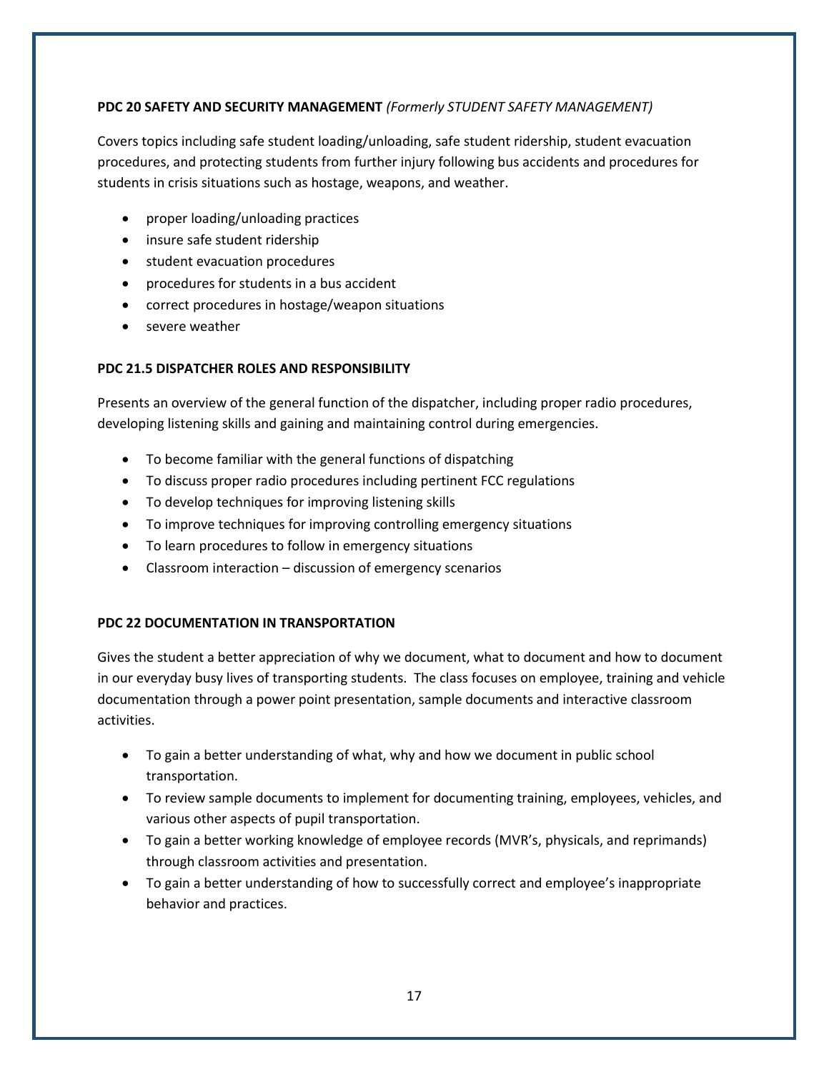**PDC 20 SAFETY AND SECURITY MANAGEMENT** *(Formerly STUDENT SAFETY MANAGEMENT)*

Covers topics including safe student loading/unloading, safe student ridership, student evacuation procedures, and protecting students from further injury following bus accidents and procedures for students in crisis situations such as hostage, weapons, and weather.

- proper loading/unloading practices
- insure safe student ridership
- student evacuation procedures
- procedures for students in a bus accident
- correct procedures in hostage/weapon situations
- severe weather

**PDC 21.5 DISPATCHER ROLES AND RESPONSIBILITY**

Presents an overview of the general function of the dispatcher, including proper radio procedures, developing listening skills and gaining and maintaining control during emergencies.

- To become familiar with the general functions of dispatching
- To discuss proper radio procedures including pertinent FCC regulations
- To develop techniques for improving listening skills
- To improve techniques for improving controlling emergency situations
- To learn procedures to follow in emergency situations
- Classroom interaction – discussion of emergency scenarios

**PDC 22 DOCUMENTATION IN TRANSPORTATION**

Gives the student a better appreciation of why we document, what to document and how to document in our everyday busy lives of transporting students. The class focuses on employee, training and vehicle documentation through a power point presentation, sample documents and interactive classroom activities.

- To gain a better understanding of what, why and how we document in public school transportation.
- To review sample documents to implement for documenting training, employees, vehicles, and various other aspects of pupil transportation.
- To gain a better working knowledge of employee records (MVR's, physicals, and reprimands) through classroom activities and presentation.
- To gain a better understanding of how to successfully correct and employee's inappropriate behavior and practices.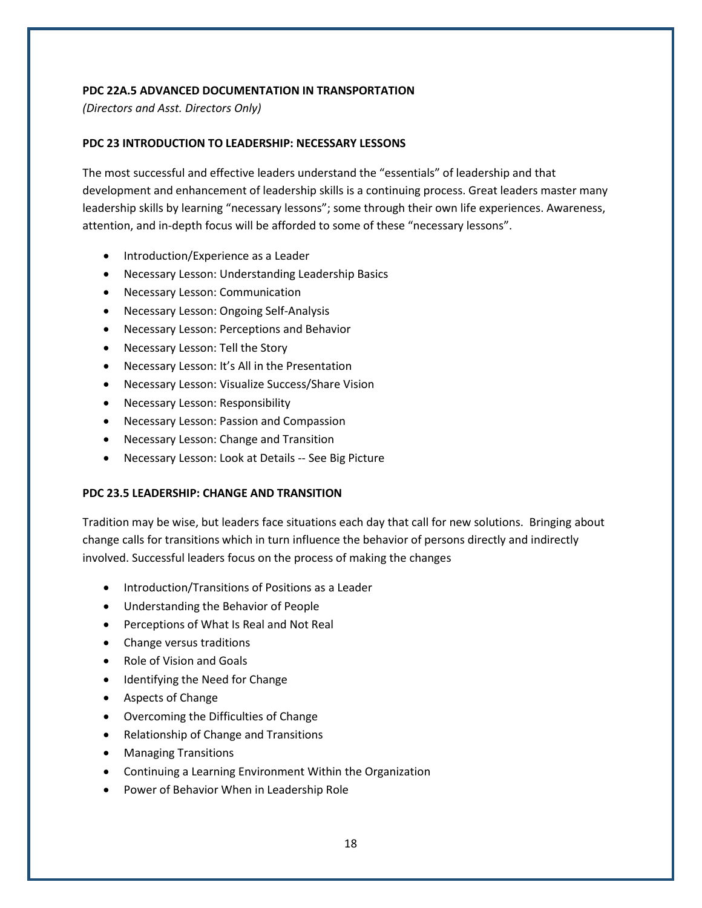**PDC 22A.5 ADVANCED DOCUMENTATION IN TRANSPORTATION**

*(Directors and Asst. Directors Only)*

**PDC 23 INTRODUCTION TO LEADERSHIP: NECESSARY LESSONS**

The most successful and effective leaders understand the "essentials" of leadership and that development and enhancement of leadership skills is a continuing process. Great leaders master many leadership skills by learning "necessary lessons"; some through their own life experiences. Awareness, attention, and in-depth focus will be afforded to some of these "necessary lessons".

- Introduction/Experience as a Leader
- Necessary Lesson: Understanding Leadership Basics
- Necessary Lesson: Communication
- Necessary Lesson: Ongoing Self-Analysis
- Necessary Lesson: Perceptions and Behavior
- Necessary Lesson: Tell the Story
- Necessary Lesson: It's All in the Presentation
- Necessary Lesson: Visualize Success/Share Vision
- Necessary Lesson: Responsibility
- Necessary Lesson: Passion and Compassion
- Necessary Lesson: Change and Transition
- Necessary Lesson: Look at Details -- See Big Picture

**PDC 23.5 LEADERSHIP: CHANGE AND TRANSITION**

Tradition may be wise, but leaders face situations each day that call for new solutions. Bringing about change calls for transitions which in turn influence the behavior of persons directly and indirectly involved. Successful leaders focus on the process of making the changes

- Introduction/Transitions of Positions as a Leader
- Understanding the Behavior of People
- Perceptions of What Is Real and Not Real
- Change versus traditions
- Role of Vision and Goals
- Identifying the Need for Change
- Aspects of Change
- Overcoming the Difficulties of Change
- Relationship of Change and Transitions
- Managing Transitions
- Continuing a Learning Environment Within the Organization
- Power of Behavior When in Leadership Role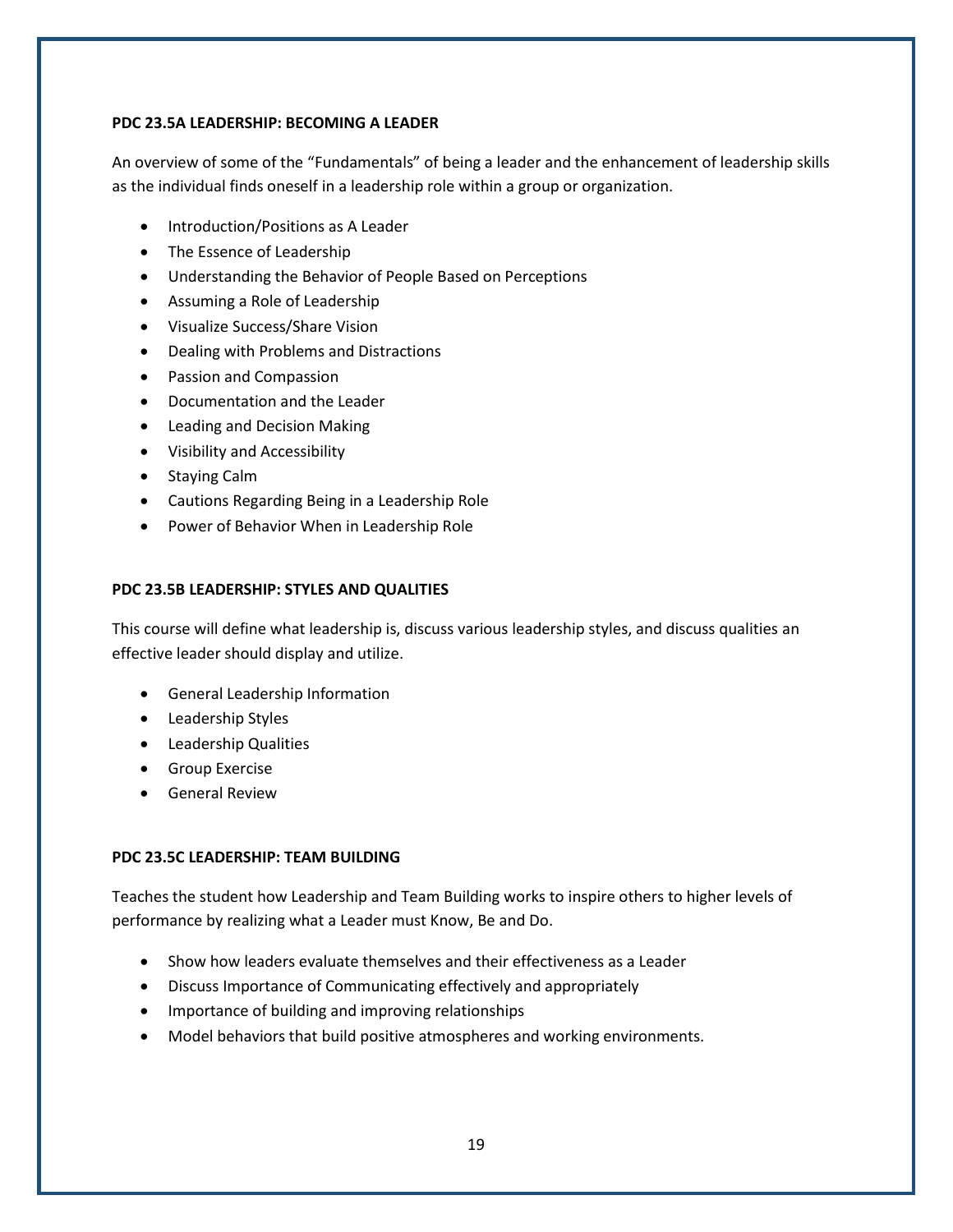**PDC 23.5A LEADERSHIP: BECOMING A LEADER**

An overview of some of the “Fundamentals” of being a leader and the enhancement of leadership skills as the individual finds oneself in a leadership role within a group or organization.

- Introduction/Positions as A Leader
- The Essence of Leadership
- Understanding the Behavior of People Based on Perceptions
- Assuming a Role of Leadership
- Visualize Success/Share Vision
- Dealing with Problems and Distractions
- Passion and Compassion
- Documentation and the Leader
- Leading and Decision Making
- Visibility and Accessibility
- Staying Calm
- Cautions Regarding Being in a Leadership Role
- Power of Behavior When in Leadership Role

**PDC 23.5B LEADERSHIP: STYLES AND QUALITIES**

This course will define what leadership is, discuss various leadership styles, and discuss qualities an effective leader should display and utilize.

- General Leadership Information
- Leadership Styles
- Leadership Qualities
- Group Exercise
- General Review

**PDC 23.5C LEADERSHIP: TEAM BUILDING**

Teaches the student how Leadership and Team Building works to inspire others to higher levels of performance by realizing what a Leader must Know, Be and Do.

- Show how leaders evaluate themselves and their effectiveness as a Leader
- Discuss Importance of Communicating effectively and appropriately
- Importance of building and improving relationships
- Model behaviors that build positive atmospheres and working environments.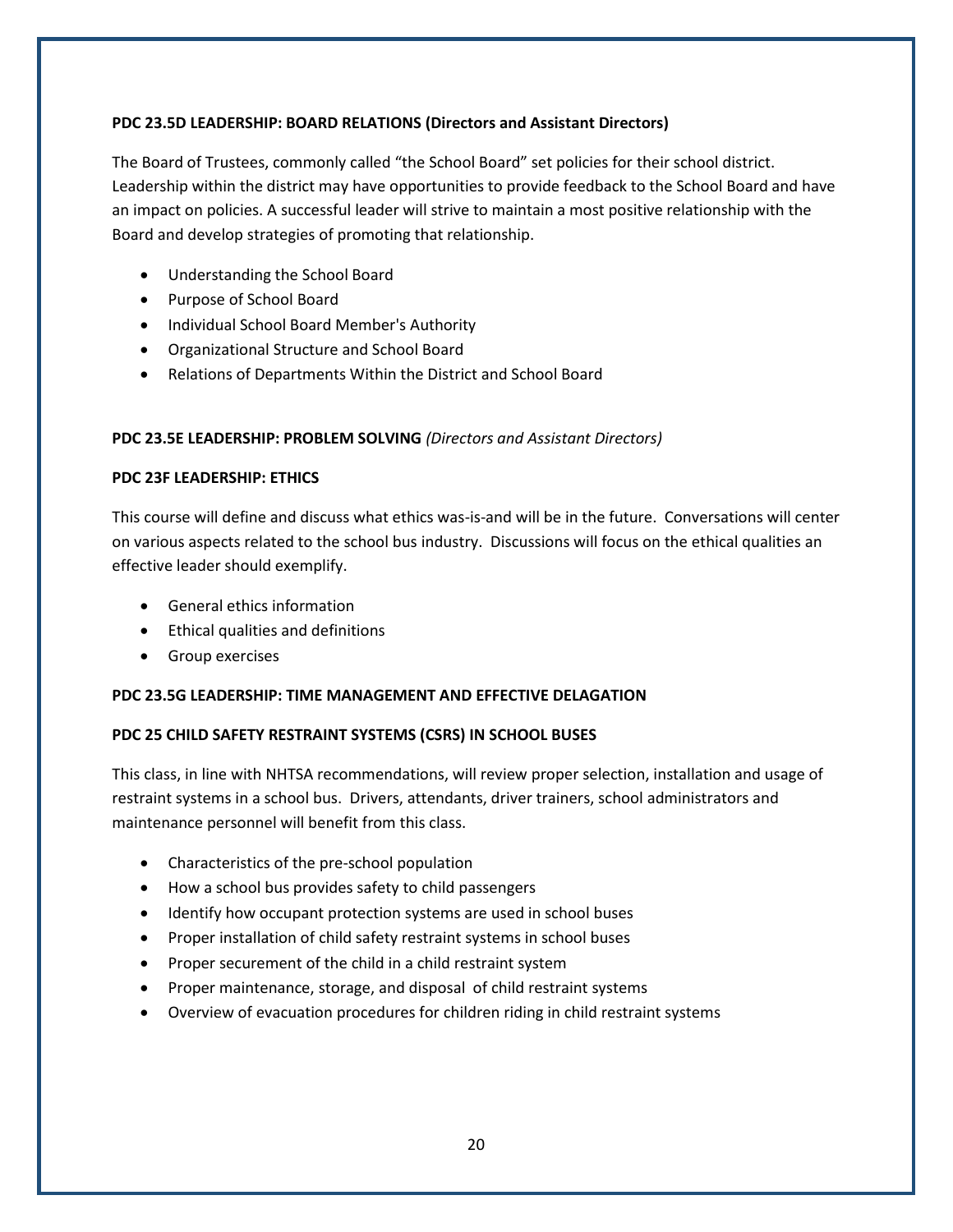**PDC 23.5D LEADERSHIP: BOARD RELATIONS (Directors and Assistant Directors)**

The Board of Trustees, commonly called "the School Board" set policies for their school district. Leadership within the district may have opportunities to provide feedback to the School Board and have an impact on policies. A successful leader will strive to maintain a most positive relationship with the Board and develop strategies of promoting that relationship.

- Understanding the School Board
- Purpose of School Board
- Individual School Board Member's Authority
- Organizational Structure and School Board
- Relations of Departments Within the District and School Board

**PDC 23.5E LEADERSHIP: PROBLEM SOLVING** *(Directors and Assistant Directors)*

**PDC 23F LEADERSHIP: ETHICS**

This course will define and discuss what ethics was-is-and will be in the future. Conversations will center on various aspects related to the school bus industry. Discussions will focus on the ethical qualities an effective leader should exemplify.

- General ethics information
- Ethical qualities and definitions
- Group exercises

**PDC 23.5G LEADERSHIP: TIME MANAGEMENT AND EFFECTIVE DELAGATION**

**PDC 25 CHILD SAFETY RESTRAINT SYSTEMS (CSRS) IN SCHOOL BUSES**

This class, in line with NHTSA recommendations, will review proper selection, installation and usage of restraint systems in a school bus. Drivers, attendants, driver trainers, school administrators and maintenance personnel will benefit from this class.

- Characteristics of the pre-school population
- How a school bus provides safety to child passengers
- Identify how occupant protection systems are used in school buses
- Proper installation of child safety restraint systems in school buses
- Proper securement of the child in a child restraint system
- Proper maintenance, storage, and disposal of child restraint systems
- Overview of evacuation procedures for children riding in child restraint systems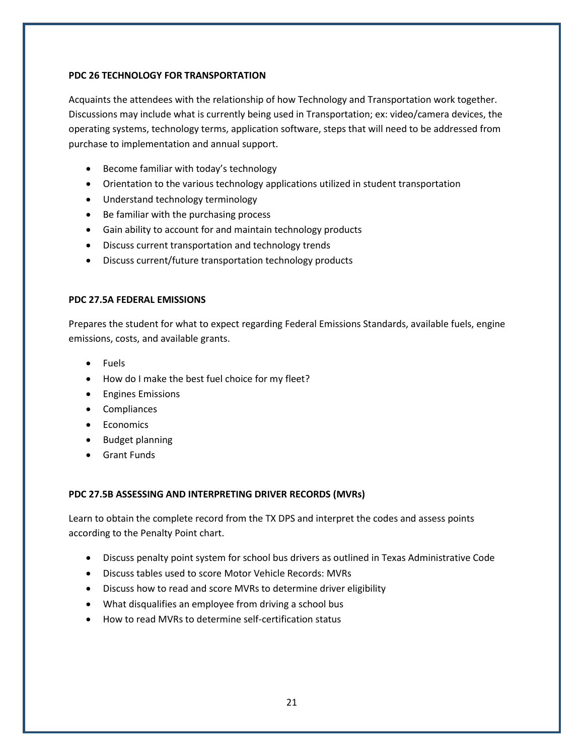**PDC 26 TECHNOLOGY FOR TRANSPORTATION**

Acquaints the attendees with the relationship of how Technology and Transportation work together. Discussions may include what is currently being used in Transportation; ex: video/camera devices, the operating systems, technology terms, application software, steps that will need to be addressed from purchase to implementation and annual support.

- Become familiar with today's technology
- Orientation to the various technology applications utilized in student transportation
- Understand technology terminology
- Be familiar with the purchasing process
- Gain ability to account for and maintain technology products
- Discuss current transportation and technology trends
- Discuss current/future transportation technology products

**PDC 27.5A FEDERAL EMISSIONS**

Prepares the student for what to expect regarding Federal Emissions Standards, available fuels, engine emissions, costs, and available grants.

- Fuels
- How do I make the best fuel choice for my fleet?
- Engines Emissions
- Compliances
- Economics
- Budget planning
- Grant Funds

**PDC 27.5B ASSESSING AND INTERPRETING DRIVER RECORDS (MVRs)**

Learn to obtain the complete record from the TX DPS and interpret the codes and assess points according to the Penalty Point chart.

- Discuss penalty point system for school bus drivers as outlined in Texas Administrative Code
- Discuss tables used to score Motor Vehicle Records: MVRs
- Discuss how to read and score MVRs to determine driver eligibility
- What disqualifies an employee from driving a school bus
- How to read MVRs to determine self-certification status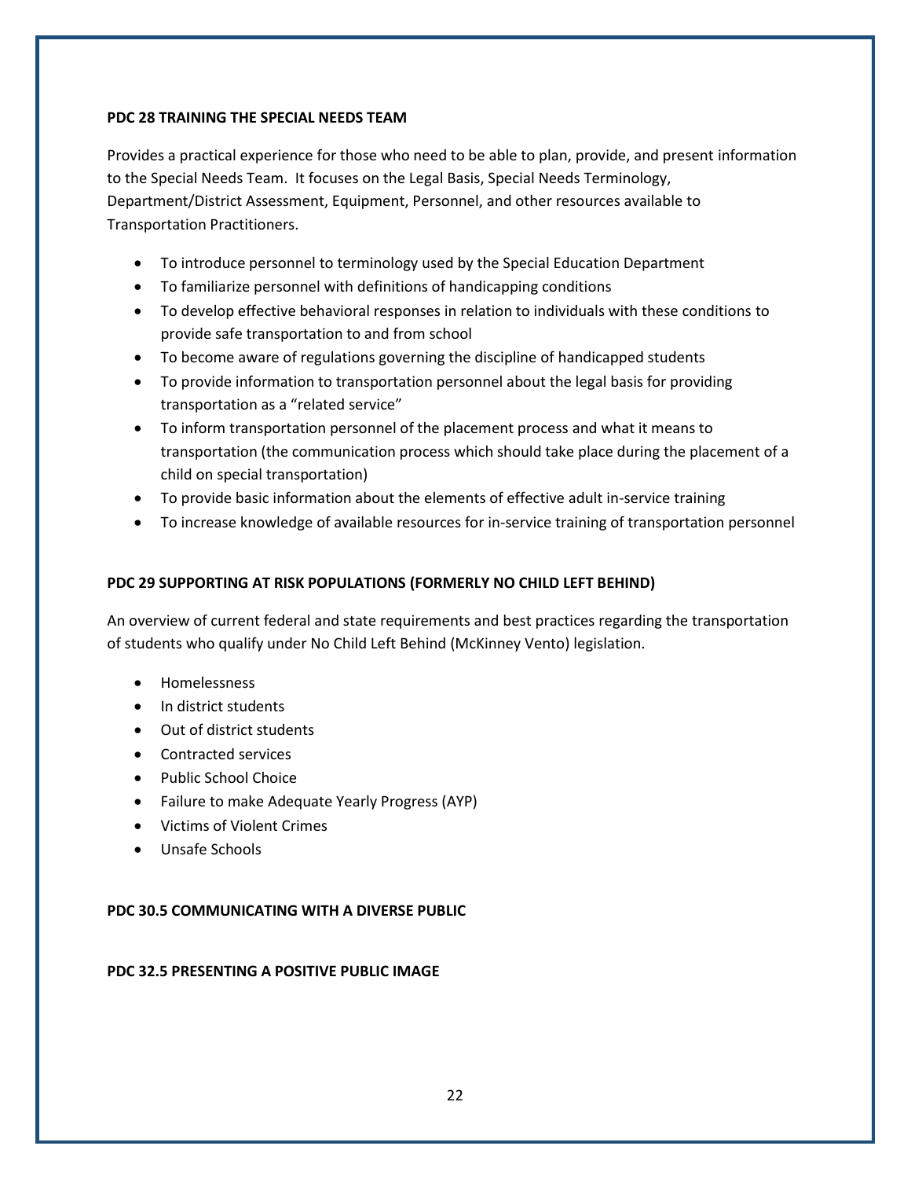**PDC 28 TRAINING THE SPECIAL NEEDS TEAM**

Provides a practical experience for those who need to be able to plan, provide, and present information to the Special Needs Team. It focuses on the Legal Basis, Special Needs Terminology, Department/District Assessment, Equipment, Personnel, and other resources available to Transportation Practitioners.

- To introduce personnel to terminology used by the Special Education Department
- To familiarize personnel with definitions of handicapping conditions
- To develop effective behavioral responses in relation to individuals with these conditions to provide safe transportation to and from school
- To become aware of regulations governing the discipline of handicapped students
- To provide information to transportation personnel about the legal basis for providing transportation as a "related service"
- To inform transportation personnel of the placement process and what it means to transportation (the communication process which should take place during the placement of a child on special transportation)
- To provide basic information about the elements of effective adult in-service training
- To increase knowledge of available resources for in-service training of transportation personnel

**PDC 29 SUPPORTING AT RISK POPULATIONS (FORMERLY NO CHILD LEFT BEHIND)**

An overview of current federal and state requirements and best practices regarding the transportation of students who qualify under No Child Left Behind (McKinney Vento) legislation.

- Homelessness
- In district students
- Out of district students
- Contracted services
- Public School Choice
- Failure to make Adequate Yearly Progress (AYP)
- Victims of Violent Crimes
- Unsafe Schools

**PDC 30.5 COMMUNICATING WITH A DIVERSE PUBLIC**

**PDC 32.5 PRESENTING A POSITIVE PUBLIC IMAGE**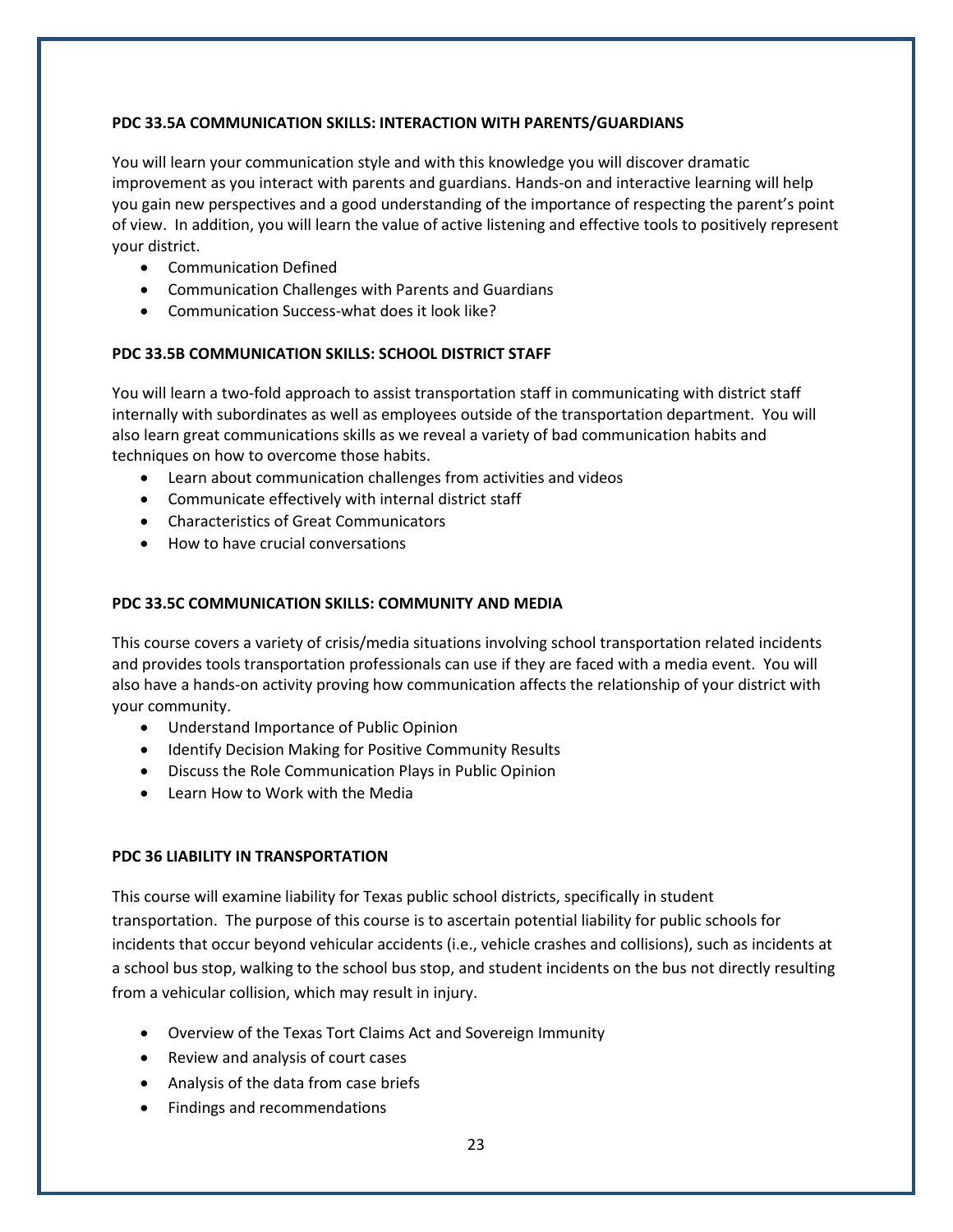### PDC 33.5A COMMUNICATION SKILLS: INTERACTION WITH PARENTS/GUARDIANS

You will learn your communication style and with this knowledge you will discover dramatic improvement as you interact with parents and guardians. Hands-on and interactive learning will help you gain new perspectives and a good understanding of the importance of respecting the parent's point of view. In addition, you will learn the value of active listening and effective tools to positively represent your district.

- Communication Defined
- Communication Challenges with Parents and Guardians
- Communication Success-what does it look like?

### PDC 33.5B COMMUNICATION SKILLS: SCHOOL DISTRICT STAFF

You will learn a two-fold approach to assist transportation staff in communicating with district staff internally with subordinates as well as employees outside of the transportation department. You will also learn great communications skills as we reveal a variety of bad communication habits and techniques on how to overcome those habits.

- Learn about communication challenges from activities and videos
- Communicate effectively with internal district staff
- Characteristics of Great Communicators
- How to have crucial conversations

### PDC 33.5C COMMUNICATION SKILLS: COMMUNITY AND MEDIA

This course covers a variety of crisis/media situations involving school transportation related incidents and provides tools transportation professionals can use if they are faced with a media event. You will also have a hands-on activity proving how communication affects the relationship of your district with your community.

- Understand Importance of Public Opinion
- Identify Decision Making for Positive Community Results
- Discuss the Role Communication Plays in Public Opinion
- Learn How to Work with the Media

### PDC 36 LIABILITY IN TRANSPORTATION

This course will examine liability for Texas public school districts, specifically in student transportation. The purpose of this course is to ascertain potential liability for public schools for incidents that occur beyond vehicular accidents (i.e., vehicle crashes and collisions), such as incidents at a school bus stop, walking to the school bus stop, and student incidents on the bus not directly resulting from a vehicular collision, which may result in injury.

- Overview of the Texas Tort Claims Act and Sovereign Immunity
- Review and analysis of court cases
- Analysis of the data from case briefs
- Findings and recommendations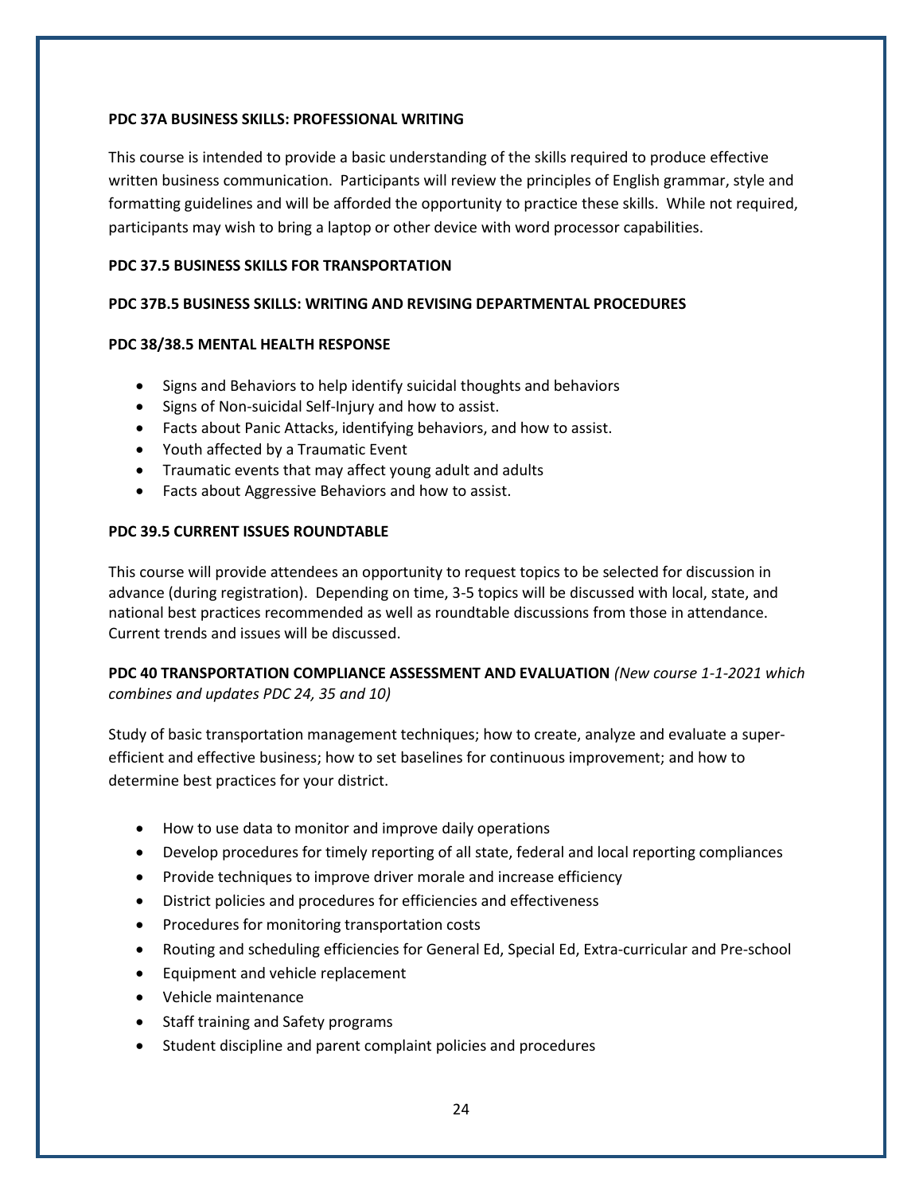**PDC 37A BUSINESS SKILLS: PROFESSIONAL WRITING**

This course is intended to provide a basic understanding of the skills required to produce effective written business communication. Participants will review the principles of English grammar, style and formatting guidelines and will be afforded the opportunity to practice these skills. While not required, participants may wish to bring a laptop or other device with word processor capabilities.

**PDC 37.5 BUSINESS SKILLS FOR TRANSPORTATION**

**PDC 37B.5 BUSINESS SKILLS: WRITING AND REVISING DEPARTMENTAL PROCEDURES**

**PDC 38/38.5 MENTAL HEALTH RESPONSE**

- Signs and Behaviors to help identify suicidal thoughts and behaviors
- Signs of Non-suicidal Self-Injury and how to assist.
- Facts about Panic Attacks, identifying behaviors, and how to assist.
- Youth affected by a Traumatic Event
- Traumatic events that may affect young adult and adults
- Facts about Aggressive Behaviors and how to assist.

**PDC 39.5 CURRENT ISSUES ROUNDTABLE**

This course will provide attendees an opportunity to request topics to be selected for discussion in advance (during registration). Depending on time, 3-5 topics will be discussed with local, state, and national best practices recommended as well as roundtable discussions from those in attendance. Current trends and issues will be discussed.

**PDC 40 TRANSPORTATION COMPLIANCE ASSESSMENT AND EVALUATION** *(New course 1-1-2021 which combines and updates PDC 24, 35 and 10)*

Study of basic transportation management techniques; how to create, analyze and evaluate a super-efficient and effective business; how to set baselines for continuous improvement; and how to determine best practices for your district.

- How to use data to monitor and improve daily operations
- Develop procedures for timely reporting of all state, federal and local reporting compliances
- Provide techniques to improve driver morale and increase efficiency
- District policies and procedures for efficiencies and effectiveness
- Procedures for monitoring transportation costs
- Routing and scheduling efficiencies for General Ed, Special Ed, Extra-curricular and Pre-school
- Equipment and vehicle replacement
- Vehicle maintenance
- Staff training and Safety programs
- Student discipline and parent complaint policies and procedures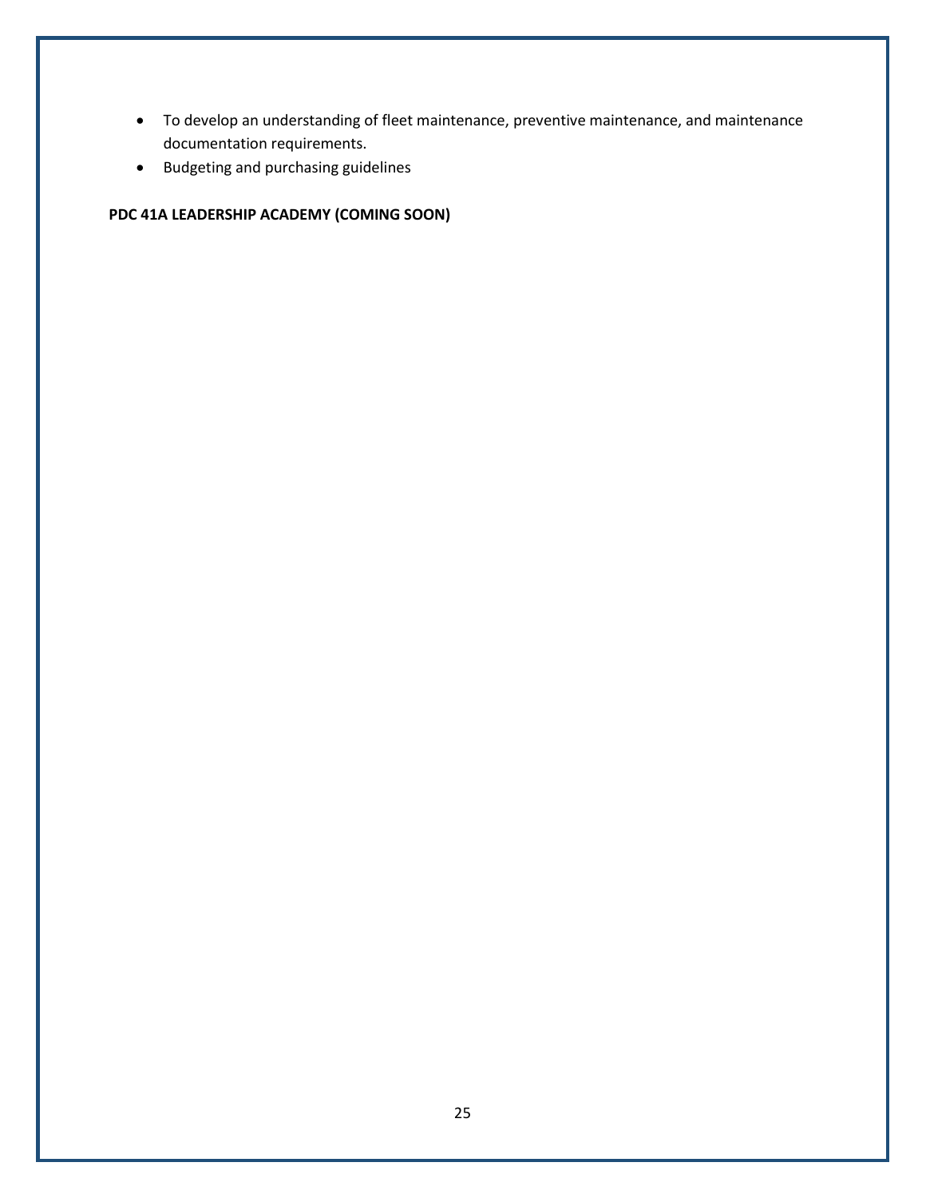- To develop an understanding of fleet maintenance, preventive maintenance, and maintenance documentation requirements.
- Budgeting and purchasing guidelines

**PDC 41A LEADERSHIP ACADEMY (COMING SOON)**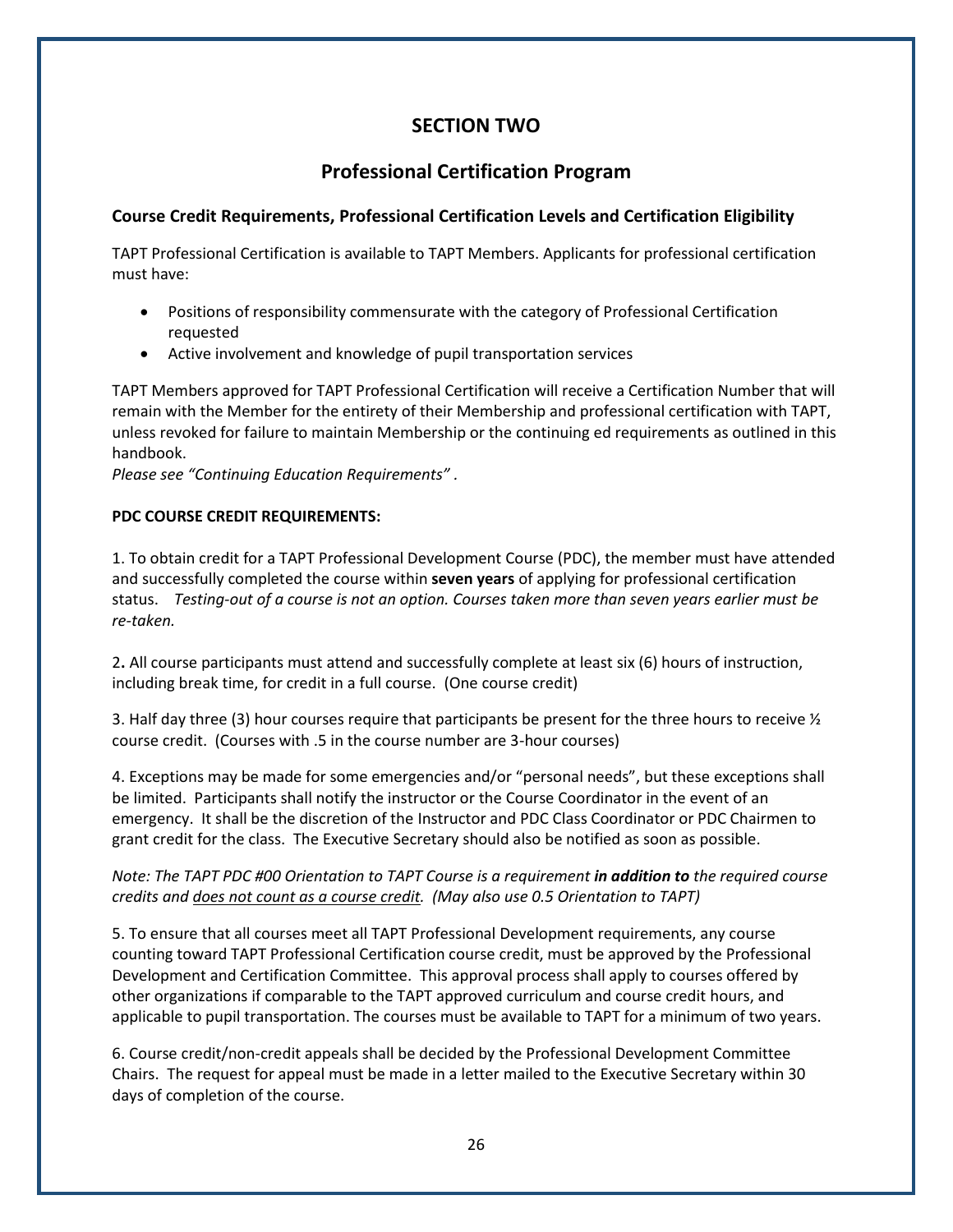# SECTION TWO

## Professional Certification Program

### Course Credit Requirements, Professional Certification Levels and Certification Eligibility

TAPT Professional Certification is available to TAPT Members. Applicants for professional certification must have:

- Positions of responsibility commensurate with the category of Professional Certification requested
- Active involvement and knowledge of pupil transportation services

TAPT Members approved for TAPT Professional Certification will receive a Certification Number that will remain with the Member for the entirety of their Membership and professional certification with TAPT, unless revoked for failure to maintain Membership or the continuing ed requirements as outlined in this handbook.
*Please see "Continuing Education Requirements" .*

**PDC COURSE CREDIT REQUIREMENTS:**

1. To obtain credit for a TAPT Professional Development Course (PDC), the member must have attended and successfully completed the course within **seven years** of applying for professional certification status. *Testing-out of a course is not an option. Courses taken more than seven years earlier must be re-taken.*

2**.** All course participants must attend and successfully complete at least six (6) hours of instruction, including break time, for credit in a full course. (One course credit)

3. Half day three (3) hour courses require that participants be present for the three hours to receive ½ course credit. (Courses with .5 in the course number are 3-hour courses)

4. Exceptions may be made for some emergencies and/or "personal needs", but these exceptions shall be limited. Participants shall notify the instructor or the Course Coordinator in the event of an emergency. It shall be the discretion of the Instructor and PDC Class Coordinator or PDC Chairmen to grant credit for the class. The Executive Secretary should also be notified as soon as possible.

*Note: The TAPT PDC #00 Orientation to TAPT Course is a requirement **in addition to** the required course credits and <u>does not count as a course credit</u>. (May also use 0.5 Orientation to TAPT)*

5. To ensure that all courses meet all TAPT Professional Development requirements, any course counting toward TAPT Professional Certification course credit, must be approved by the Professional Development and Certification Committee. This approval process shall apply to courses offered by other organizations if comparable to the TAPT approved curriculum and course credit hours, and applicable to pupil transportation. The courses must be available to TAPT for a minimum of two years.

6. Course credit/non-credit appeals shall be decided by the Professional Development Committee Chairs. The request for appeal must be made in a letter mailed to the Executive Secretary within 30 days of completion of the course.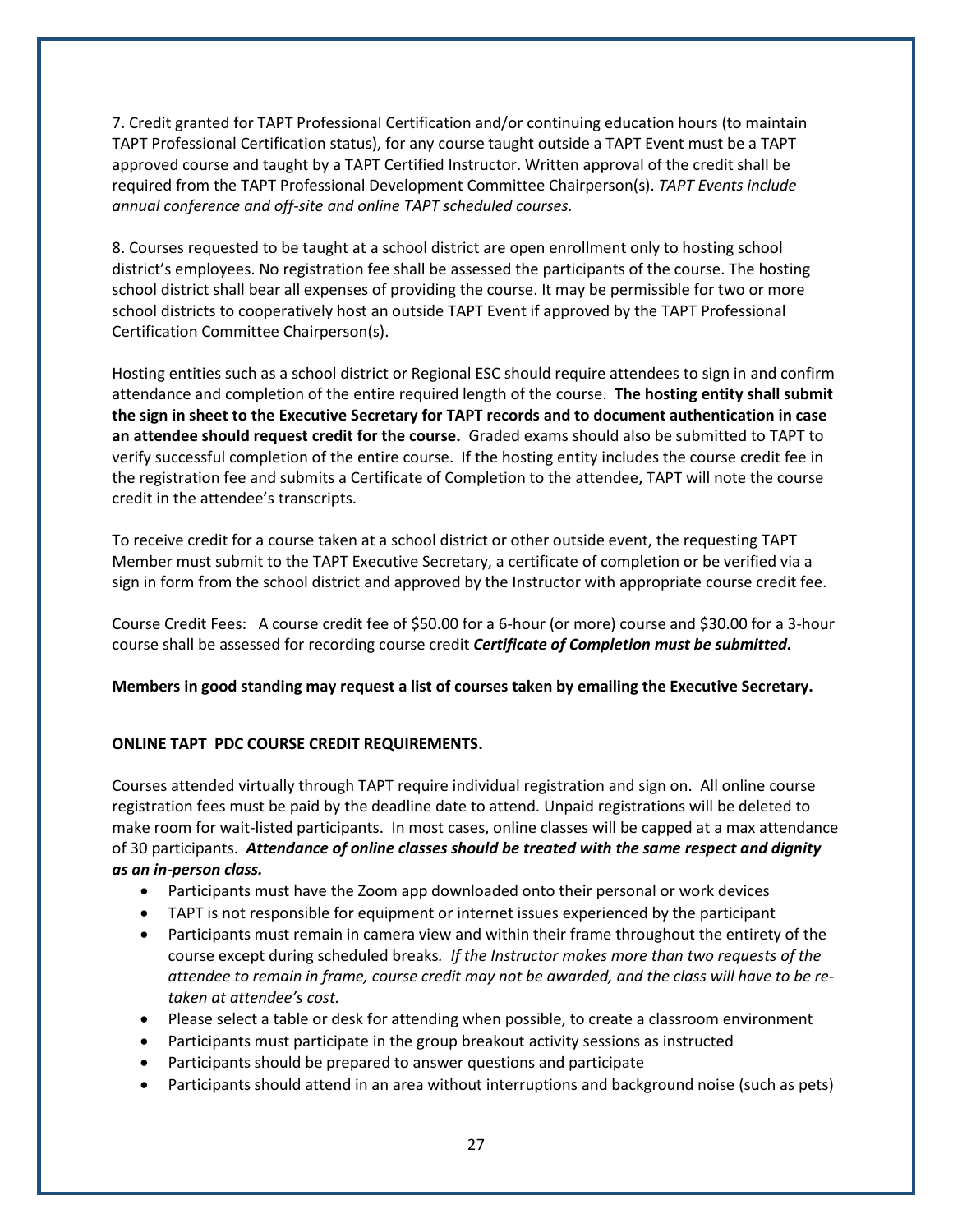7. Credit granted for TAPT Professional Certification and/or continuing education hours (to maintain TAPT Professional Certification status), for any course taught outside a TAPT Event must be a TAPT approved course and taught by a TAPT Certified Instructor. Written approval of the credit shall be required from the TAPT Professional Development Committee Chairperson(s). *TAPT Events include annual conference and off-site and online TAPT scheduled courses.*

8. Courses requested to be taught at a school district are open enrollment only to hosting school district's employees. No registration fee shall be assessed the participants of the course. The hosting school district shall bear all expenses of providing the course. It may be permissible for two or more school districts to cooperatively host an outside TAPT Event if approved by the TAPT Professional Certification Committee Chairperson(s).

Hosting entities such as a school district or Regional ESC should require attendees to sign in and confirm attendance and completion of the entire required length of the course. **The hosting entity shall submit the sign in sheet to the Executive Secretary for TAPT records and to document authentication in case an attendee should request credit for the course.** Graded exams should also be submitted to TAPT to verify successful completion of the entire course. If the hosting entity includes the course credit fee in the registration fee and submits a Certificate of Completion to the attendee, TAPT will note the course credit in the attendee's transcripts.

To receive credit for a course taken at a school district or other outside event, the requesting TAPT Member must submit to the TAPT Executive Secretary, a certificate of completion or be verified via a sign in form from the school district and approved by the Instructor with appropriate course credit fee.

Course Credit Fees: A course credit fee of $50.00 for a 6-hour (or more) course and $30.00 for a 3-hour course shall be assessed for recording course credit ***Certificate of Completion must be submitted.***

**Members in good standing may request a list of courses taken by emailing the Executive Secretary.**

**ONLINE TAPT PDC COURSE CREDIT REQUIREMENTS.**

Courses attended virtually through TAPT require individual registration and sign on. All online course registration fees must be paid by the deadline date to attend. Unpaid registrations will be deleted to make room for wait-listed participants. In most cases, online classes will be capped at a max attendance of 30 participants. ***Attendance of online classes should be treated with the same respect and dignity as an in-person class.***

- Participants must have the Zoom app downloaded onto their personal or work devices
- TAPT is not responsible for equipment or internet issues experienced by the participant
- Participants must remain in camera view and within their frame throughout the entirety of the course except during scheduled breaks*. If the Instructor makes more than two requests of the attendee to remain in frame, course credit may not be awarded, and the class will have to be re-taken at attendee's cost.*
- Please select a table or desk for attending when possible, to create a classroom environment
- Participants must participate in the group breakout activity sessions as instructed
- Participants should be prepared to answer questions and participate
- Participants should attend in an area without interruptions and background noise (such as pets)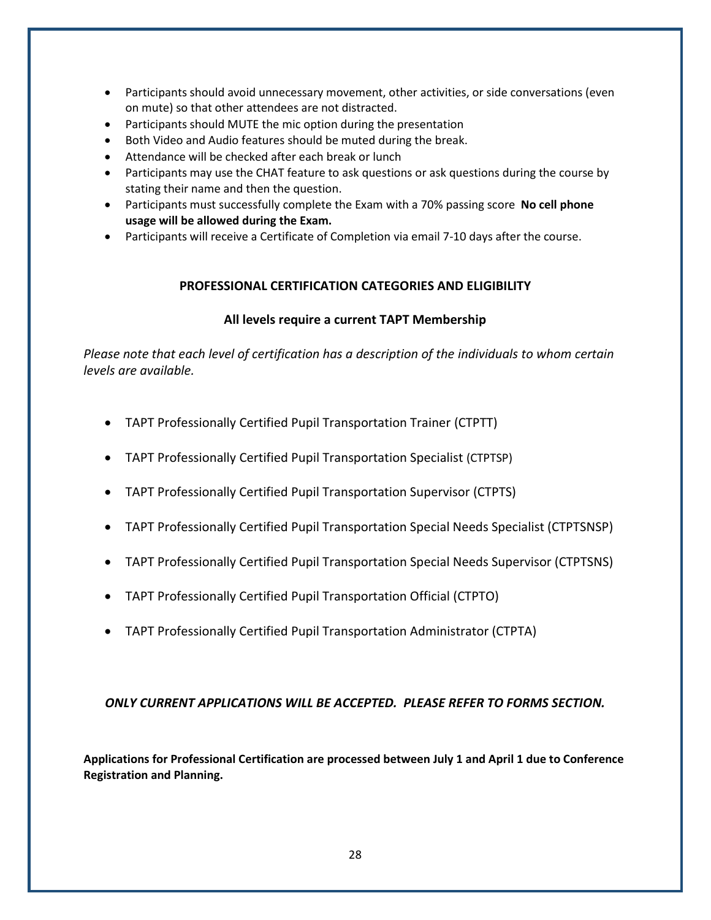- Participants should avoid unnecessary movement, other activities, or side conversations (even on mute) so that other attendees are not distracted.
- Participants should MUTE the mic option during the presentation
- Both Video and Audio features should be muted during the break.
- Attendance will be checked after each break or lunch
- Participants may use the CHAT feature to ask questions or ask questions during the course by stating their name and then the question.
- Participants must successfully complete the Exam with a 70% passing score **No cell phone usage will be allowed during the Exam.**
- Participants will receive a Certificate of Completion via email 7-10 days after the course.

## PROFESSIONAL CERTIFICATION CATEGORIES AND ELIGIBILITY

### All levels require a current TAPT Membership

*Please note that each level of certification has a description of the individuals to whom certain levels are available.*

- TAPT Professionally Certified Pupil Transportation Trainer (CTPTT)
- TAPT Professionally Certified Pupil Transportation Specialist (CTPTSP)
- TAPT Professionally Certified Pupil Transportation Supervisor (CTPTS)
- TAPT Professionally Certified Pupil Transportation Special Needs Specialist (CTPTSNSP)
- TAPT Professionally Certified Pupil Transportation Special Needs Supervisor (CTPTSNS)
- TAPT Professionally Certified Pupil Transportation Official (CTPTO)
- TAPT Professionally Certified Pupil Transportation Administrator (CTPTA)

***ONLY CURRENT APPLICATIONS WILL BE ACCEPTED. PLEASE REFER TO FORMS SECTION.***

**Applications for Professional Certification are processed between July 1 and April 1 due to Conference Registration and Planning.**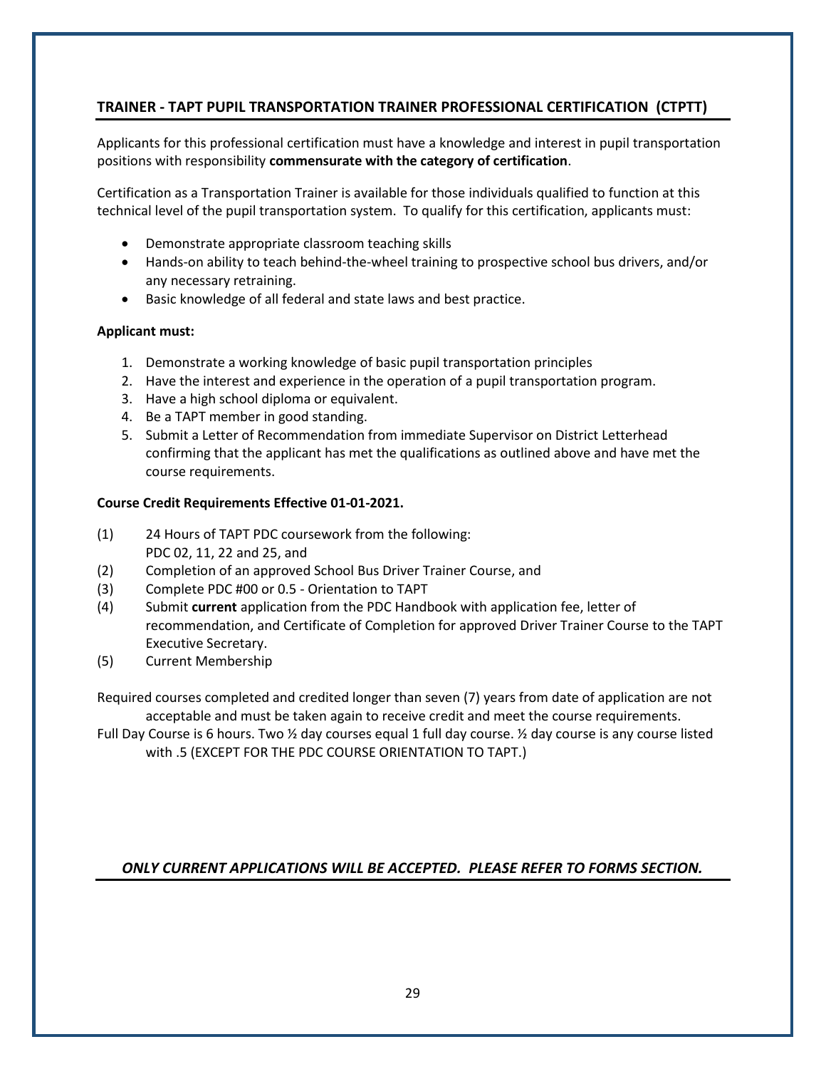## TRAINER - TAPT PUPIL TRANSPORTATION TRAINER PROFESSIONAL CERTIFICATION (CTPTT)

Applicants for this professional certification must have a knowledge and interest in pupil transportation positions with responsibility **commensurate with the category of certification**.

Certification as a Transportation Trainer is available for those individuals qualified to function at this technical level of the pupil transportation system. To qualify for this certification, applicants must:

- Demonstrate appropriate classroom teaching skills
- Hands-on ability to teach behind-the-wheel training to prospective school bus drivers, and/or any necessary retraining.
- Basic knowledge of all federal and state laws and best practice.

**Applicant must:**

1. Demonstrate a working knowledge of basic pupil transportation principles
2. Have the interest and experience in the operation of a pupil transportation program.
3. Have a high school diploma or equivalent.
4. Be a TAPT member in good standing.
5. Submit a Letter of Recommendation from immediate Supervisor on District Letterhead confirming that the applicant has met the qualifications as outlined above and have met the course requirements.

**Course Credit Requirements Effective 01-01-2021.**

(1) 24 Hours of TAPT PDC coursework from the following:
PDC 02, 11, 22 and 25, and

(2) Completion of an approved School Bus Driver Trainer Course, and

(3) Complete PDC #00 or 0.5 - Orientation to TAPT

(4) Submit **current** application from the PDC Handbook with application fee, letter of recommendation, and Certificate of Completion for approved Driver Trainer Course to the TAPT Executive Secretary.

(5) Current Membership

Required courses completed and credited longer than seven (7) years from date of application are not acceptable and must be taken again to receive credit and meet the course requirements.

Full Day Course is 6 hours. Two ½ day courses equal 1 full day course. ½ day course is any course listed with .5 (EXCEPT FOR THE PDC COURSE ORIENTATION TO TAPT.)

***ONLY CURRENT APPLICATIONS WILL BE ACCEPTED. PLEASE REFER TO FORMS SECTION.***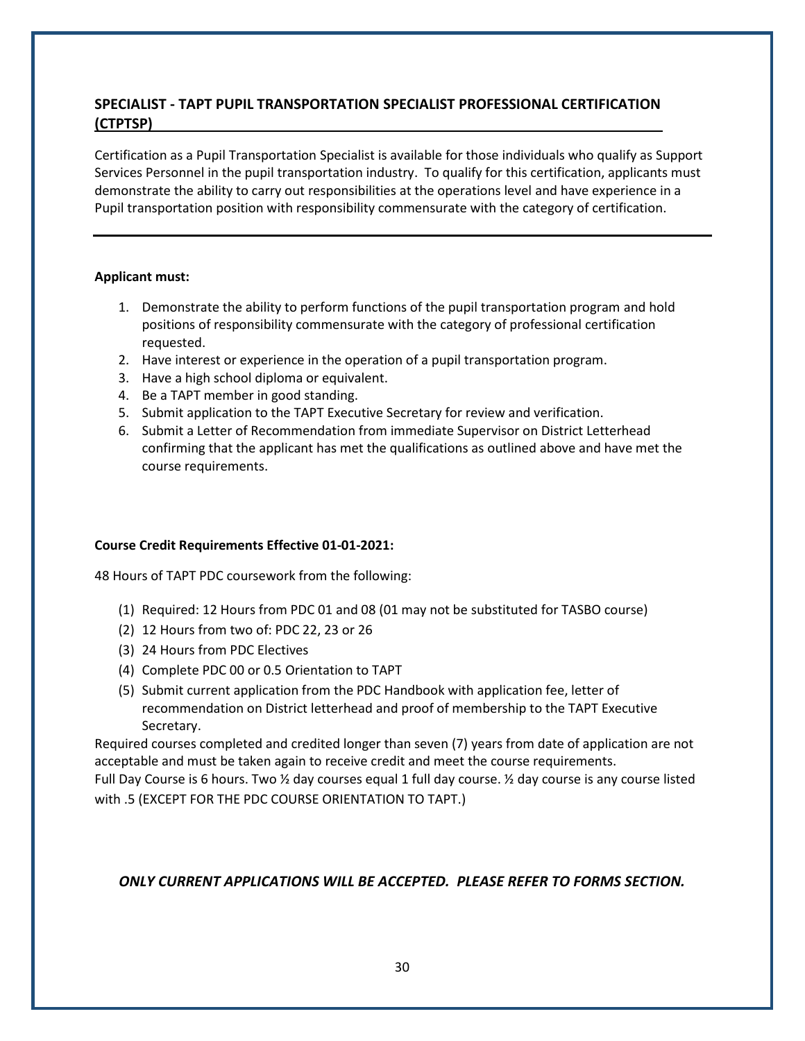## SPECIALIST - TAPT PUPIL TRANSPORTATION SPECIALIST PROFESSIONAL CERTIFICATION (CTPTSP)

Certification as a Pupil Transportation Specialist is available for those individuals who qualify as Support Services Personnel in the pupil transportation industry. To qualify for this certification, applicants must demonstrate the ability to carry out responsibilities at the operations level and have experience in a Pupil transportation position with responsibility commensurate with the category of certification.

---

**Applicant must:**

1. Demonstrate the ability to perform functions of the pupil transportation program and hold positions of responsibility commensurate with the category of professional certification requested.
2. Have interest or experience in the operation of a pupil transportation program.
3. Have a high school diploma or equivalent.
4. Be a TAPT member in good standing.
5. Submit application to the TAPT Executive Secretary for review and verification.
6. Submit a Letter of Recommendation from immediate Supervisor on District Letterhead confirming that the applicant has met the qualifications as outlined above and have met the course requirements.

**Course Credit Requirements Effective 01-01-2021:**

48 Hours of TAPT PDC coursework from the following:

(1) Required: 12 Hours from PDC 01 and 08 (01 may not be substituted for TASBO course)
(2) 12 Hours from two of: PDC 22, 23 or 26
(3) 24 Hours from PDC Electives
(4) Complete PDC 00 or 0.5 Orientation to TAPT
(5) Submit current application from the PDC Handbook with application fee, letter of recommendation on District letterhead and proof of membership to the TAPT Executive Secretary.

Required courses completed and credited longer than seven (7) years from date of application are not acceptable and must be taken again to receive credit and meet the course requirements.
Full Day Course is 6 hours. Two ½ day courses equal 1 full day course. ½ day course is any course listed with .5 (EXCEPT FOR THE PDC COURSE ORIENTATION TO TAPT.)

***ONLY CURRENT APPLICATIONS WILL BE ACCEPTED. PLEASE REFER TO FORMS SECTION.***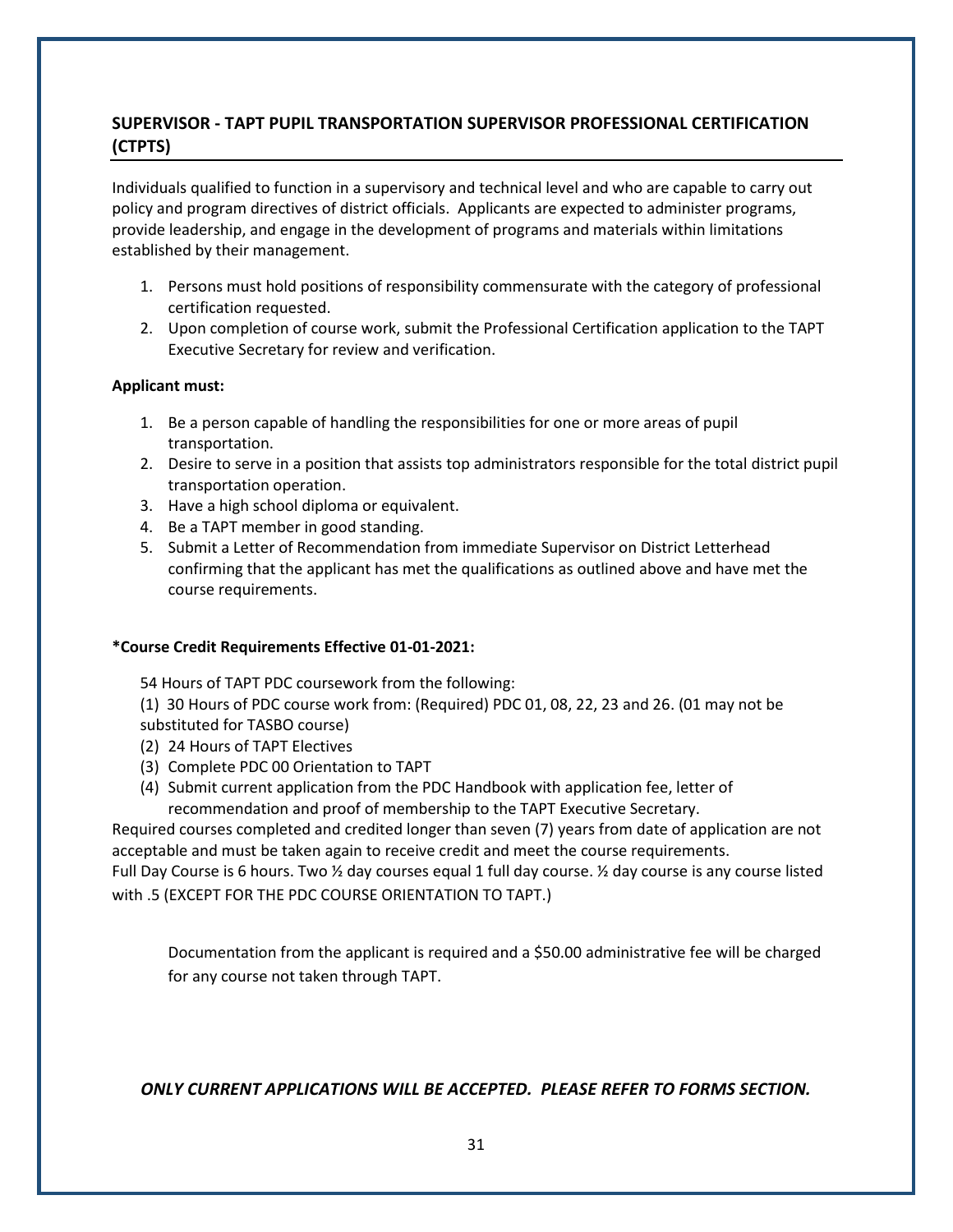## SUPERVISOR - TAPT PUPIL TRANSPORTATION SUPERVISOR PROFESSIONAL CERTIFICATION (CTPTS)

Individuals qualified to function in a supervisory and technical level and who are capable to carry out policy and program directives of district officials. Applicants are expected to administer programs, provide leadership, and engage in the development of programs and materials within limitations established by their management.

1. Persons must hold positions of responsibility commensurate with the category of professional certification requested.
2. Upon completion of course work, submit the Professional Certification application to the TAPT Executive Secretary for review and verification.

**Applicant must:**

1. Be a person capable of handling the responsibilities for one or more areas of pupil transportation.
2. Desire to serve in a position that assists top administrators responsible for the total district pupil transportation operation.
3. Have a high school diploma or equivalent.
4. Be a TAPT member in good standing.
5. Submit a Letter of Recommendation from immediate Supervisor on District Letterhead confirming that the applicant has met the qualifications as outlined above and have met the course requirements.

**\*Course Credit Requirements Effective 01-01-2021:**

54 Hours of TAPT PDC coursework from the following:

(1) 30 Hours of PDC course work from: (Required) PDC 01, 08, 22, 23 and 26. (01 may not be substituted for TASBO course)

(2) 24 Hours of TAPT Electives

(3) Complete PDC 00 Orientation to TAPT

(4) Submit current application from the PDC Handbook with application fee, letter of recommendation and proof of membership to the TAPT Executive Secretary.

Required courses completed and credited longer than seven (7) years from date of application are not acceptable and must be taken again to receive credit and meet the course requirements.
Full Day Course is 6 hours. Two ½ day courses equal 1 full day course. ½ day course is any course listed with .5 (EXCEPT FOR THE PDC COURSE ORIENTATION TO TAPT.)

Documentation from the applicant is required and a $50.00 administrative fee will be charged for any course not taken through TAPT.

***ONLY CURRENT APPLICATIONS WILL BE ACCEPTED. PLEASE REFER TO FORMS SECTION.***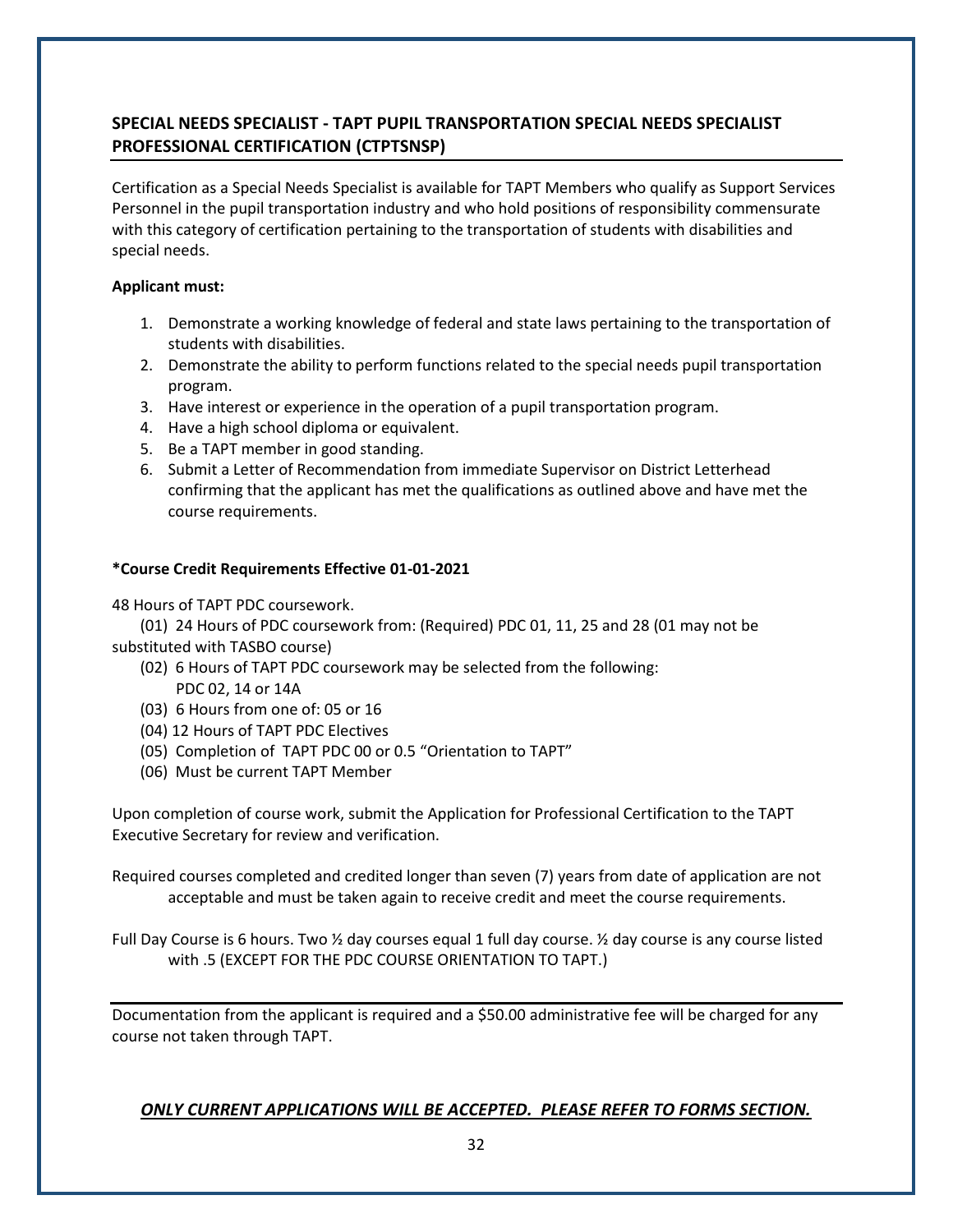## SPECIAL NEEDS SPECIALIST - TAPT PUPIL TRANSPORTATION SPECIAL NEEDS SPECIALIST PROFESSIONAL CERTIFICATION (CTPTSNSP)

Certification as a Special Needs Specialist is available for TAPT Members who qualify as Support Services Personnel in the pupil transportation industry and who hold positions of responsibility commensurate with this category of certification pertaining to the transportation of students with disabilities and special needs.

**Applicant must:**

1. Demonstrate a working knowledge of federal and state laws pertaining to the transportation of students with disabilities.
2. Demonstrate the ability to perform functions related to the special needs pupil transportation program.
3. Have interest or experience in the operation of a pupil transportation program.
4. Have a high school diploma or equivalent.
5. Be a TAPT member in good standing.
6. Submit a Letter of Recommendation from immediate Supervisor on District Letterhead confirming that the applicant has met the qualifications as outlined above and have met the course requirements.

**\*Course Credit Requirements Effective 01-01-2021**

48 Hours of TAPT PDC coursework.

(01) 24 Hours of PDC coursework from: (Required) PDC 01, 11, 25 and 28 (01 may not be substituted with TASBO course)

(02) 6 Hours of TAPT PDC coursework may be selected from the following: PDC 02, 14 or 14A

(03) 6 Hours from one of: 05 or 16

(04) 12 Hours of TAPT PDC Electives

(05) Completion of TAPT PDC 00 or 0.5 "Orientation to TAPT"

(06) Must be current TAPT Member

Upon completion of course work, submit the Application for Professional Certification to the TAPT Executive Secretary for review and verification.

Required courses completed and credited longer than seven (7) years from date of application are not acceptable and must be taken again to receive credit and meet the course requirements.

Full Day Course is 6 hours. Two ½ day courses equal 1 full day course. ½ day course is any course listed with .5 (EXCEPT FOR THE PDC COURSE ORIENTATION TO TAPT.)

---

Documentation from the applicant is required and a $50.00 administrative fee will be charged for any course not taken through TAPT.

***ONLY CURRENT APPLICATIONS WILL BE ACCEPTED. PLEASE REFER TO FORMS SECTION.***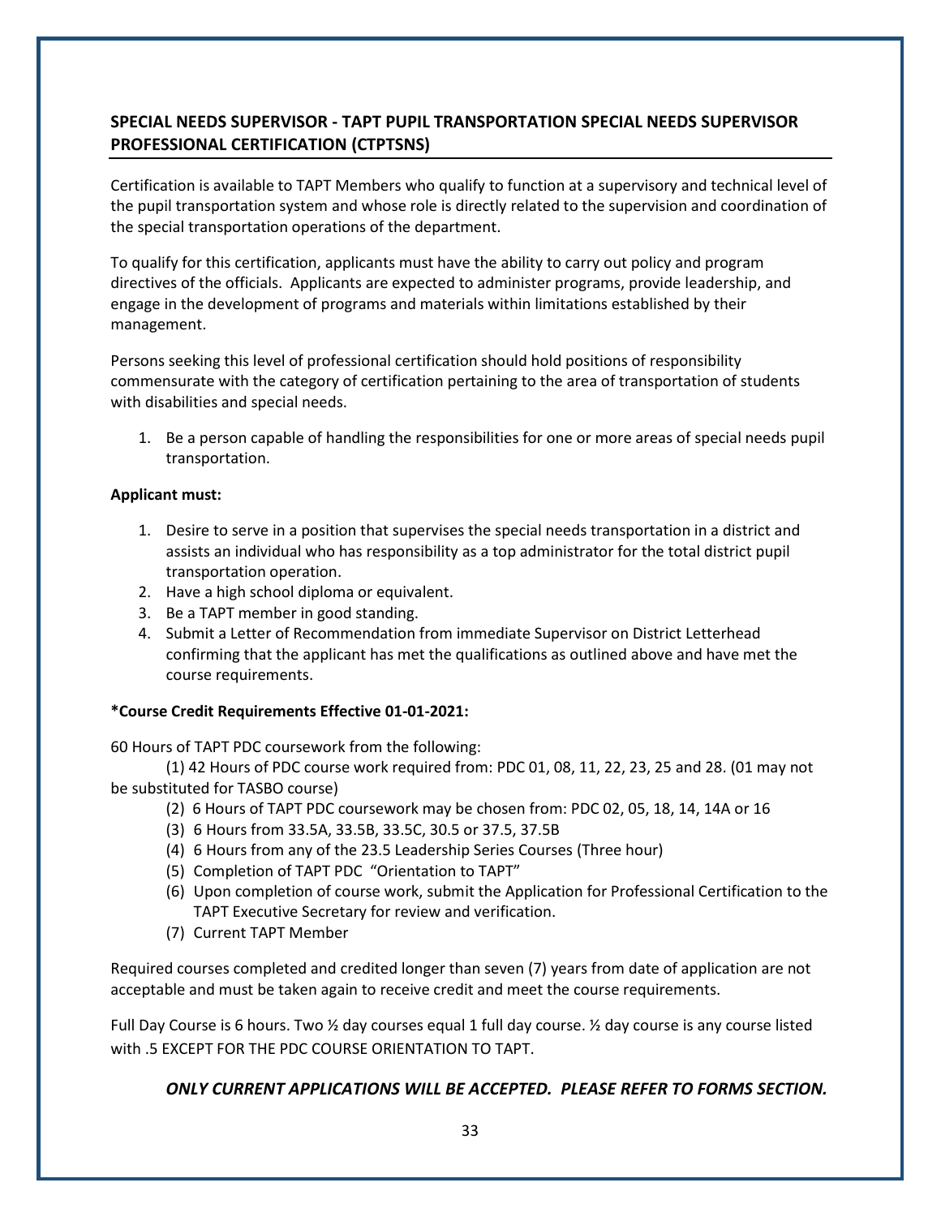## SPECIAL NEEDS SUPERVISOR - TAPT PUPIL TRANSPORTATION SPECIAL NEEDS SUPERVISOR PROFESSIONAL CERTIFICATION (CTPTSNS)

Certification is available to TAPT Members who qualify to function at a supervisory and technical level of the pupil transportation system and whose role is directly related to the supervision and coordination of the special transportation operations of the department.

To qualify for this certification, applicants must have the ability to carry out policy and program directives of the officials. Applicants are expected to administer programs, provide leadership, and engage in the development of programs and materials within limitations established by their management.

Persons seeking this level of professional certification should hold positions of responsibility commensurate with the category of certification pertaining to the area of transportation of students with disabilities and special needs.

1. Be a person capable of handling the responsibilities for one or more areas of special needs pupil transportation.

**Applicant must:**

1. Desire to serve in a position that supervises the special needs transportation in a district and assists an individual who has responsibility as a top administrator for the total district pupil transportation operation.
2. Have a high school diploma or equivalent.
3. Be a TAPT member in good standing.
4. Submit a Letter of Recommendation from immediate Supervisor on District Letterhead confirming that the applicant has met the qualifications as outlined above and have met the course requirements.

**\*Course Credit Requirements Effective 01-01-2021:**

60 Hours of TAPT PDC coursework from the following:

(1) 42 Hours of PDC course work required from: PDC 01, 08, 11, 22, 23, 25 and 28. (01 may not be substituted for TASBO course)

(2) 6 Hours of TAPT PDC coursework may be chosen from: PDC 02, 05, 18, 14, 14A or 16

(3) 6 Hours from 33.5A, 33.5B, 33.5C, 30.5 or 37.5, 37.5B

(4) 6 Hours from any of the 23.5 Leadership Series Courses (Three hour)

(5) Completion of TAPT PDC "Orientation to TAPT"

(6) Upon completion of course work, submit the Application for Professional Certification to the TAPT Executive Secretary for review and verification.

(7) Current TAPT Member

Required courses completed and credited longer than seven (7) years from date of application are not acceptable and must be taken again to receive credit and meet the course requirements.

Full Day Course is 6 hours. Two ½ day courses equal 1 full day course. ½ day course is any course listed with .5 EXCEPT FOR THE PDC COURSE ORIENTATION TO TAPT.

***ONLY CURRENT APPLICATIONS WILL BE ACCEPTED. PLEASE REFER TO FORMS SECTION.***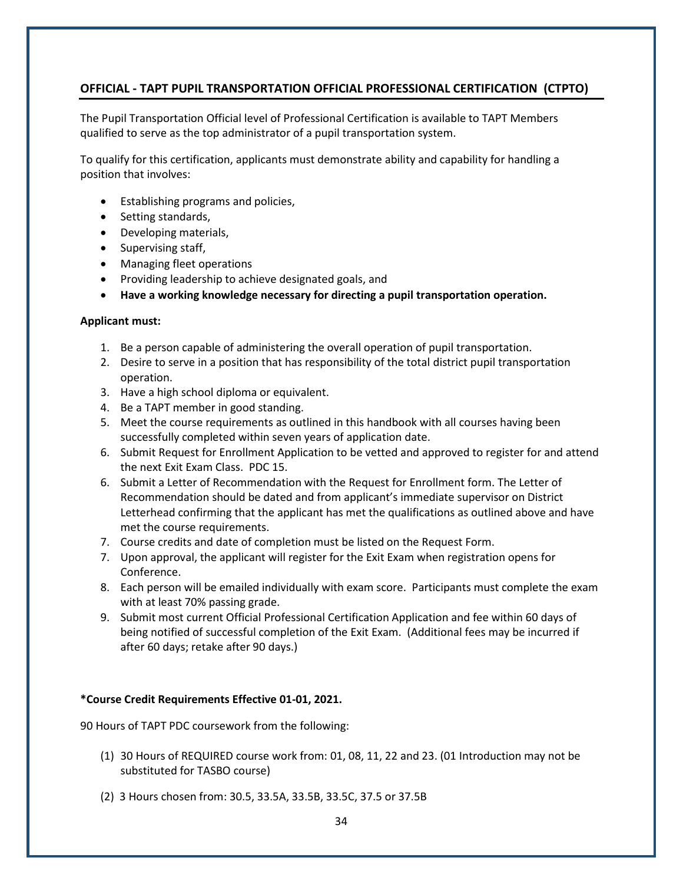## OFFICIAL - TAPT PUPIL TRANSPORTATION OFFICIAL PROFESSIONAL CERTIFICATION (CTPTO)

The Pupil Transportation Official level of Professional Certification is available to TAPT Members qualified to serve as the top administrator of a pupil transportation system.

To qualify for this certification, applicants must demonstrate ability and capability for handling a position that involves:

- Establishing programs and policies,
- Setting standards,
- Developing materials,
- Supervising staff,
- Managing fleet operations
- Providing leadership to achieve designated goals, and
- **Have a working knowledge necessary for directing a pupil transportation operation.**

**Applicant must:**

1. Be a person capable of administering the overall operation of pupil transportation.
2. Desire to serve in a position that has responsibility of the total district pupil transportation operation.
3. Have a high school diploma or equivalent.
4. Be a TAPT member in good standing.
5. Meet the course requirements as outlined in this handbook with all courses having been successfully completed within seven years of application date.
6. Submit Request for Enrollment Application to be vetted and approved to register for and attend the next Exit Exam Class. PDC 15.
6. Submit a Letter of Recommendation with the Request for Enrollment form. The Letter of Recommendation should be dated and from applicant's immediate supervisor on District Letterhead confirming that the applicant has met the qualifications as outlined above and have met the course requirements.
7. Course credits and date of completion must be listed on the Request Form.
7. Upon approval, the applicant will register for the Exit Exam when registration opens for Conference.
8. Each person will be emailed individually with exam score. Participants must complete the exam with at least 70% passing grade.
9. Submit most current Official Professional Certification Application and fee within 60 days of being notified of successful completion of the Exit Exam. (Additional fees may be incurred if after 60 days; retake after 90 days.)

**\*Course Credit Requirements Effective 01-01, 2021.**

90 Hours of TAPT PDC coursework from the following:

(1) 30 Hours of REQUIRED course work from: 01, 08, 11, 22 and 23. (01 Introduction may not be substituted for TASBO course)

(2) 3 Hours chosen from: 30.5, 33.5A, 33.5B, 33.5C, 37.5 or 37.5B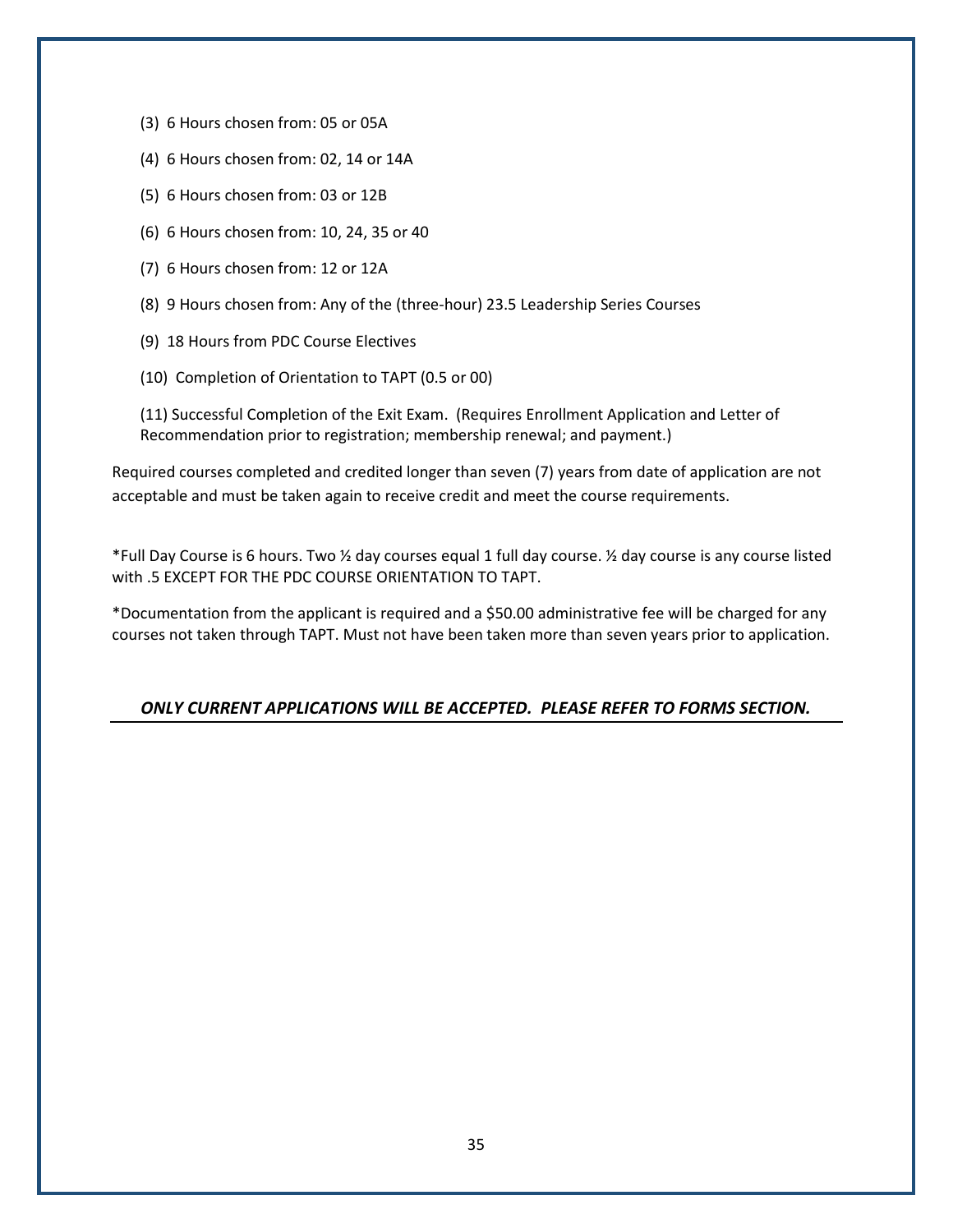(3) 6 Hours chosen from: 05 or 05A

(4) 6 Hours chosen from: 02, 14 or 14A

(5) 6 Hours chosen from: 03 or 12B

(6) 6 Hours chosen from: 10, 24, 35 or 40

(7) 6 Hours chosen from: 12 or 12A

(8) 9 Hours chosen from: Any of the (three-hour) 23.5 Leadership Series Courses

(9) 18 Hours from PDC Course Electives

(10) Completion of Orientation to TAPT (0.5 or 00)

(11) Successful Completion of the Exit Exam. (Requires Enrollment Application and Letter of Recommendation prior to registration; membership renewal; and payment.)

Required courses completed and credited longer than seven (7) years from date of application are not acceptable and must be taken again to receive credit and meet the course requirements.

*Full Day Course is 6 hours. Two ½ day courses equal 1 full day course. ½ day course is any course listed with .5 EXCEPT FOR THE PDC COURSE ORIENTATION TO TAPT.

*Documentation from the applicant is required and a $50.00 administrative fee will be charged for any courses not taken through TAPT. Must not have been taken more than seven years prior to application.

***ONLY CURRENT APPLICATIONS WILL BE ACCEPTED. PLEASE REFER TO FORMS SECTION.***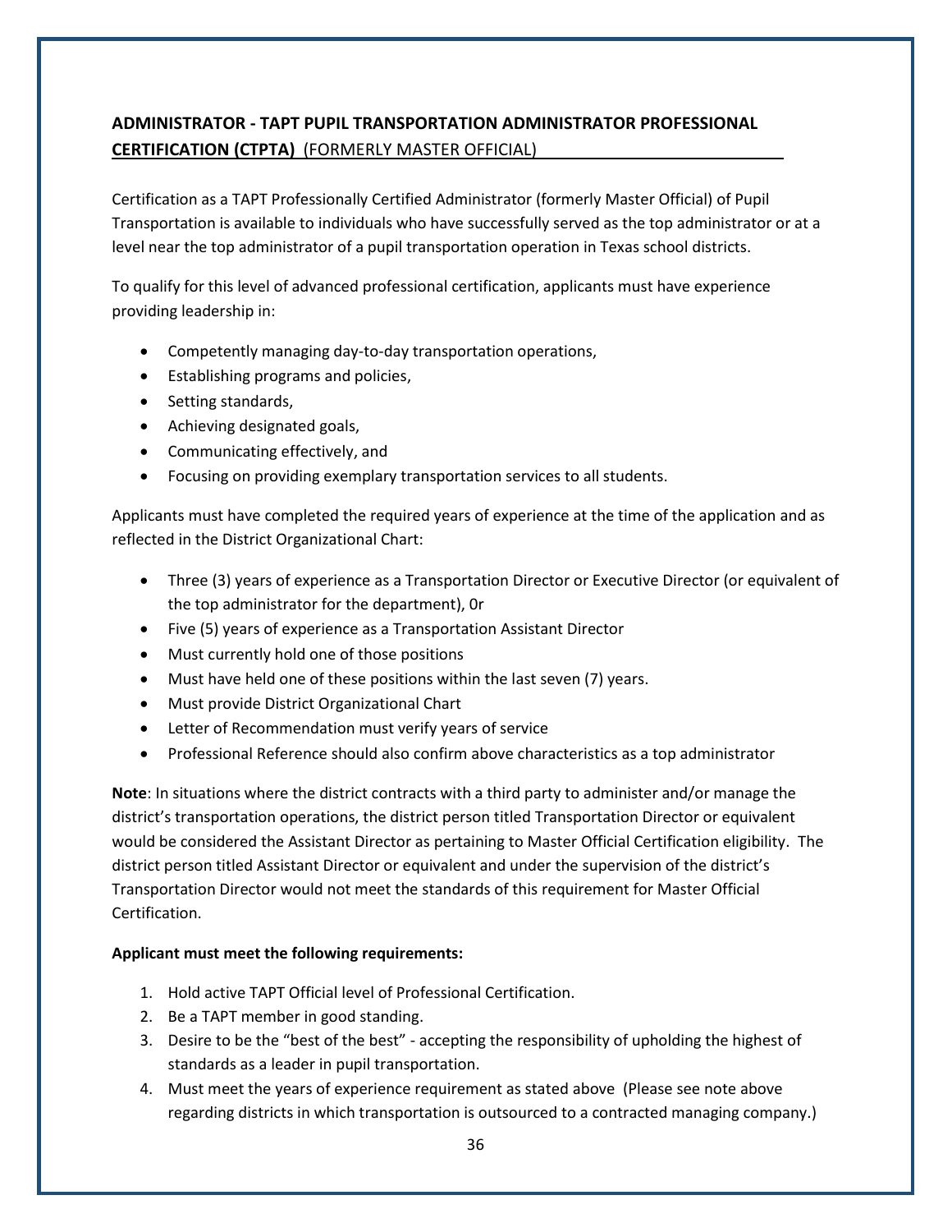## ADMINISTRATOR - TAPT PUPIL TRANSPORTATION ADMINISTRATOR PROFESSIONAL CERTIFICATION (CTPTA) (FORMERLY MASTER OFFICIAL)

Certification as a TAPT Professionally Certified Administrator (formerly Master Official) of Pupil Transportation is available to individuals who have successfully served as the top administrator or at a level near the top administrator of a pupil transportation operation in Texas school districts.

To qualify for this level of advanced professional certification, applicants must have experience providing leadership in:

- Competently managing day-to-day transportation operations,
- Establishing programs and policies,
- Setting standards,
- Achieving designated goals,
- Communicating effectively, and
- Focusing on providing exemplary transportation services to all students.

Applicants must have completed the required years of experience at the time of the application and as reflected in the District Organizational Chart:

- Three (3) years of experience as a Transportation Director or Executive Director (or equivalent of the top administrator for the department), 0r
- Five (5) years of experience as a Transportation Assistant Director
- Must currently hold one of those positions
- Must have held one of these positions within the last seven (7) years.
- Must provide District Organizational Chart
- Letter of Recommendation must verify years of service
- Professional Reference should also confirm above characteristics as a top administrator

**Note**: In situations where the district contracts with a third party to administer and/or manage the district's transportation operations, the district person titled Transportation Director or equivalent would be considered the Assistant Director as pertaining to Master Official Certification eligibility. The district person titled Assistant Director or equivalent and under the supervision of the district's Transportation Director would not meet the standards of this requirement for Master Official Certification.

**Applicant must meet the following requirements:**

1. Hold active TAPT Official level of Professional Certification.
2. Be a TAPT member in good standing.
3. Desire to be the "best of the best" - accepting the responsibility of upholding the highest of standards as a leader in pupil transportation.
4. Must meet the years of experience requirement as stated above (Please see note above regarding districts in which transportation is outsourced to a contracted managing company.)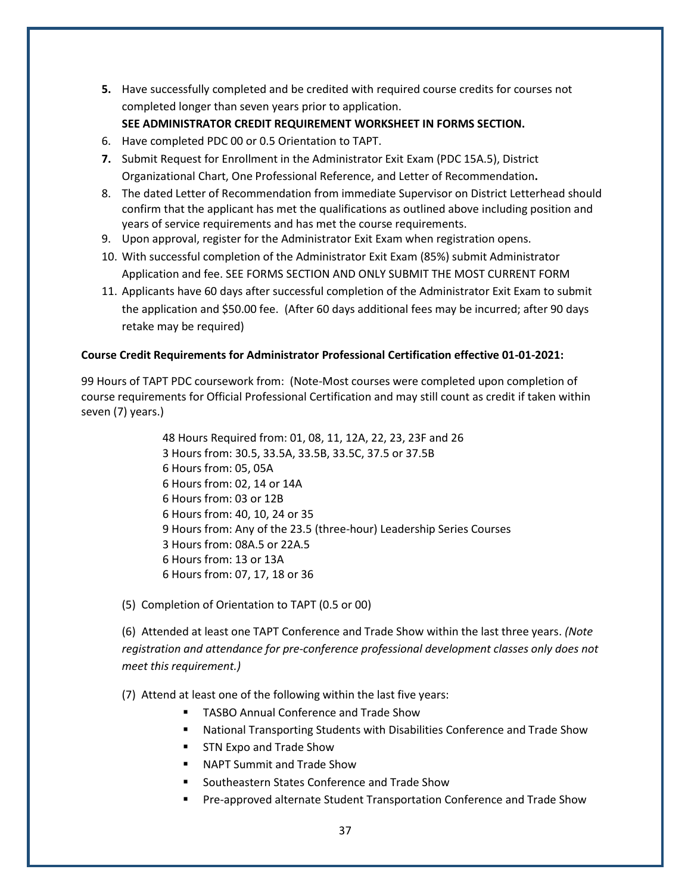5. **Have successfully completed and be credited with required course credits for courses not completed longer than seven years prior to application.**
   **SEE ADMINISTRATOR CREDIT REQUIREMENT WORKSHEET IN FORMS SECTION.**
6. Have completed PDC 00 or 0.5 Orientation to TAPT.
7. Submit Request for Enrollment in the Administrator Exit Exam (PDC 15A.5), District Organizational Chart, One Professional Reference, and Letter of Recommendation**.**
8. The dated Letter of Recommendation from immediate Supervisor on District Letterhead should confirm that the applicant has met the qualifications as outlined above including position and years of service requirements and has met the course requirements.
9. Upon approval, register for the Administrator Exit Exam when registration opens.
10. With successful completion of the Administrator Exit Exam (85%) submit Administrator Application and fee. SEE FORMS SECTION AND ONLY SUBMIT THE MOST CURRENT FORM
11. Applicants have 60 days after successful completion of the Administrator Exit Exam to submit the application and $50.00 fee. (After 60 days additional fees may be incurred; after 90 days retake may be required)

**Course Credit Requirements for Administrator Professional Certification effective 01-01-2021:**

99 Hours of TAPT PDC coursework from: (Note-Most courses were completed upon completion of course requirements for Official Professional Certification and may still count as credit if taken within seven (7) years.)

48 Hours Required from: 01, 08, 11, 12A, 22, 23, 23F and 26
3 Hours from: 30.5, 33.5A, 33.5B, 33.5C, 37.5 or 37.5B
6 Hours from: 05, 05A
6 Hours from: 02, 14 or 14A
6 Hours from: 03 or 12B
6 Hours from: 40, 10, 24 or 35
9 Hours from: Any of the 23.5 (three-hour) Leadership Series Courses
3 Hours from: 08A.5 or 22A.5
6 Hours from: 13 or 13A
6 Hours from: 07, 17, 18 or 36

(5) Completion of Orientation to TAPT (0.5 or 00)

(6) Attended at least one TAPT Conference and Trade Show within the last three years. *(Note registration and attendance for pre-conference professional development classes only does not meet this requirement.)*

(7) Attend at least one of the following within the last five years:

- TASBO Annual Conference and Trade Show
- National Transporting Students with Disabilities Conference and Trade Show
- STN Expo and Trade Show
- NAPT Summit and Trade Show
- Southeastern States Conference and Trade Show
- Pre-approved alternate Student Transportation Conference and Trade Show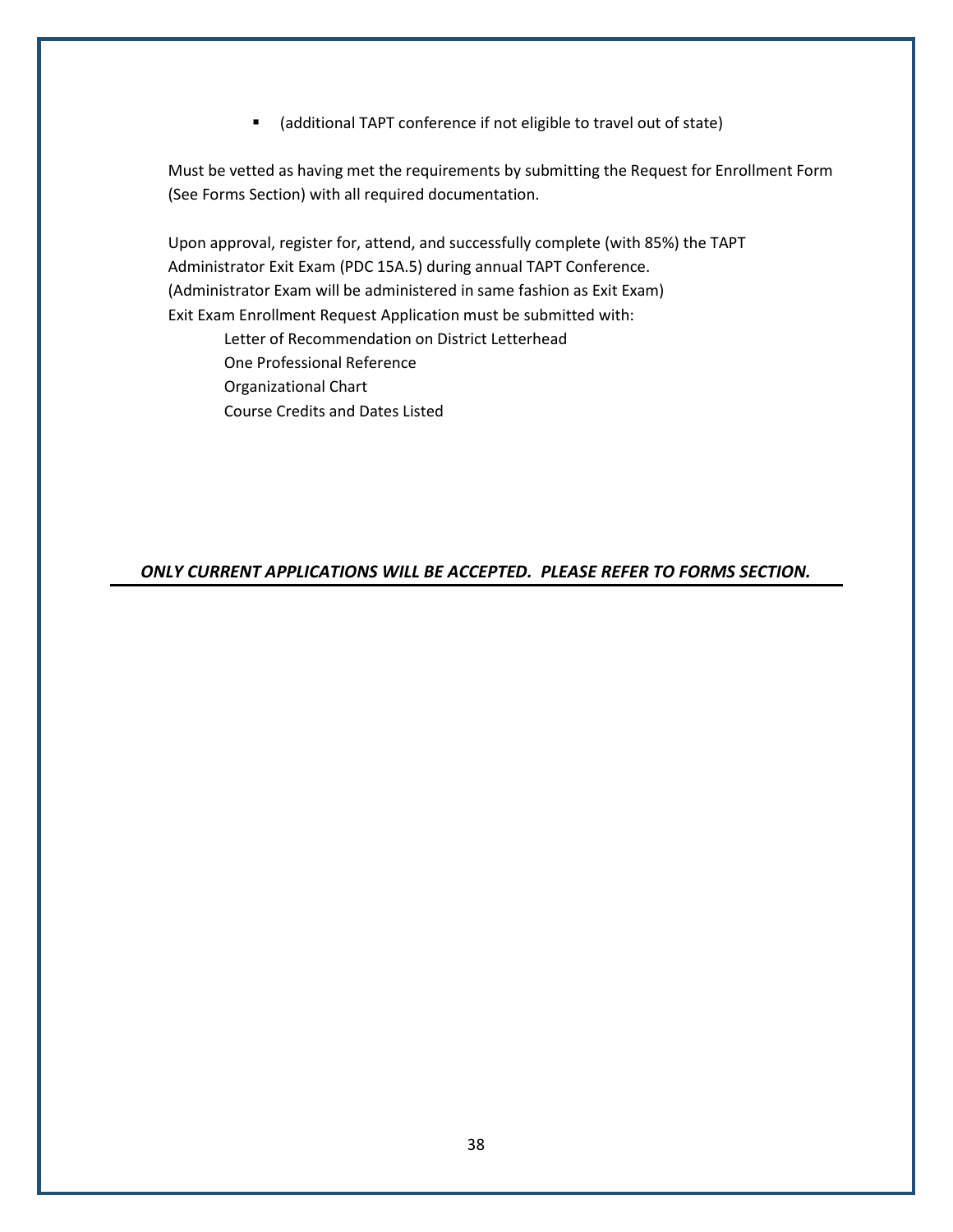- (additional TAPT conference if not eligible to travel out of state)

Must be vetted as having met the requirements by submitting the Request for Enrollment Form (See Forms Section) with all required documentation.

Upon approval, register for, attend, and successfully complete (with 85%) the TAPT Administrator Exit Exam (PDC 15A.5) during annual TAPT Conference.
(Administrator Exam will be administered in same fashion as Exit Exam)
Exit Exam Enrollment Request Application must be submitted with:

Letter of Recommendation on District Letterhead
One Professional Reference
Organizational Chart
Course Credits and Dates Listed

***ONLY CURRENT APPLICATIONS WILL BE ACCEPTED. PLEASE REFER TO FORMS SECTION.***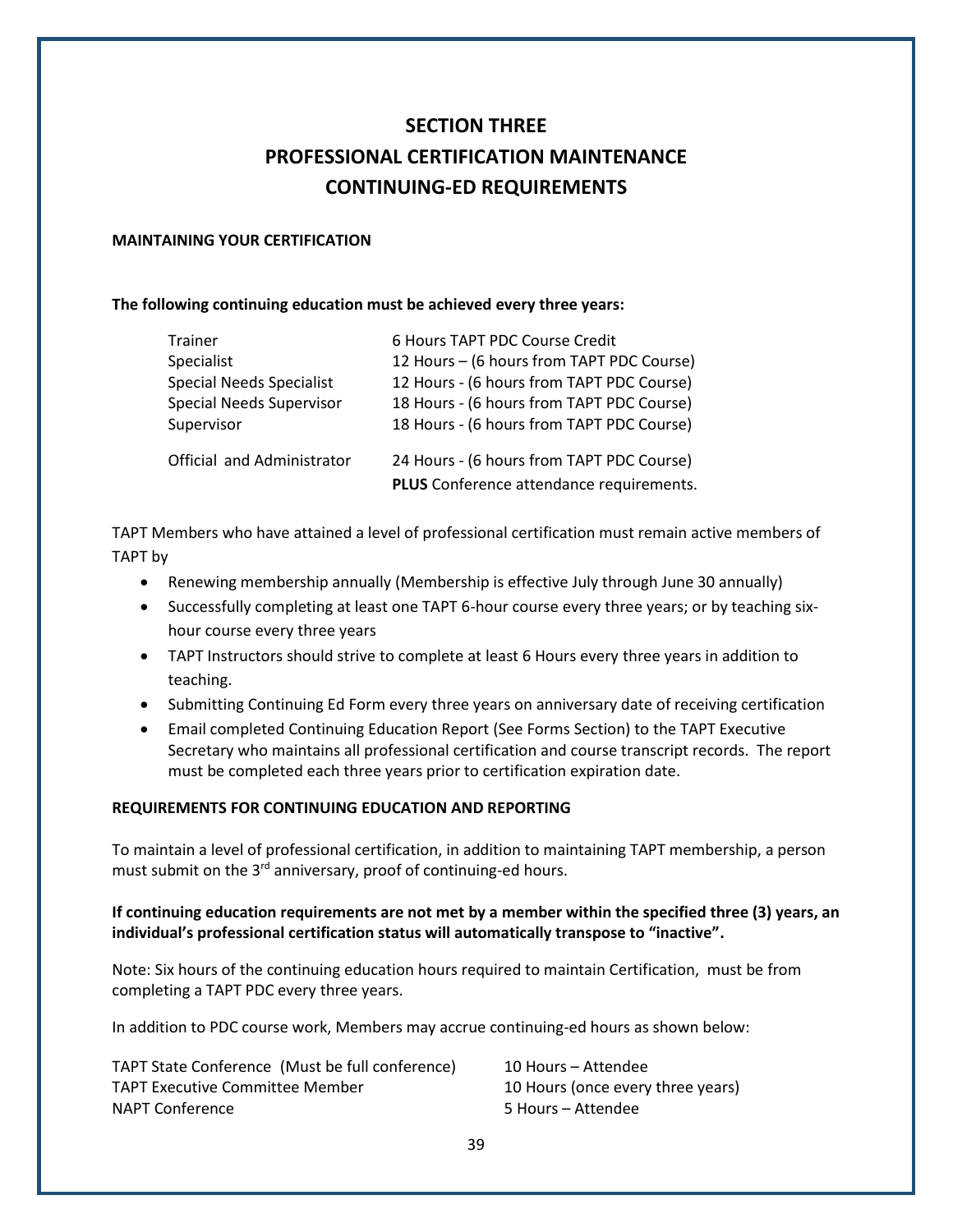# SECTION THREE
# PROFESSIONAL CERTIFICATION MAINTENANCE
# CONTINUING-ED REQUIREMENTS

**MAINTAINING YOUR CERTIFICATION**

**The following continuing education must be achieved every three years:**

| | |
|---|---|
| Trainer | 6 Hours TAPT PDC Course Credit |
| Specialist | 12 Hours – (6 hours from TAPT PDC Course) |
| Special Needs Specialist | 12 Hours - (6 hours from TAPT PDC Course) |
| Special Needs Supervisor | 18 Hours - (6 hours from TAPT PDC Course) |
| Supervisor | 18 Hours - (6 hours from TAPT PDC Course) |
| Official and Administrator | 24 Hours - (6 hours from TAPT PDC Course) **PLUS** Conference attendance requirements. |

TAPT Members who have attained a level of professional certification must remain active members of TAPT by

- Renewing membership annually (Membership is effective July through June 30 annually)
- Successfully completing at least one TAPT 6-hour course every three years; or by teaching six-hour course every three years
- TAPT Instructors should strive to complete at least 6 Hours every three years in addition to teaching.
- Submitting Continuing Ed Form every three years on anniversary date of receiving certification
- Email completed Continuing Education Report (See Forms Section) to the TAPT Executive Secretary who maintains all professional certification and course transcript records. The report must be completed each three years prior to certification expiration date.

**REQUIREMENTS FOR CONTINUING EDUCATION AND REPORTING**

To maintain a level of professional certification, in addition to maintaining TAPT membership, a person must submit on the 3rd anniversary, proof of continuing-ed hours.

**If continuing education requirements are not met by a member within the specified three (3) years, an individual's professional certification status will automatically transpose to "inactive".**

Note: Six hours of the continuing education hours required to maintain Certification, must be from completing a TAPT PDC every three years.

In addition to PDC course work, Members may accrue continuing-ed hours as shown below:

| | |
|---|---|
| TAPT State Conference (Must be full conference) | 10 Hours – Attendee |
| TAPT Executive Committee Member | 10 Hours (once every three years) |
| NAPT Conference | 5 Hours – Attendee |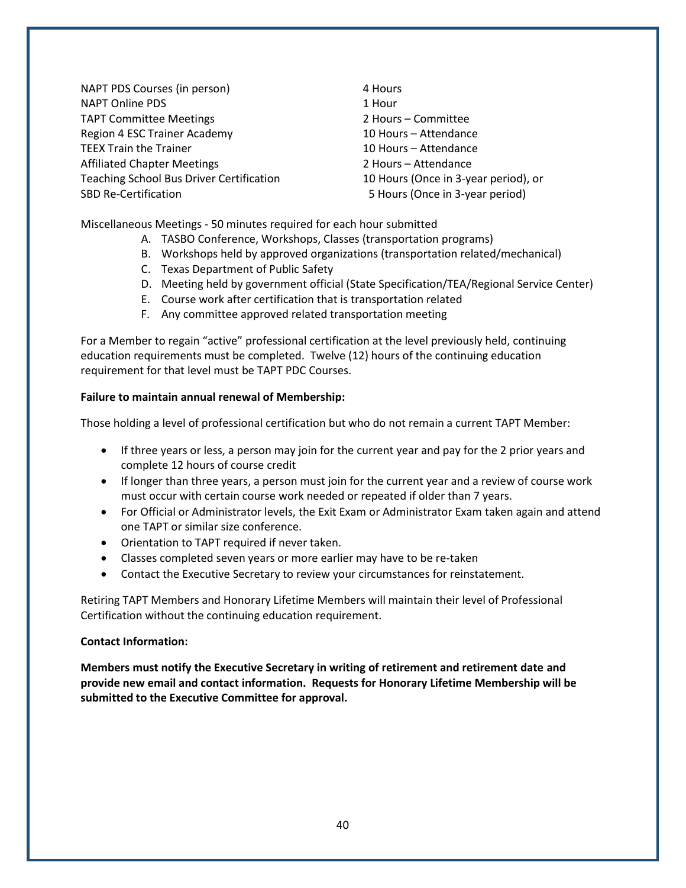| | |
|---|---|
| NAPT PDS Courses (in person) | 4 Hours |
| NAPT Online PDS | 1 Hour |
| TAPT Committee Meetings | 2 Hours – Committee |
| Region 4 ESC Trainer Academy | 10 Hours – Attendance |
| TEEX Train the Trainer | 10 Hours – Attendance |
| Affiliated Chapter Meetings | 2 Hours – Attendance |
| Teaching School Bus Driver Certification | 10 Hours (Once in 3-year period), or |
| SBD Re-Certification | 5 Hours (Once in 3-year period) |

Miscellaneous Meetings - 50 minutes required for each hour submitted

A. TASBO Conference, Workshops, Classes (transportation programs)
B. Workshops held by approved organizations (transportation related/mechanical)
C. Texas Department of Public Safety
D. Meeting held by government official (State Specification/TEA/Regional Service Center)
E. Course work after certification that is transportation related
F. Any committee approved related transportation meeting

For a Member to regain "active" professional certification at the level previously held, continuing education requirements must be completed. Twelve (12) hours of the continuing education requirement for that level must be TAPT PDC Courses.

**Failure to maintain annual renewal of Membership:**

Those holding a level of professional certification but who do not remain a current TAPT Member:

- If three years or less, a person may join for the current year and pay for the 2 prior years and complete 12 hours of course credit
- If longer than three years, a person must join for the current year and a review of course work must occur with certain course work needed or repeated if older than 7 years.
- For Official or Administrator levels, the Exit Exam or Administrator Exam taken again and attend one TAPT or similar size conference.
- Orientation to TAPT required if never taken.
- Classes completed seven years or more earlier may have to be re-taken
- Contact the Executive Secretary to review your circumstances for reinstatement.

Retiring TAPT Members and Honorary Lifetime Members will maintain their level of Professional Certification without the continuing education requirement.

**Contact Information:**

**Members must notify the Executive Secretary in writing of retirement and retirement date and provide new email and contact information. Requests for Honorary Lifetime Membership will be submitted to the Executive Committee for approval.**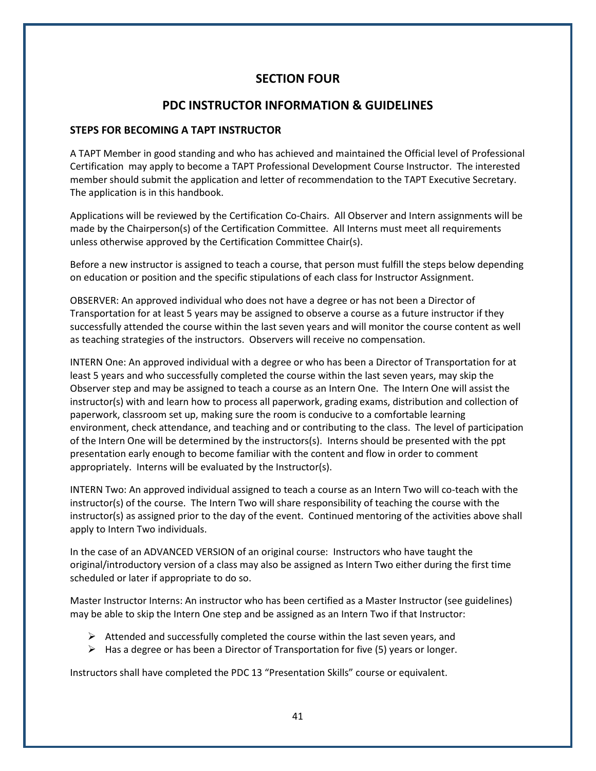# SECTION FOUR

## PDC INSTRUCTOR INFORMATION & GUIDELINES

### STEPS FOR BECOMING A TAPT INSTRUCTOR

A TAPT Member in good standing and who has achieved and maintained the Official level of Professional Certification may apply to become a TAPT Professional Development Course Instructor. The interested member should submit the application and letter of recommendation to the TAPT Executive Secretary. The application is in this handbook.

Applications will be reviewed by the Certification Co-Chairs. All Observer and Intern assignments will be made by the Chairperson(s) of the Certification Committee. All Interns must meet all requirements unless otherwise approved by the Certification Committee Chair(s).

Before a new instructor is assigned to teach a course, that person must fulfill the steps below depending on education or position and the specific stipulations of each class for Instructor Assignment.

OBSERVER: An approved individual who does not have a degree or has not been a Director of Transportation for at least 5 years may be assigned to observe a course as a future instructor if they successfully attended the course within the last seven years and will monitor the course content as well as teaching strategies of the instructors. Observers will receive no compensation.

INTERN One: An approved individual with a degree or who has been a Director of Transportation for at least 5 years and who successfully completed the course within the last seven years, may skip the Observer step and may be assigned to teach a course as an Intern One. The Intern One will assist the instructor(s) with and learn how to process all paperwork, grading exams, distribution and collection of paperwork, classroom set up, making sure the room is conducive to a comfortable learning environment, check attendance, and teaching and or contributing to the class. The level of participation of the Intern One will be determined by the instructors(s). Interns should be presented with the ppt presentation early enough to become familiar with the content and flow in order to comment appropriately. Interns will be evaluated by the Instructor(s).

INTERN Two: An approved individual assigned to teach a course as an Intern Two will co-teach with the instructor(s) of the course. The Intern Two will share responsibility of teaching the course with the instructor(s) as assigned prior to the day of the event. Continued mentoring of the activities above shall apply to Intern Two individuals.

In the case of an ADVANCED VERSION of an original course: Instructors who have taught the original/introductory version of a class may also be assigned as Intern Two either during the first time scheduled or later if appropriate to do so.

Master Instructor Interns: An instructor who has been certified as a Master Instructor (see guidelines) may be able to skip the Intern One step and be assigned as an Intern Two if that Instructor:

- Attended and successfully completed the course within the last seven years, and
- Has a degree or has been a Director of Transportation for five (5) years or longer.

Instructors shall have completed the PDC 13 "Presentation Skills" course or equivalent.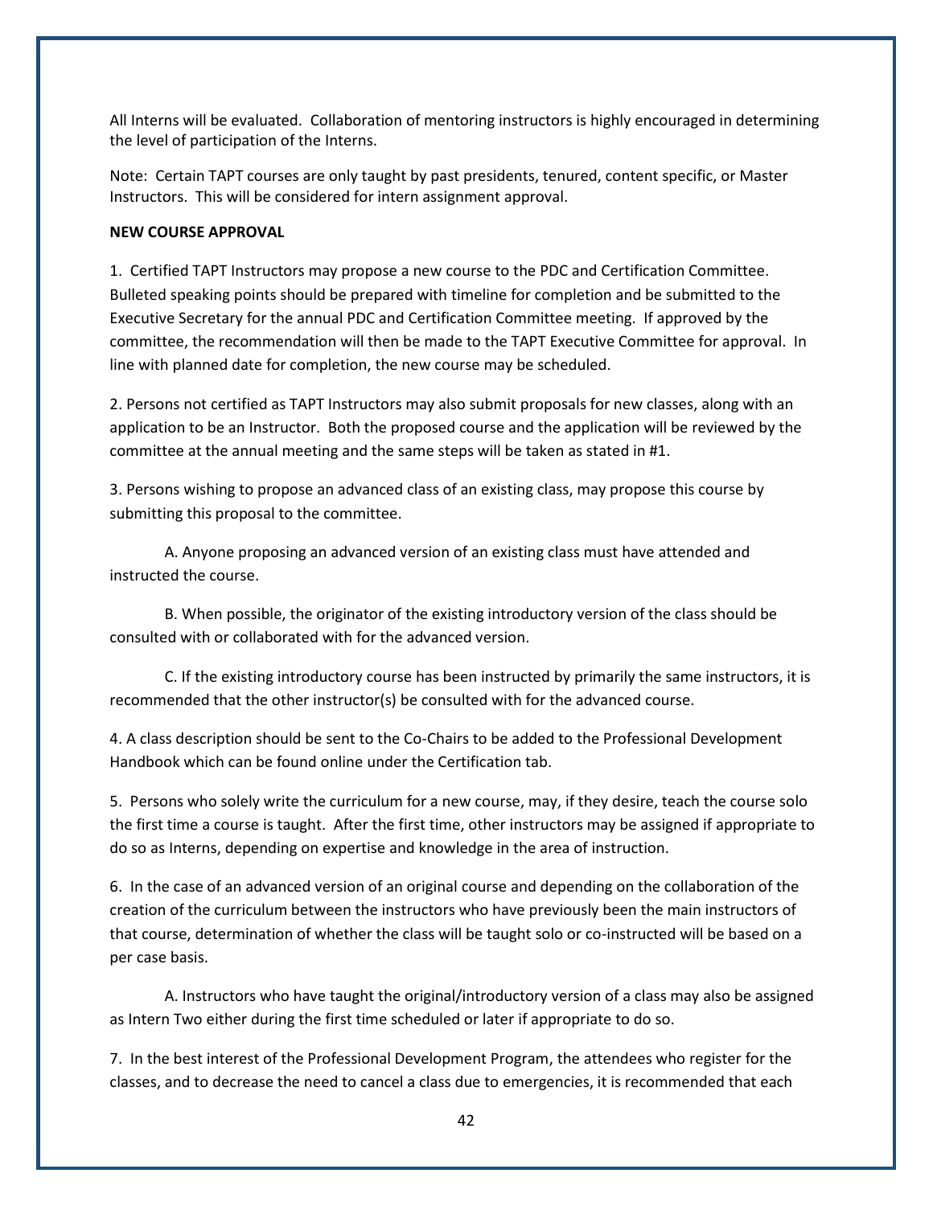All Interns will be evaluated. Collaboration of mentoring instructors is highly encouraged in determining the level of participation of the Interns.

Note: Certain TAPT courses are only taught by past presidents, tenured, content specific, or Master Instructors. This will be considered for intern assignment approval.

**NEW COURSE APPROVAL**

1. Certified TAPT Instructors may propose a new course to the PDC and Certification Committee. Bulleted speaking points should be prepared with timeline for completion and be submitted to the Executive Secretary for the annual PDC and Certification Committee meeting. If approved by the committee, the recommendation will then be made to the TAPT Executive Committee for approval. In line with planned date for completion, the new course may be scheduled.

2. Persons not certified as TAPT Instructors may also submit proposals for new classes, along with an application to be an Instructor. Both the proposed course and the application will be reviewed by the committee at the annual meeting and the same steps will be taken as stated in #1.

3. Persons wishing to propose an advanced class of an existing class, may propose this course by submitting this proposal to the committee.

   A. Anyone proposing an advanced version of an existing class must have attended and instructed the course.

   B. When possible, the originator of the existing introductory version of the class should be consulted with or collaborated with for the advanced version.

   C. If the existing introductory course has been instructed by primarily the same instructors, it is recommended that the other instructor(s) be consulted with for the advanced course.

4. A class description should be sent to the Co-Chairs to be added to the Professional Development Handbook which can be found online under the Certification tab.

5. Persons who solely write the curriculum for a new course, may, if they desire, teach the course solo the first time a course is taught. After the first time, other instructors may be assigned if appropriate to do so as Interns, depending on expertise and knowledge in the area of instruction.

6. In the case of an advanced version of an original course and depending on the collaboration of the creation of the curriculum between the instructors who have previously been the main instructors of that course, determination of whether the class will be taught solo or co-instructed will be based on a per case basis.

   A. Instructors who have taught the original/introductory version of a class may also be assigned as Intern Two either during the first time scheduled or later if appropriate to do so.

7. In the best interest of the Professional Development Program, the attendees who register for the classes, and to decrease the need to cancel a class due to emergencies, it is recommended that each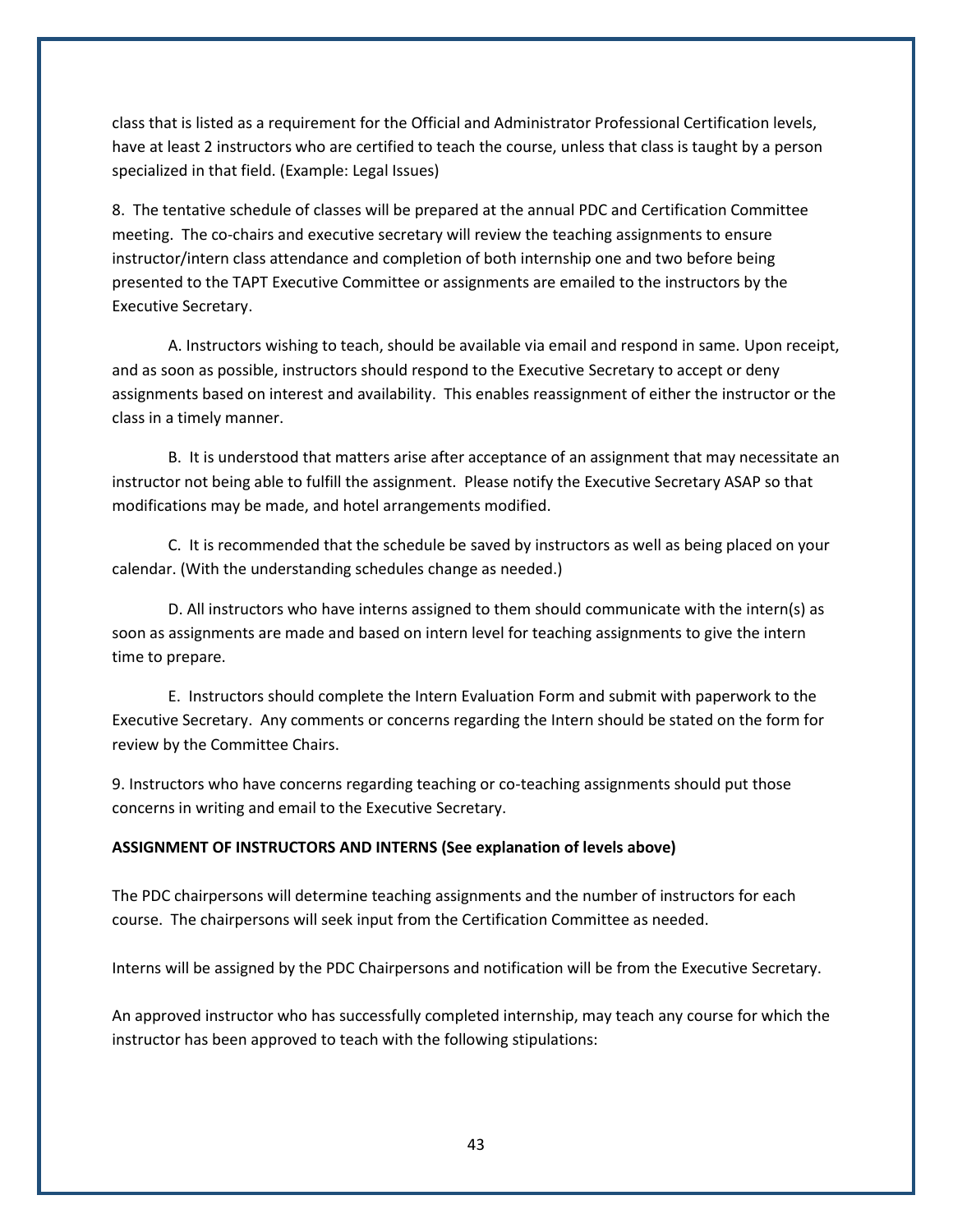class that is listed as a requirement for the Official and Administrator Professional Certification levels, have at least 2 instructors who are certified to teach the course, unless that class is taught by a person specialized in that field. (Example: Legal Issues)

8. The tentative schedule of classes will be prepared at the annual PDC and Certification Committee meeting. The co-chairs and executive secretary will review the teaching assignments to ensure instructor/intern class attendance and completion of both internship one and two before being presented to the TAPT Executive Committee or assignments are emailed to the instructors by the Executive Secretary.

A. Instructors wishing to teach, should be available via email and respond in same. Upon receipt, and as soon as possible, instructors should respond to the Executive Secretary to accept or deny assignments based on interest and availability. This enables reassignment of either the instructor or the class in a timely manner.

B. It is understood that matters arise after acceptance of an assignment that may necessitate an instructor not being able to fulfill the assignment. Please notify the Executive Secretary ASAP so that modifications may be made, and hotel arrangements modified.

C. It is recommended that the schedule be saved by instructors as well as being placed on your calendar. (With the understanding schedules change as needed.)

D. All instructors who have interns assigned to them should communicate with the intern(s) as soon as assignments are made and based on intern level for teaching assignments to give the intern time to prepare.

E. Instructors should complete the Intern Evaluation Form and submit with paperwork to the Executive Secretary. Any comments or concerns regarding the Intern should be stated on the form for review by the Committee Chairs.

9. Instructors who have concerns regarding teaching or co-teaching assignments should put those concerns in writing and email to the Executive Secretary.

**ASSIGNMENT OF INSTRUCTORS AND INTERNS (See explanation of levels above)**

The PDC chairpersons will determine teaching assignments and the number of instructors for each course. The chairpersons will seek input from the Certification Committee as needed.

Interns will be assigned by the PDC Chairpersons and notification will be from the Executive Secretary.

An approved instructor who has successfully completed internship, may teach any course for which the instructor has been approved to teach with the following stipulations: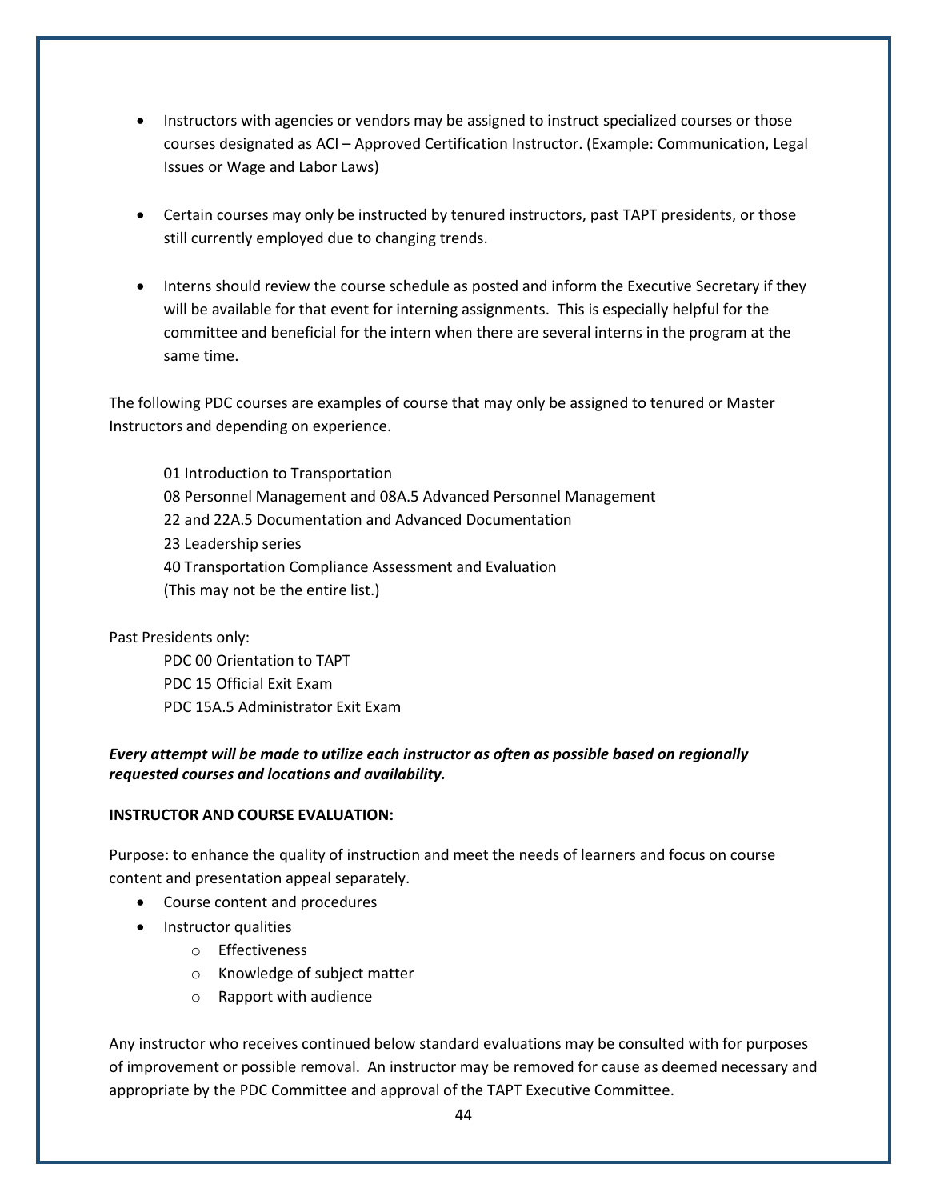- Instructors with agencies or vendors may be assigned to instruct specialized courses or those courses designated as ACI – Approved Certification Instructor. (Example: Communication, Legal Issues or Wage and Labor Laws)

- Certain courses may only be instructed by tenured instructors, past TAPT presidents, or those still currently employed due to changing trends.

- Interns should review the course schedule as posted and inform the Executive Secretary if they will be available for that event for interning assignments. This is especially helpful for the committee and beneficial for the intern when there are several interns in the program at the same time.

The following PDC courses are examples of course that may only be assigned to tenured or Master Instructors and depending on experience.

01 Introduction to Transportation
08 Personnel Management and 08A.5 Advanced Personnel Management
22 and 22A.5 Documentation and Advanced Documentation
23 Leadership series
40 Transportation Compliance Assessment and Evaluation
(This may not be the entire list.)

Past Presidents only:
PDC 00 Orientation to TAPT
PDC 15 Official Exit Exam
PDC 15A.5 Administrator Exit Exam

***Every attempt will be made to utilize each instructor as often as possible based on regionally requested courses and locations and availability.***

**INSTRUCTOR AND COURSE EVALUATION:**

Purpose: to enhance the quality of instruction and meet the needs of learners and focus on course content and presentation appeal separately.

- Course content and procedures
- Instructor qualities
    - Effectiveness
    - Knowledge of subject matter
    - Rapport with audience

Any instructor who receives continued below standard evaluations may be consulted with for purposes of improvement or possible removal. An instructor may be removed for cause as deemed necessary and appropriate by the PDC Committee and approval of the TAPT Executive Committee.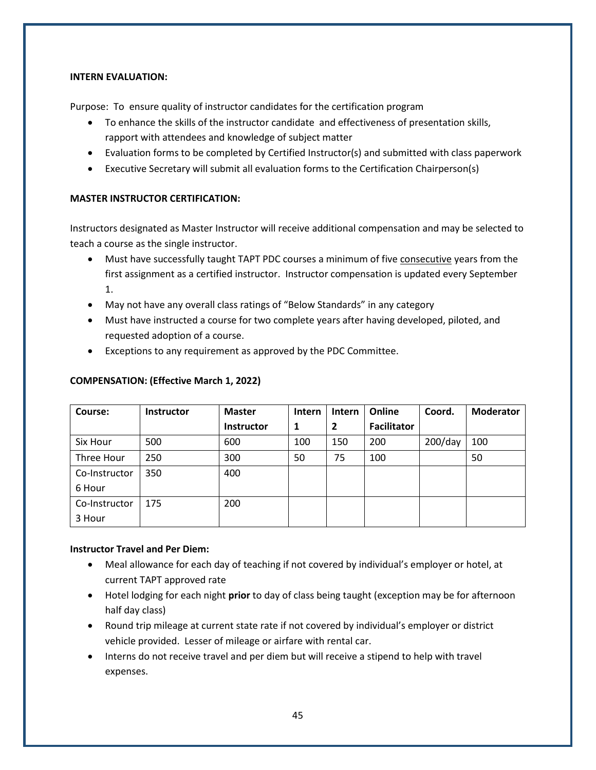**INTERN EVALUATION:**

Purpose: To ensure quality of instructor candidates for the certification program

- To enhance the skills of the instructor candidate and effectiveness of presentation skills, rapport with attendees and knowledge of subject matter
- Evaluation forms to be completed by Certified Instructor(s) and submitted with class paperwork
- Executive Secretary will submit all evaluation forms to the Certification Chairperson(s)

**MASTER INSTRUCTOR CERTIFICATION:**

Instructors designated as Master Instructor will receive additional compensation and may be selected to teach a course as the single instructor.

- Must have successfully taught TAPT PDC courses a minimum of five consecutive years from the first assignment as a certified instructor. Instructor compensation is updated every September 1.
- May not have any overall class ratings of "Below Standards" in any category
- Must have instructed a course for two complete years after having developed, piloted, and requested adoption of a course.
- Exceptions to any requirement as approved by the PDC Committee.

**COMPENSATION: (Effective March 1, 2022)**

| Course: | Instructor | Master Instructor | Intern 1 | Intern 2 | Online Facilitator | Coord. | Moderator |
|---|---|---|---|---|---|---|---|
| Six Hour | 500 | 600 | 100 | 150 | 200 | 200/day | 100 |
| Three Hour | 250 | 300 | 50 | 75 | 100 | | 50 |
| Co-Instructor 6 Hour | 350 | 400 | | | | | |
| Co-Instructor 3 Hour | 175 | 200 | | | | | |

**Instructor Travel and Per Diem:**

- Meal allowance for each day of teaching if not covered by individual's employer or hotel, at current TAPT approved rate
- Hotel lodging for each night **prior** to day of class being taught (exception may be for afternoon half day class)
- Round trip mileage at current state rate if not covered by individual's employer or district vehicle provided. Lesser of mileage or airfare with rental car.
- Interns do not receive travel and per diem but will receive a stipend to help with travel expenses.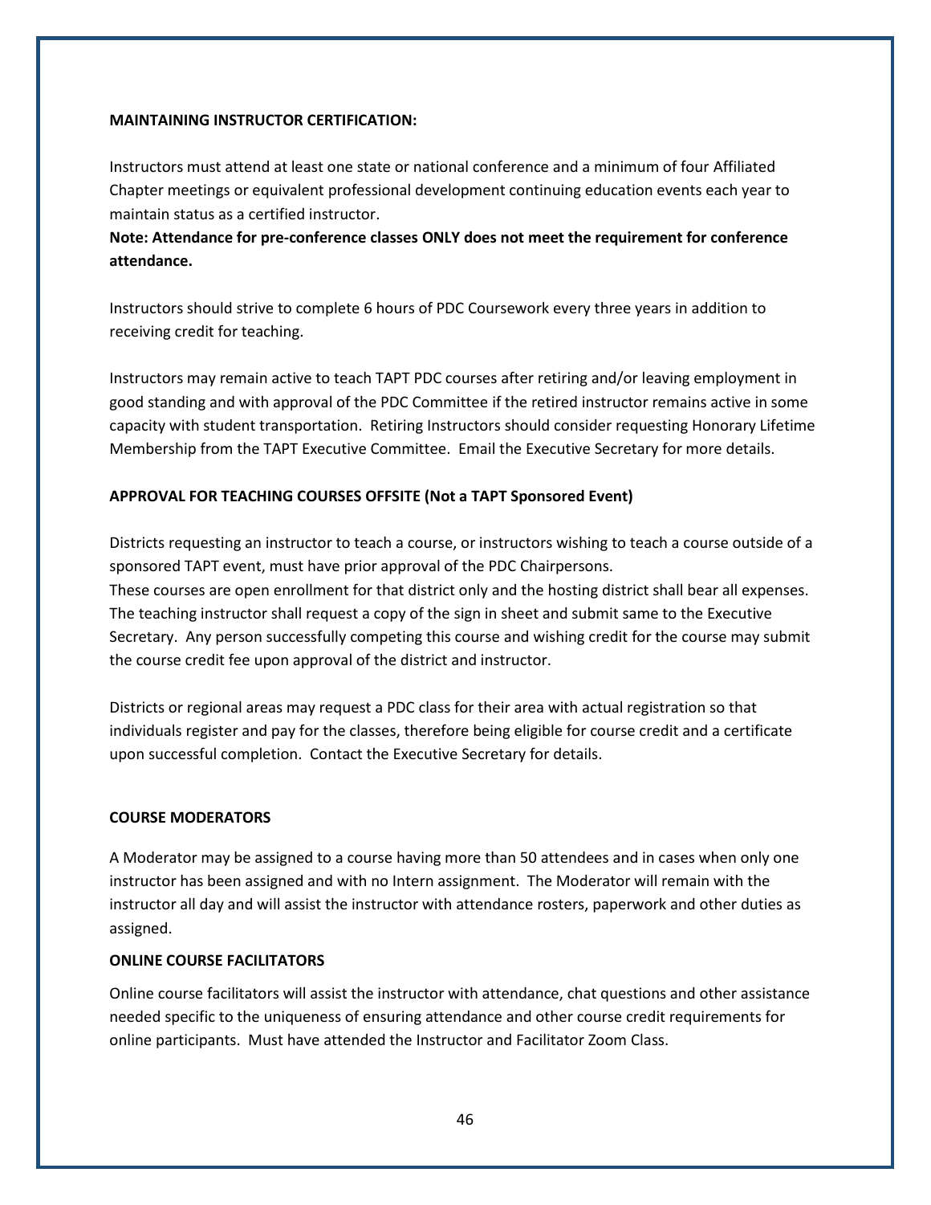**MAINTAINING INSTRUCTOR CERTIFICATION:**

Instructors must attend at least one state or national conference and a minimum of four Affiliated Chapter meetings or equivalent professional development continuing education events each year to maintain status as a certified instructor.

**Note: Attendance for pre-conference classes ONLY does not meet the requirement for conference attendance.**

Instructors should strive to complete 6 hours of PDC Coursework every three years in addition to receiving credit for teaching.

Instructors may remain active to teach TAPT PDC courses after retiring and/or leaving employment in good standing and with approval of the PDC Committee if the retired instructor remains active in some capacity with student transportation. Retiring Instructors should consider requesting Honorary Lifetime Membership from the TAPT Executive Committee. Email the Executive Secretary for more details.

**APPROVAL FOR TEACHING COURSES OFFSITE (Not a TAPT Sponsored Event)**

Districts requesting an instructor to teach a course, or instructors wishing to teach a course outside of a sponsored TAPT event, must have prior approval of the PDC Chairpersons.
These courses are open enrollment for that district only and the hosting district shall bear all expenses. The teaching instructor shall request a copy of the sign in sheet and submit same to the Executive Secretary. Any person successfully competing this course and wishing credit for the course may submit the course credit fee upon approval of the district and instructor.

Districts or regional areas may request a PDC class for their area with actual registration so that individuals register and pay for the classes, therefore being eligible for course credit and a certificate upon successful completion. Contact the Executive Secretary for details.

**COURSE MODERATORS**

A Moderator may be assigned to a course having more than 50 attendees and in cases when only one instructor has been assigned and with no Intern assignment. The Moderator will remain with the instructor all day and will assist the instructor with attendance rosters, paperwork and other duties as assigned.

**ONLINE COURSE FACILITATORS**

Online course facilitators will assist the instructor with attendance, chat questions and other assistance needed specific to the uniqueness of ensuring attendance and other course credit requirements for online participants. Must have attended the Instructor and Facilitator Zoom Class.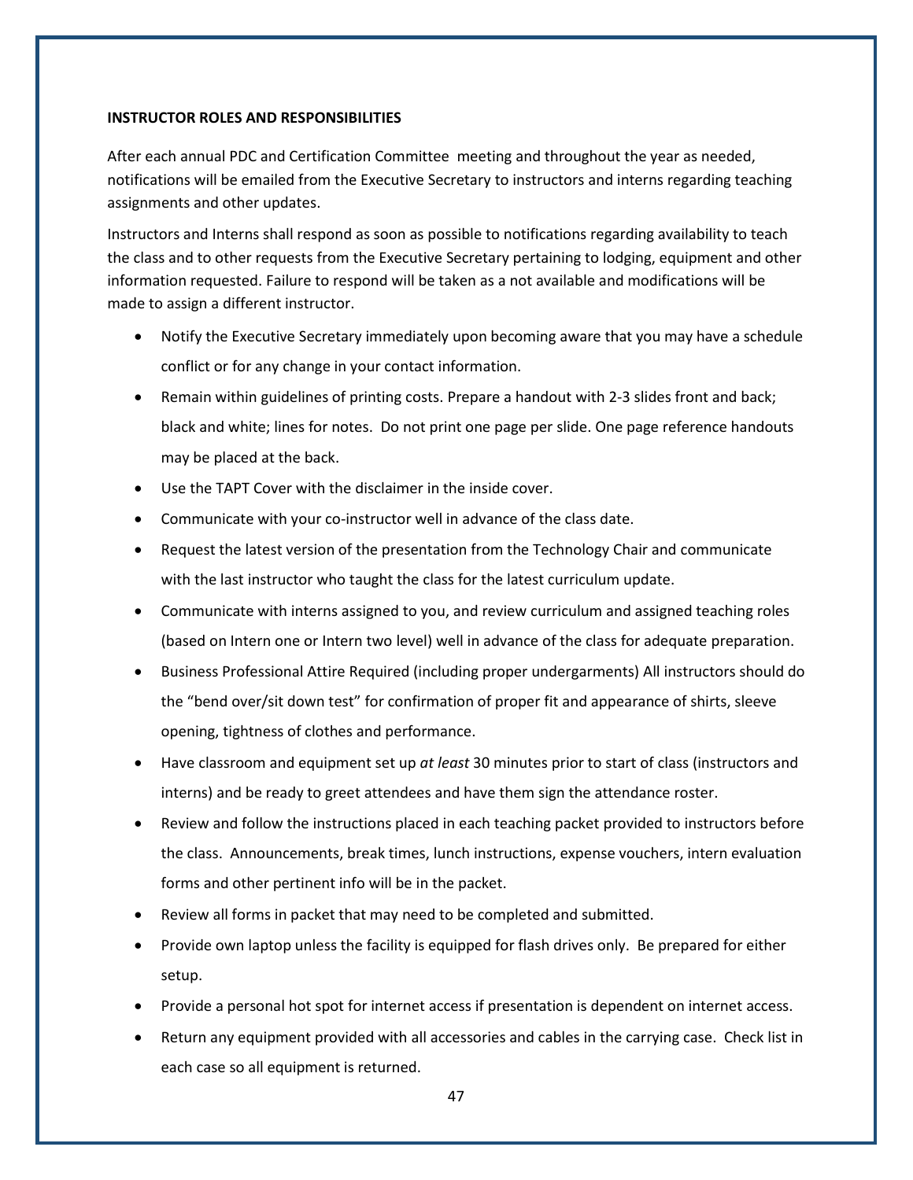**INSTRUCTOR ROLES AND RESPONSIBILITIES**

After each annual PDC and Certification Committee meeting and throughout the year as needed, notifications will be emailed from the Executive Secretary to instructors and interns regarding teaching assignments and other updates.

Instructors and Interns shall respond as soon as possible to notifications regarding availability to teach the class and to other requests from the Executive Secretary pertaining to lodging, equipment and other information requested. Failure to respond will be taken as a not available and modifications will be made to assign a different instructor.

- Notify the Executive Secretary immediately upon becoming aware that you may have a schedule conflict or for any change in your contact information.
- Remain within guidelines of printing costs. Prepare a handout with 2-3 slides front and back; black and white; lines for notes. Do not print one page per slide. One page reference handouts may be placed at the back.
- Use the TAPT Cover with the disclaimer in the inside cover.
- Communicate with your co-instructor well in advance of the class date.
- Request the latest version of the presentation from the Technology Chair and communicate with the last instructor who taught the class for the latest curriculum update.
- Communicate with interns assigned to you, and review curriculum and assigned teaching roles (based on Intern one or Intern two level) well in advance of the class for adequate preparation.
- Business Professional Attire Required (including proper undergarments) All instructors should do the "bend over/sit down test" for confirmation of proper fit and appearance of shirts, sleeve opening, tightness of clothes and performance.
- Have classroom and equipment set up *at least* 30 minutes prior to start of class (instructors and interns) and be ready to greet attendees and have them sign the attendance roster.
- Review and follow the instructions placed in each teaching packet provided to instructors before the class. Announcements, break times, lunch instructions, expense vouchers, intern evaluation forms and other pertinent info will be in the packet.
- Review all forms in packet that may need to be completed and submitted.
- Provide own laptop unless the facility is equipped for flash drives only. Be prepared for either setup.
- Provide a personal hot spot for internet access if presentation is dependent on internet access.
- Return any equipment provided with all accessories and cables in the carrying case. Check list in each case so all equipment is returned.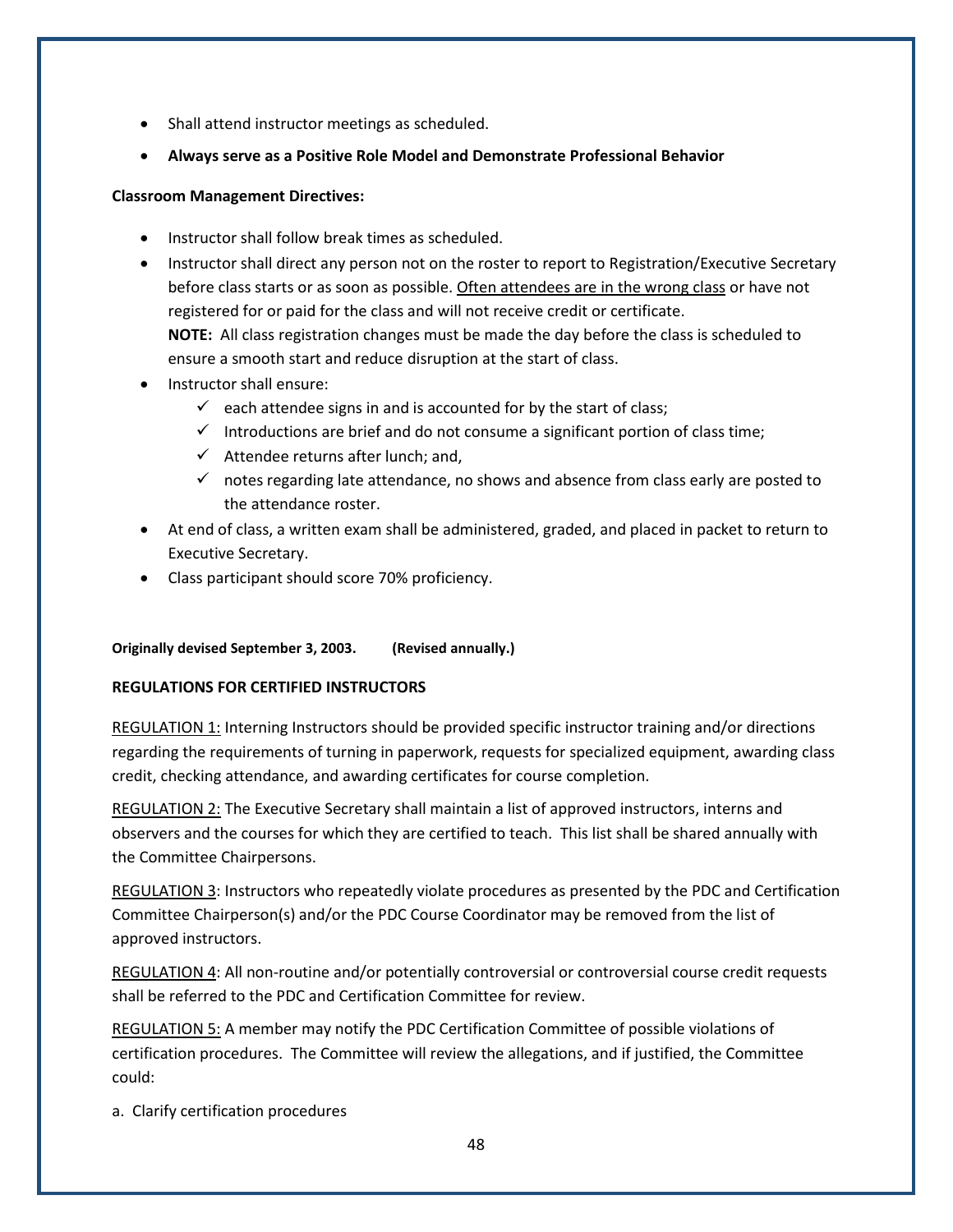- Shall attend instructor meetings as scheduled.
- **Always serve as a Positive Role Model and Demonstrate Professional Behavior**

**Classroom Management Directives:**

- Instructor shall follow break times as scheduled.
- Instructor shall direct any person not on the roster to report to Registration/Executive Secretary before class starts or as soon as possible. <u>Often attendees are in the wrong class</u> or have not registered for or paid for the class and will not receive credit or certificate.
  **NOTE:** All class registration changes must be made the day before the class is scheduled to ensure a smooth start and reduce disruption at the start of class.
- Instructor shall ensure:
  - ✓ each attendee signs in and is accounted for by the start of class;
  - ✓ Introductions are brief and do not consume a significant portion of class time;
  - ✓ Attendee returns after lunch; and,
  - ✓ notes regarding late attendance, no shows and absence from class early are posted to the attendance roster.
- At end of class, a written exam shall be administered, graded, and placed in packet to return to Executive Secretary.
- Class participant should score 70% proficiency.

**Originally devised September 3, 2003. (Revised annually.)**

**REGULATIONS FOR CERTIFIED INSTRUCTORS**

<u>REGULATION 1:</u> Interning Instructors should be provided specific instructor training and/or directions regarding the requirements of turning in paperwork, requests for specialized equipment, awarding class credit, checking attendance, and awarding certificates for course completion.

<u>REGULATION 2:</u> The Executive Secretary shall maintain a list of approved instructors, interns and observers and the courses for which they are certified to teach. This list shall be shared annually with the Committee Chairpersons.

<u>REGULATION 3</u>: Instructors who repeatedly violate procedures as presented by the PDC and Certification Committee Chairperson(s) and/or the PDC Course Coordinator may be removed from the list of approved instructors.

<u>REGULATION 4</u>: All non-routine and/or potentially controversial or controversial course credit requests shall be referred to the PDC and Certification Committee for review.

<u>REGULATION 5:</u> A member may notify the PDC Certification Committee of possible violations of certification procedures. The Committee will review the allegations, and if justified, the Committee could:

a. Clarify certification procedures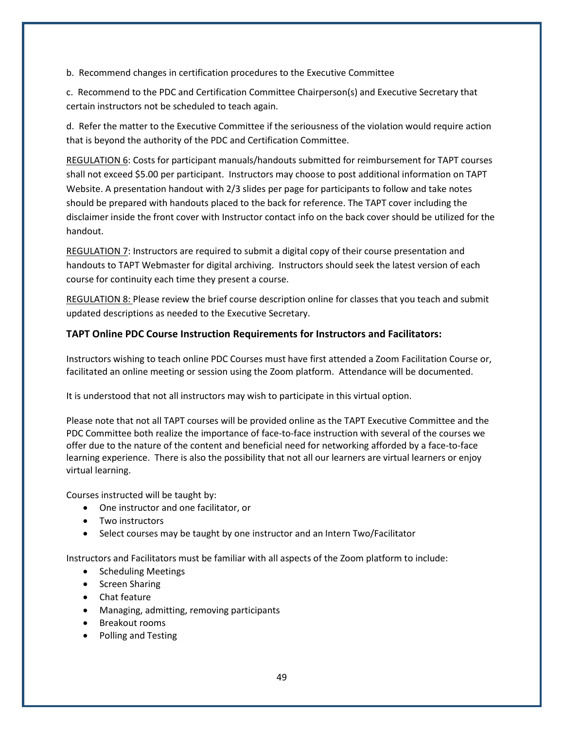b. Recommend changes in certification procedures to the Executive Committee

c. Recommend to the PDC and Certification Committee Chairperson(s) and Executive Secretary that certain instructors not be scheduled to teach again.

d. Refer the matter to the Executive Committee if the seriousness of the violation would require action that is beyond the authority of the PDC and Certification Committee.

REGULATION 6: Costs for participant manuals/handouts submitted for reimbursement for TAPT courses shall not exceed $5.00 per participant. Instructors may choose to post additional information on TAPT Website. A presentation handout with 2/3 slides per page for participants to follow and take notes should be prepared with handouts placed to the back for reference. The TAPT cover including the disclaimer inside the front cover with Instructor contact info on the back cover should be utilized for the handout.

REGULATION 7: Instructors are required to submit a digital copy of their course presentation and handouts to TAPT Webmaster for digital archiving. Instructors should seek the latest version of each course for continuity each time they present a course.

REGULATION 8: Please review the brief course description online for classes that you teach and submit updated descriptions as needed to the Executive Secretary.

**TAPT Online PDC Course Instruction Requirements for Instructors and Facilitators:**

Instructors wishing to teach online PDC Courses must have first attended a Zoom Facilitation Course or, facilitated an online meeting or session using the Zoom platform. Attendance will be documented.

It is understood that not all instructors may wish to participate in this virtual option.

Please note that not all TAPT courses will be provided online as the TAPT Executive Committee and the PDC Committee both realize the importance of face-to-face instruction with several of the courses we offer due to the nature of the content and beneficial need for networking afforded by a face-to-face learning experience. There is also the possibility that not all our learners are virtual learners or enjoy virtual learning.

Courses instructed will be taught by:

- One instructor and one facilitator, or
- Two instructors
- Select courses may be taught by one instructor and an Intern Two/Facilitator

Instructors and Facilitators must be familiar with all aspects of the Zoom platform to include:

- Scheduling Meetings
- Screen Sharing
- Chat feature
- Managing, admitting, removing participants
- Breakout rooms
- Polling and Testing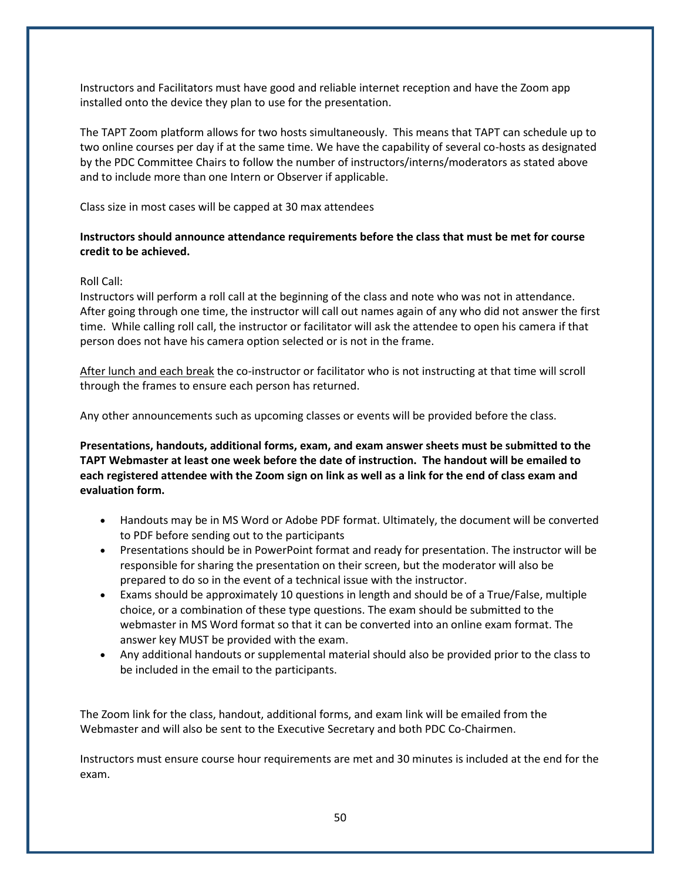Instructors and Facilitators must have good and reliable internet reception and have the Zoom app installed onto the device they plan to use for the presentation.

The TAPT Zoom platform allows for two hosts simultaneously. This means that TAPT can schedule up to two online courses per day if at the same time. We have the capability of several co-hosts as designated by the PDC Committee Chairs to follow the number of instructors/interns/moderators as stated above and to include more than one Intern or Observer if applicable.

Class size in most cases will be capped at 30 max attendees

**Instructors should announce attendance requirements before the class that must be met for course credit to be achieved.**

Roll Call:
Instructors will perform a roll call at the beginning of the class and note who was not in attendance. After going through one time, the instructor will call out names again of any who did not answer the first time. While calling roll call, the instructor or facilitator will ask the attendee to open his camera if that person does not have his camera option selected or is not in the frame.

<u>After lunch and each break</u> the co-instructor or facilitator who is not instructing at that time will scroll through the frames to ensure each person has returned.

Any other announcements such as upcoming classes or events will be provided before the class.

**Presentations, handouts, additional forms, exam, and exam answer sheets must be submitted to the TAPT Webmaster at least one week before the date of instruction. The handout will be emailed to each registered attendee with the Zoom sign on link as well as a link for the end of class exam and evaluation form.**

- Handouts may be in MS Word or Adobe PDF format. Ultimately, the document will be converted to PDF before sending out to the participants
- Presentations should be in PowerPoint format and ready for presentation. The instructor will be responsible for sharing the presentation on their screen, but the moderator will also be prepared to do so in the event of a technical issue with the instructor.
- Exams should be approximately 10 questions in length and should be of a True/False, multiple choice, or a combination of these type questions. The exam should be submitted to the webmaster in MS Word format so that it can be converted into an online exam format. The answer key MUST be provided with the exam.
- Any additional handouts or supplemental material should also be provided prior to the class to be included in the email to the participants.

The Zoom link for the class, handout, additional forms, and exam link will be emailed from the Webmaster and will also be sent to the Executive Secretary and both PDC Co-Chairmen.

Instructors must ensure course hour requirements are met and 30 minutes is included at the end for the exam.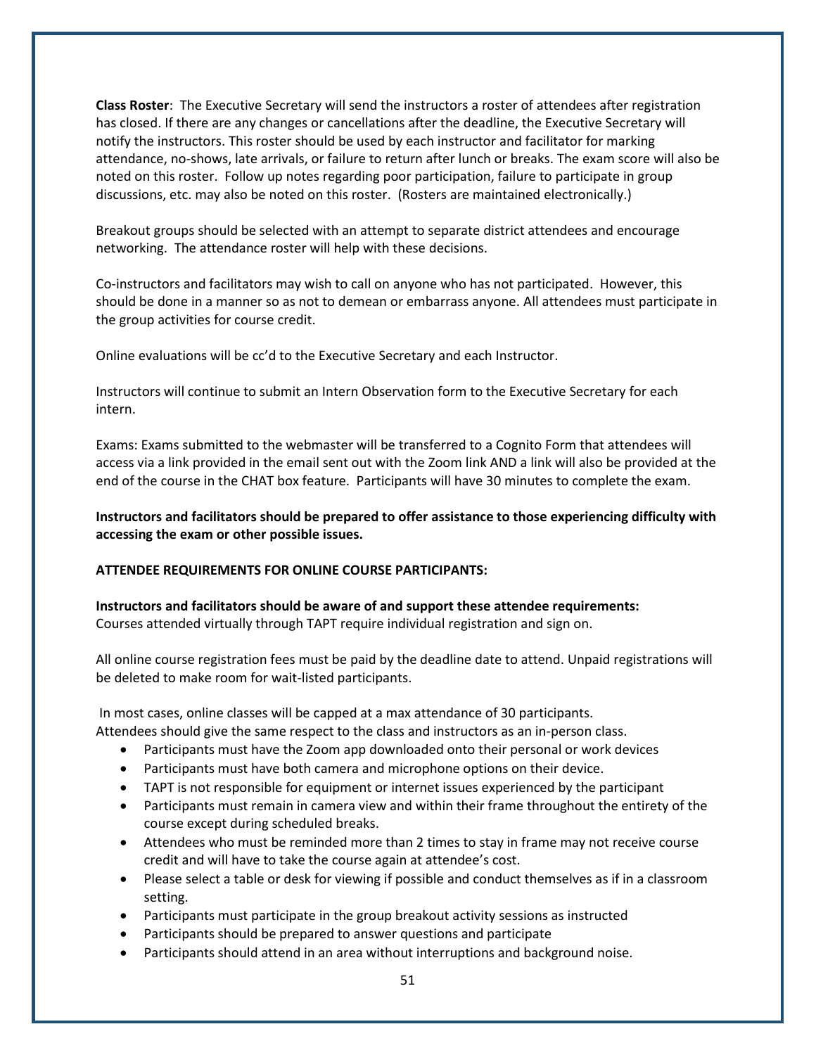**Class Roster**: The Executive Secretary will send the instructors a roster of attendees after registration has closed. If there are any changes or cancellations after the deadline, the Executive Secretary will notify the instructors. This roster should be used by each instructor and facilitator for marking attendance, no-shows, late arrivals, or failure to return after lunch or breaks. The exam score will also be noted on this roster. Follow up notes regarding poor participation, failure to participate in group discussions, etc. may also be noted on this roster. (Rosters are maintained electronically.)

Breakout groups should be selected with an attempt to separate district attendees and encourage networking. The attendance roster will help with these decisions.

Co-instructors and facilitators may wish to call on anyone who has not participated. However, this should be done in a manner so as not to demean or embarrass anyone. All attendees must participate in the group activities for course credit.

Online evaluations will be cc'd to the Executive Secretary and each Instructor.

Instructors will continue to submit an Intern Observation form to the Executive Secretary for each intern.

Exams: Exams submitted to the webmaster will be transferred to a Cognito Form that attendees will access via a link provided in the email sent out with the Zoom link AND a link will also be provided at the end of the course in the CHAT box feature. Participants will have 30 minutes to complete the exam.

**Instructors and facilitators should be prepared to offer assistance to those experiencing difficulty with accessing the exam or other possible issues.**

**ATTENDEE REQUIREMENTS FOR ONLINE COURSE PARTICIPANTS:**

**Instructors and facilitators should be aware of and support these attendee requirements:**
Courses attended virtually through TAPT require individual registration and sign on.

All online course registration fees must be paid by the deadline date to attend. Unpaid registrations will be deleted to make room for wait-listed participants.

In most cases, online classes will be capped at a max attendance of 30 participants.
Attendees should give the same respect to the class and instructors as an in-person class.

- Participants must have the Zoom app downloaded onto their personal or work devices
- Participants must have both camera and microphone options on their device.
- TAPT is not responsible for equipment or internet issues experienced by the participant
- Participants must remain in camera view and within their frame throughout the entirety of the course except during scheduled breaks.
- Attendees who must be reminded more than 2 times to stay in frame may not receive course credit and will have to take the course again at attendee's cost.
- Please select a table or desk for viewing if possible and conduct themselves as if in a classroom setting.
- Participants must participate in the group breakout activity sessions as instructed
- Participants should be prepared to answer questions and participate
- Participants should attend in an area without interruptions and background noise.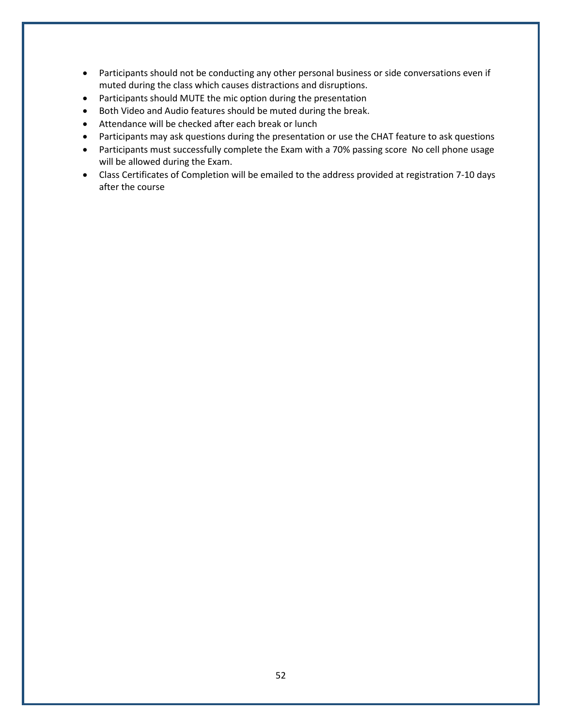- Participants should not be conducting any other personal business or side conversations even if muted during the class which causes distractions and disruptions.
- Participants should MUTE the mic option during the presentation
- Both Video and Audio features should be muted during the break.
- Attendance will be checked after each break or lunch
- Participants may ask questions during the presentation or use the CHAT feature to ask questions
- Participants must successfully complete the Exam with a 70% passing score  No cell phone usage will be allowed during the Exam.
- Class Certificates of Completion will be emailed to the address provided at registration 7-10 days after the course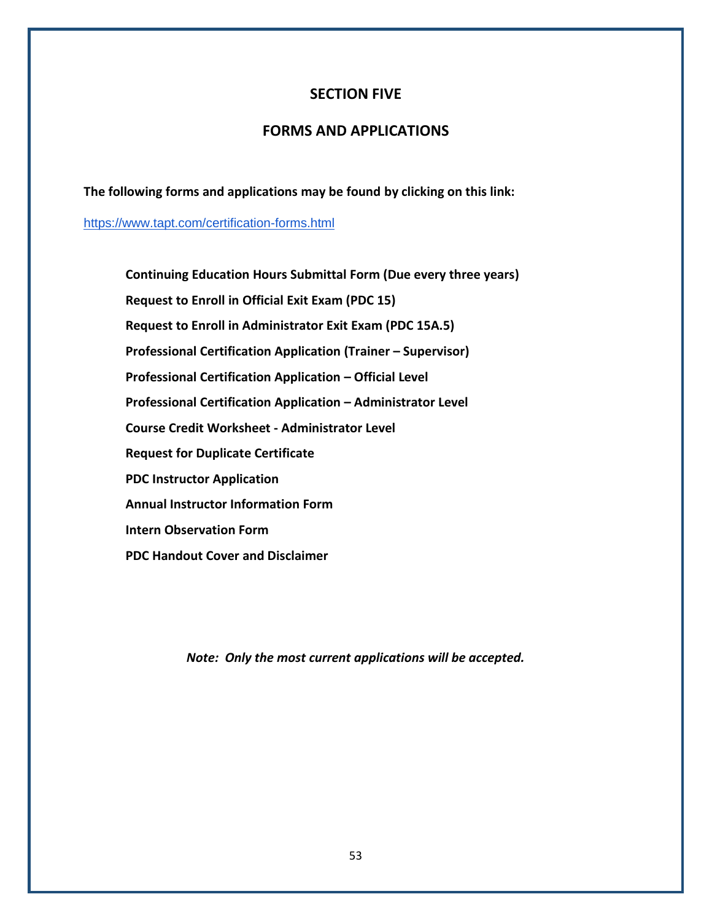# SECTION FIVE

# FORMS AND APPLICATIONS

**The following forms and applications may be found by clicking on this link:**

https://www.tapt.com/certification-forms.html

- **Continuing Education Hours Submittal Form (Due every three years)**
- **Request to Enroll in Official Exit Exam (PDC 15)**
- **Request to Enroll in Administrator Exit Exam (PDC 15A.5)**
- **Professional Certification Application (Trainer – Supervisor)**
- **Professional Certification Application – Official Level**
- **Professional Certification Application – Administrator Level**
- **Course Credit Worksheet - Administrator Level**
- **Request for Duplicate Certificate**
- **PDC Instructor Application**
- **Annual Instructor Information Form**
- **Intern Observation Form**
- **PDC Handout Cover and Disclaimer**

***Note: Only the most current applications will be accepted.***